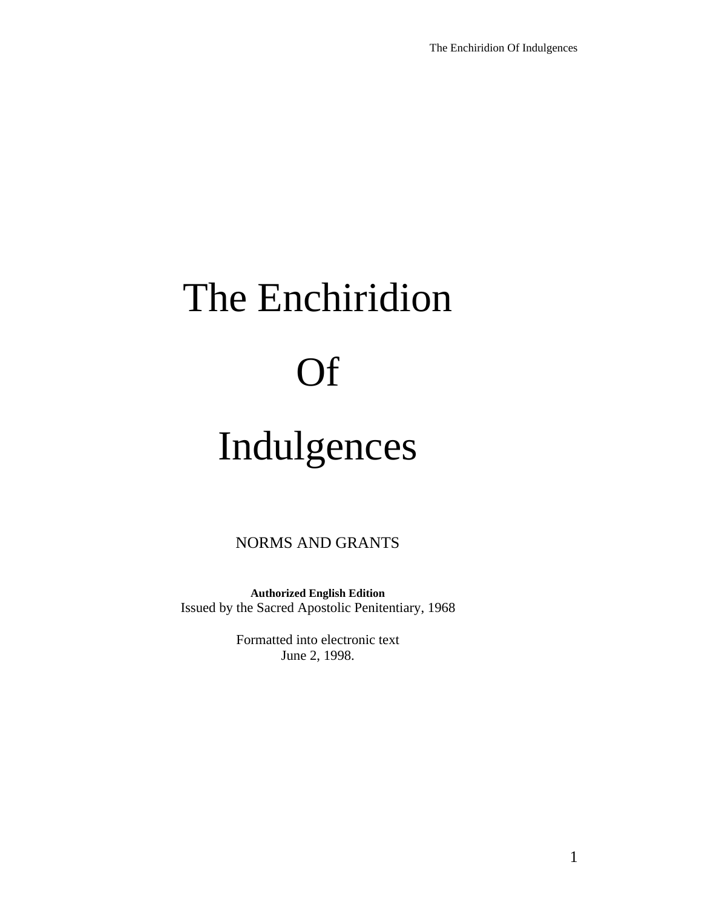# The Enchiridion Of Indulgences

NORMS AND GRANTS

**Authorized English Edition**
Issued by the Sacred Apostolic Penitentiary, 1968

Formatted into electronic text
June 2, 1998.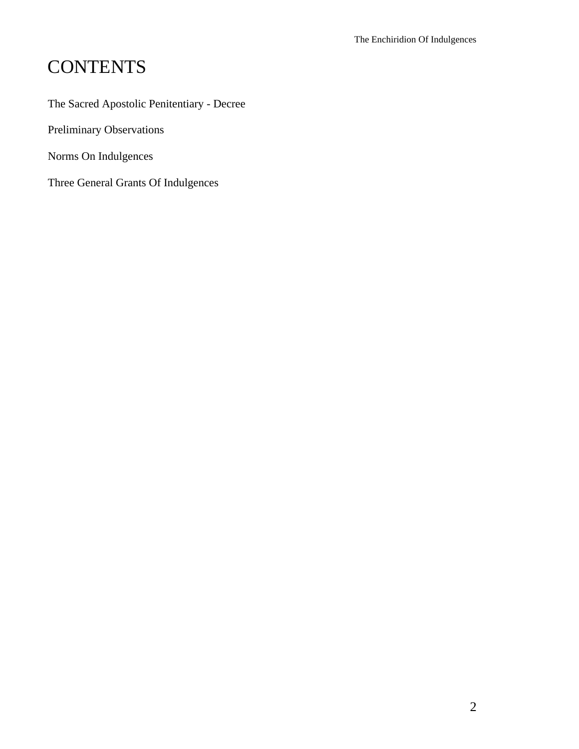# CONTENTS

The Sacred Apostolic Penitentiary - Decree

Preliminary Observations

Norms On Indulgences

Three General Grants Of Indulgences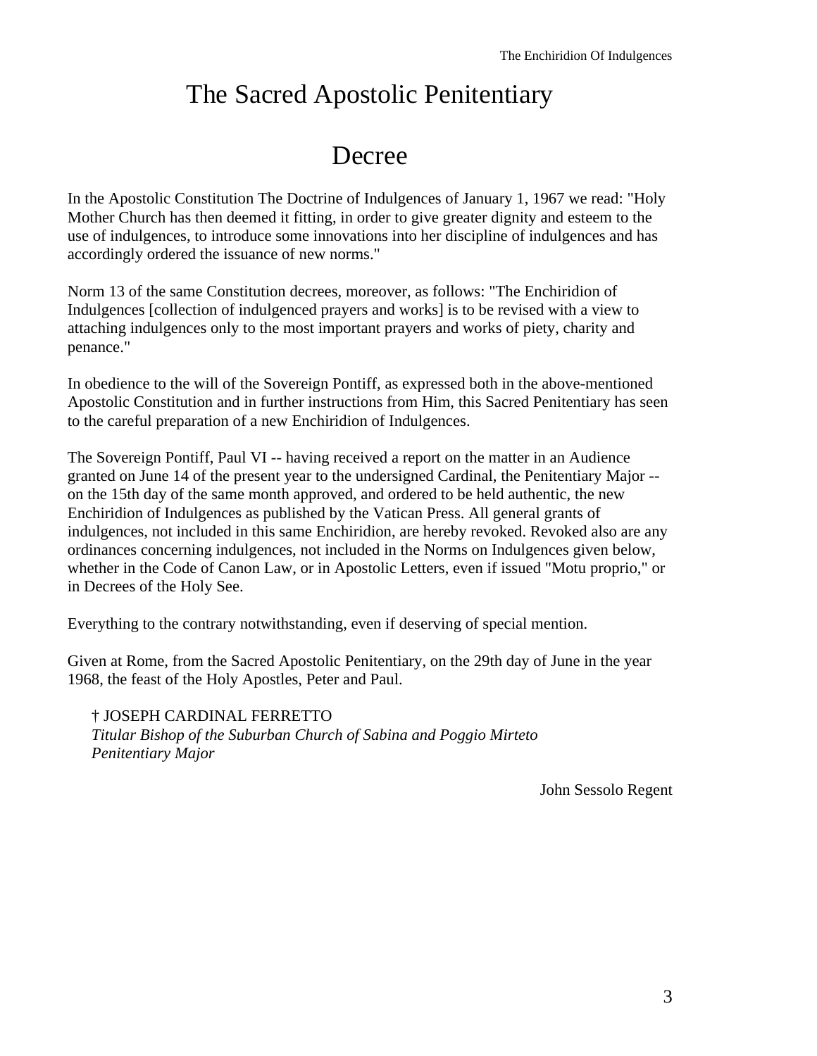# The Sacred Apostolic Penitentiary

## Decree

In the Apostolic Constitution The Doctrine of Indulgences of January 1, 1967 we read: "Holy Mother Church has then deemed it fitting, in order to give greater dignity and esteem to the use of indulgences, to introduce some innovations into her discipline of indulgences and has accordingly ordered the issuance of new norms."

Norm 13 of the same Constitution decrees, moreover, as follows: "The Enchiridion of Indulgences [collection of indulgenced prayers and works] is to be revised with a view to attaching indulgences only to the most important prayers and works of piety, charity and penance."

In obedience to the will of the Sovereign Pontiff, as expressed both in the above-mentioned Apostolic Constitution and in further instructions from Him, this Sacred Penitentiary has seen to the careful preparation of a new Enchiridion of Indulgences.

The Sovereign Pontiff, Paul VI -- having received a report on the matter in an Audience granted on June 14 of the present year to the undersigned Cardinal, the Penitentiary Major -- on the 15th day of the same month approved, and ordered to be held authentic, the new Enchiridion of Indulgences as published by the Vatican Press. All general grants of indulgences, not included in this same Enchiridion, are hereby revoked. Revoked also are any ordinances concerning indulgences, not included in the Norms on Indulgences given below, whether in the Code of Canon Law, or in Apostolic Letters, even if issued "Motu proprio," or in Decrees of the Holy See.

Everything to the contrary notwithstanding, even if deserving of special mention.

Given at Rome, from the Sacred Apostolic Penitentiary, on the 29th day of June in the year 1968, the feast of the Holy Apostles, Peter and Paul.

† JOSEPH CARDINAL FERRETTO
*Titular Bishop of the Suburban Church of Sabina and Poggio Mirteto*
*Penitentiary Major*

John Sessolo Regent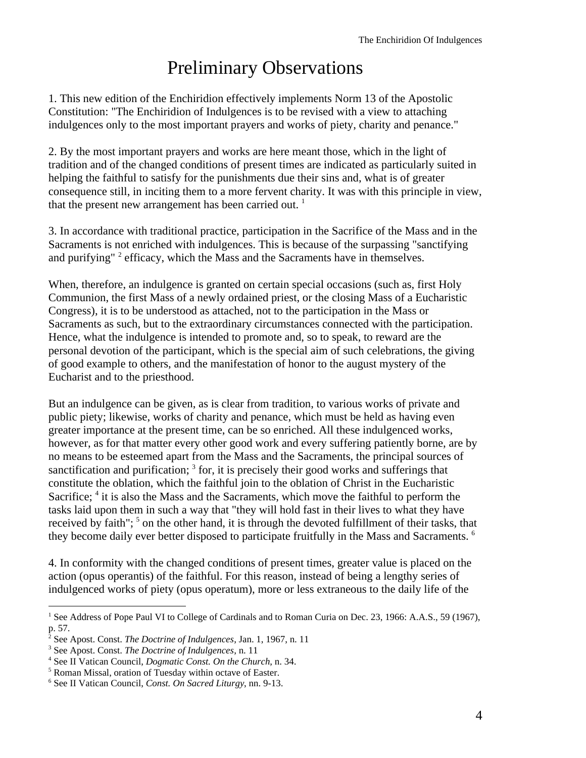# Preliminary Observations

1. This new edition of the Enchiridion effectively implements Norm 13 of the Apostolic Constitution: "The Enchiridion of Indulgences is to be revised with a view to attaching indulgences only to the most important prayers and works of piety, charity and penance."

2. By the most important prayers and works are here meant those, which in the light of tradition and of the changed conditions of present times are indicated as particularly suited in helping the faithful to satisfy for the punishments due their sins and, what is of greater consequence still, in inciting them to a more fervent charity. It was with this principle in view, that the present new arrangement has been carried out. [1]

3. In accordance with traditional practice, participation in the Sacrifice of the Mass and in the Sacraments is not enriched with indulgences. This is because of the surpassing "sanctifying and purifying" [2] efficacy, which the Mass and the Sacraments have in themselves.

When, therefore, an indulgence is granted on certain special occasions (such as, first Holy Communion, the first Mass of a newly ordained priest, or the closing Mass of a Eucharistic Congress), it is to be understood as attached, not to the participation in the Mass or Sacraments as such, but to the extraordinary circumstances connected with the participation. Hence, what the indulgence is intended to promote and, so to speak, to reward are the personal devotion of the participant, which is the special aim of such celebrations, the giving of good example to others, and the manifestation of honor to the august mystery of the Eucharist and to the priesthood.

But an indulgence can be given, as is clear from tradition, to various works of private and public piety; likewise, works of charity and penance, which must be held as having even greater importance at the present time, can be so enriched. All these indulgenced works, however, as for that matter every other good work and every suffering patiently borne, are by no means to be esteemed apart from the Mass and the Sacraments, the principal sources of sanctification and purification; [3] for, it is precisely their good works and sufferings that constitute the oblation, which the faithful join to the oblation of Christ in the Eucharistic Sacrifice; [4] it is also the Mass and the Sacraments, which move the faithful to perform the tasks laid upon them in such a way that "they will hold fast in their lives to what they have received by faith"; [5] on the other hand, it is through the devoted fulfillment of their tasks, that they become daily ever better disposed to participate fruitfully in the Mass and Sacraments. [6]

4. In conformity with the changed conditions of present times, greater value is placed on the action (opus operantis) of the faithful. For this reason, instead of being a lengthy series of indulgenced works of piety (opus operatum), more or less extraneous to the daily life of the

---

[1] See Address of Pope Paul VI to College of Cardinals and to Roman Curia on Dec. 23, 1966: A.A.S., 59 (1967), p. 57.

[2] See Apost. Const. *The Doctrine of Indulgences*, Jan. 1, 1967, n. 11

[3] See Apost. Const. *The Doctrine of Indulgences*, n. 11

[4] See II Vatican Council, *Dogmatic Const. On the Church*, n. 34.

[5] Roman Missal, oration of Tuesday within octave of Easter.

[6] See II Vatican Council, *Const. On Sacred Liturgy*, nn. 9-13.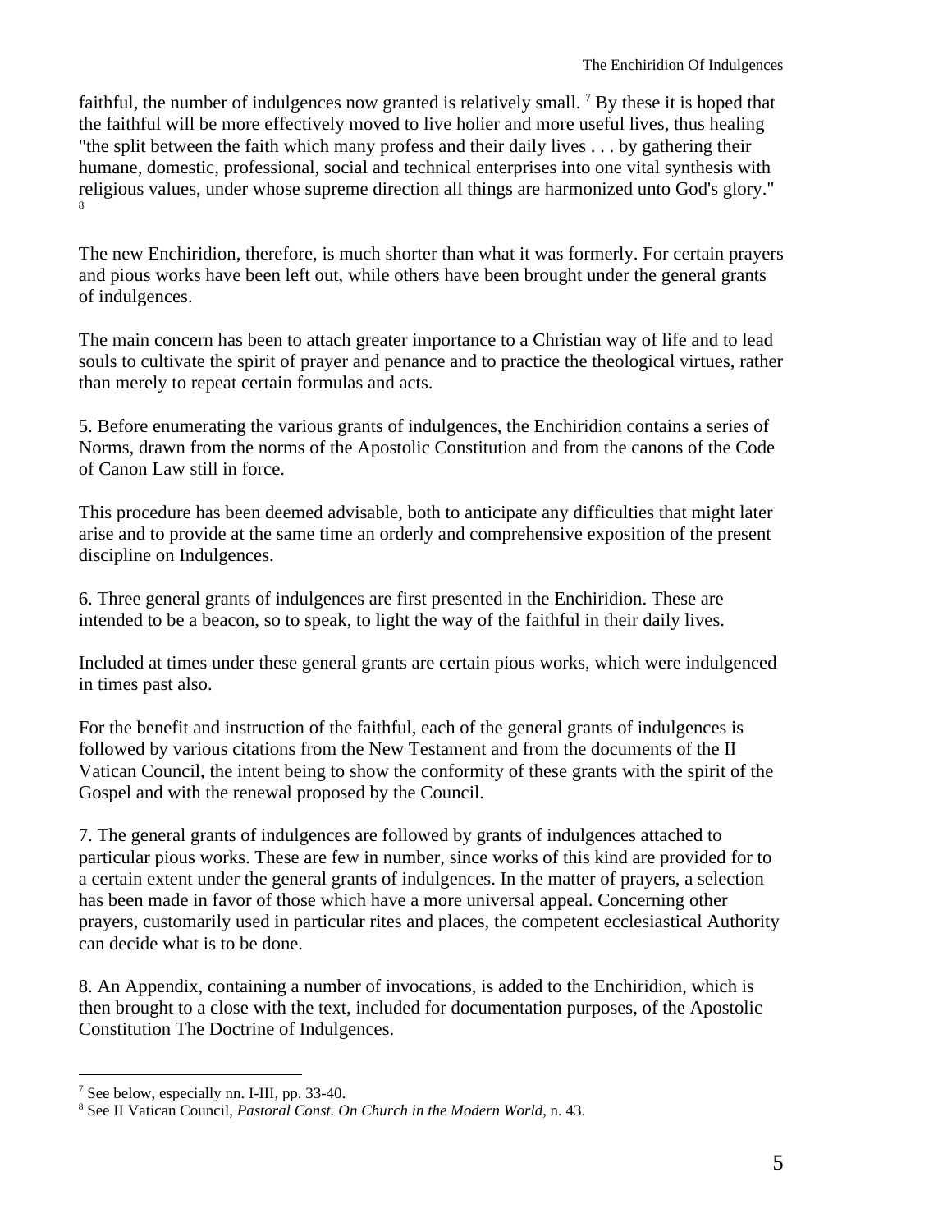faithful, the number of indulgences now granted is relatively small. [7] By these it is hoped that the faithful will be more effectively moved to live holier and more useful lives, thus healing "the split between the faith which many profess and their daily lives . . . by gathering their humane, domestic, professional, social and technical enterprises into one vital synthesis with religious values, under whose supreme direction all things are harmonized unto God's glory." [8]

The new Enchiridion, therefore, is much shorter than what it was formerly. For certain prayers and pious works have been left out, while others have been brought under the general grants of indulgences.

The main concern has been to attach greater importance to a Christian way of life and to lead souls to cultivate the spirit of prayer and penance and to practice the theological virtues, rather than merely to repeat certain formulas and acts.

5. Before enumerating the various grants of indulgences, the Enchiridion contains a series of Norms, drawn from the norms of the Apostolic Constitution and from the canons of the Code of Canon Law still in force.

This procedure has been deemed advisable, both to anticipate any difficulties that might later arise and to provide at the same time an orderly and comprehensive exposition of the present discipline on Indulgences.

6. Three general grants of indulgences are first presented in the Enchiridion. These are intended to be a beacon, so to speak, to light the way of the faithful in their daily lives.

Included at times under these general grants are certain pious works, which were indulgenced in times past also.

For the benefit and instruction of the faithful, each of the general grants of indulgences is followed by various citations from the New Testament and from the documents of the II Vatican Council, the intent being to show the conformity of these grants with the spirit of the Gospel and with the renewal proposed by the Council.

7. The general grants of indulgences are followed by grants of indulgences attached to particular pious works. These are few in number, since works of this kind are provided for to a certain extent under the general grants of indulgences. In the matter of prayers, a selection has been made in favor of those which have a more universal appeal. Concerning other prayers, customarily used in particular rites and places, the competent ecclesiastical Authority can decide what is to be done.

8. An Appendix, containing a number of invocations, is added to the Enchiridion, which is then brought to a close with the text, included for documentation purposes, of the Apostolic Constitution The Doctrine of Indulgences.

---

[7] See below, especially nn. I-III, pp. 33-40.

[8] See II Vatican Council, *Pastoral Const. On Church in the Modern World*, n. 43.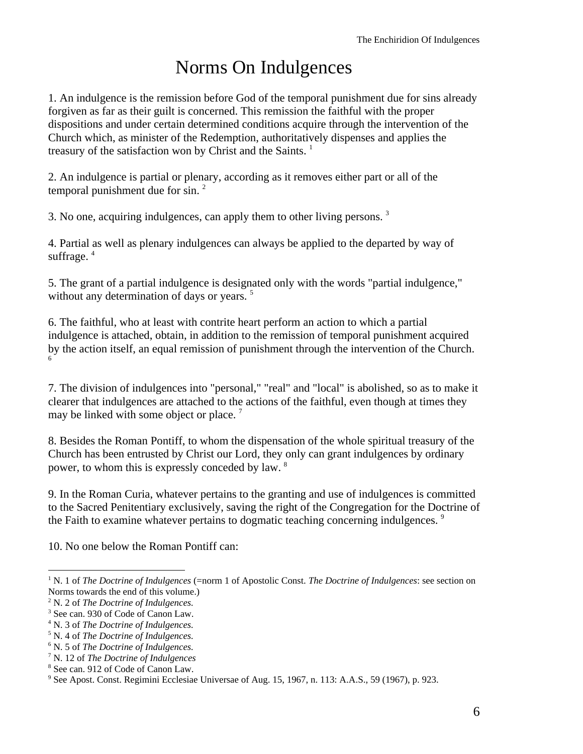# Norms On Indulgences

1. An indulgence is the remission before God of the temporal punishment due for sins already forgiven as far as their guilt is concerned. This remission the faithful with the proper dispositions and under certain determined conditions acquire through the intervention of the Church which, as minister of the Redemption, authoritatively dispenses and applies the treasury of the satisfaction won by Christ and the Saints. [1]

2. An indulgence is partial or plenary, according as it removes either part or all of the temporal punishment due for sin. [2]

3. No one, acquiring indulgences, can apply them to other living persons. [3]

4. Partial as well as plenary indulgences can always be applied to the departed by way of suffrage. [4]

5. The grant of a partial indulgence is designated only with the words "partial indulgence," without any determination of days or years. [5]

6. The faithful, who at least with contrite heart perform an action to which a partial indulgence is attached, obtain, in addition to the remission of temporal punishment acquired by the action itself, an equal remission of punishment through the intervention of the Church. [6]

7. The division of indulgences into "personal," "real" and "local" is abolished, so as to make it clearer that indulgences are attached to the actions of the faithful, even though at times they may be linked with some object or place. [7]

8. Besides the Roman Pontiff, to whom the dispensation of the whole spiritual treasury of the Church has been entrusted by Christ our Lord, they only can grant indulgences by ordinary power, to whom this is expressly conceded by law. [8]

9. In the Roman Curia, whatever pertains to the granting and use of indulgences is committed to the Sacred Penitentiary exclusively, saving the right of the Congregation for the Doctrine of the Faith to examine whatever pertains to dogmatic teaching concerning indulgences. [9]

10. No one below the Roman Pontiff can:

---

[1] N. 1 of *The Doctrine of Indulgences* (=norm 1 of Apostolic Const. *The Doctrine of Indulgences*: see section on Norms towards the end of this volume.)

[2] N. 2 of *The Doctrine of Indulgences.*

[3] See can. 930 of Code of Canon Law.

[4] N. 3 of *The Doctrine of Indulgences.*

[5] N. 4 of *The Doctrine of Indulgences.*

[6] N. 5 of *The Doctrine of Indulgences.*

[7] N. 12 of *The Doctrine of Indulgences*

[8] See can. 912 of Code of Canon Law.

[9] See Apost. Const. Regimini Ecclesiae Universae of Aug. 15, 1967, n. 113: A.A.S., 59 (1967), p. 923.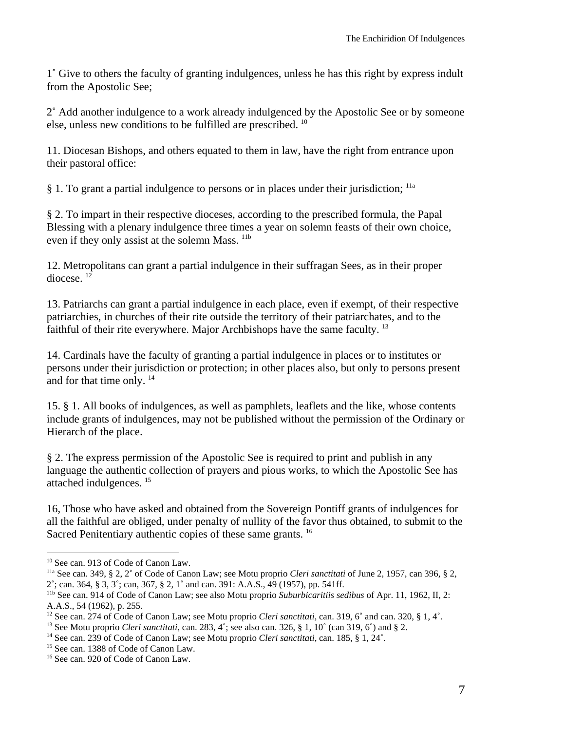1˚ Give to others the faculty of granting indulgences, unless he has this right by express indult from the Apostolic See;

2˚ Add another indulgence to a work already indulgenced by the Apostolic See or by someone else, unless new conditions to be fulfilled are prescribed. [10]

11. Diocesan Bishops, and others equated to them in law, have the right from entrance upon their pastoral office:

§ 1. To grant a partial indulgence to persons or in places under their jurisdiction; [11a]

§ 2. To impart in their respective dioceses, according to the prescribed formula, the Papal Blessing with a plenary indulgence three times a year on solemn feasts of their own choice, even if they only assist at the solemn Mass. [11b]

12. Metropolitans can grant a partial indulgence in their suffragan Sees, as in their proper diocese. [12]

13. Patriarchs can grant a partial indulgence in each place, even if exempt, of their respective patriarchies, in churches of their rite outside the territory of their patriarchates, and to the faithful of their rite everywhere. Major Archbishops have the same faculty. [13]

14. Cardinals have the faculty of granting a partial indulgence in places or to institutes or persons under their jurisdiction or protection; in other places also, but only to persons present and for that time only. [14]

15. § 1. All books of indulgences, as well as pamphlets, leaflets and the like, whose contents include grants of indulgences, may not be published without the permission of the Ordinary or Hierarch of the place.

§ 2. The express permission of the Apostolic See is required to print and publish in any language the authentic collection of prayers and pious works, to which the Apostolic See has attached indulgences. [15]

16, Those who have asked and obtained from the Sovereign Pontiff grants of indulgences for all the faithful are obliged, under penalty of nullity of the favor thus obtained, to submit to the Sacred Penitentiary authentic copies of these same grants. [16]

---

[10] See can. 913 of Code of Canon Law.

[11a] See can. 349, § 2, 2˚ of Code of Canon Law; see Motu proprio *Cleri sanctitati* of June 2, 1957, can 396, § 2, 2˚; can. 364, § 3, 3˚; can, 367, § 2, 1˚ and can. 391: A.A.S., 49 (1957), pp. 541ff.

[11b] See can. 914 of Code of Canon Law; see also Motu proprio *Suburbicaritiis sedibus* of Apr. 11, 1962, II, 2: A.A.S., 54 (1962), p. 255.

[12] See can. 274 of Code of Canon Law; see Motu proprio *Cleri sanctitati*, can. 319, 6˚ and can. 320, § 1, 4˚.

[13] See Motu proprio *Cleri sanctitati*, can. 283, 4˚; see also can. 326, § 1, 10˚ (can 319, 6˚) and § 2.

[14] See can. 239 of Code of Canon Law; see Motu proprio *Cleri sanctitati*, can. 185, § 1, 24˚.

[15] See can. 1388 of Code of Canon Law.

[16] See can. 920 of Code of Canon Law.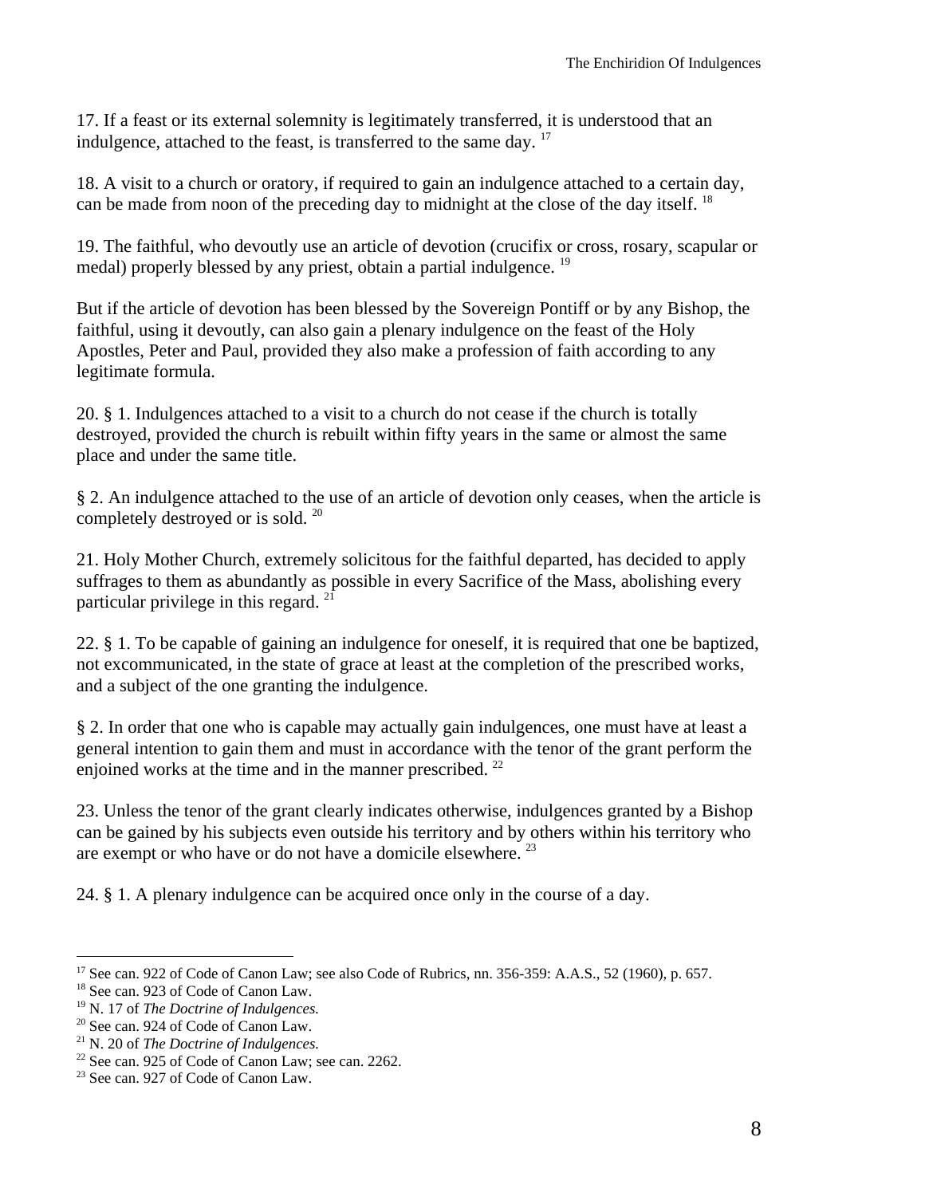17. If a feast or its external solemnity is legitimately transferred, it is understood that an indulgence, attached to the feast, is transferred to the same day. [17]

18. A visit to a church or oratory, if required to gain an indulgence attached to a certain day, can be made from noon of the preceding day to midnight at the close of the day itself. [18]

19. The faithful, who devoutly use an article of devotion (crucifix or cross, rosary, scapular or medal) properly blessed by any priest, obtain a partial indulgence. [19]

But if the article of devotion has been blessed by the Sovereign Pontiff or by any Bishop, the faithful, using it devoutly, can also gain a plenary indulgence on the feast of the Holy Apostles, Peter and Paul, provided they also make a profession of faith according to any legitimate formula.

20. § 1. Indulgences attached to a visit to a church do not cease if the church is totally destroyed, provided the church is rebuilt within fifty years in the same or almost the same place and under the same title.

§ 2. An indulgence attached to the use of an article of devotion only ceases, when the article is completely destroyed or is sold. [20]

21. Holy Mother Church, extremely solicitous for the faithful departed, has decided to apply suffrages to them as abundantly as possible in every Sacrifice of the Mass, abolishing every particular privilege in this regard. [21]

22. § 1. To be capable of gaining an indulgence for oneself, it is required that one be baptized, not excommunicated, in the state of grace at least at the completion of the prescribed works, and a subject of the one granting the indulgence.

§ 2. In order that one who is capable may actually gain indulgences, one must have at least a general intention to gain them and must in accordance with the tenor of the grant perform the enjoined works at the time and in the manner prescribed. [22]

23. Unless the tenor of the grant clearly indicates otherwise, indulgences granted by a Bishop can be gained by his subjects even outside his territory and by others within his territory who are exempt or who have or do not have a domicile elsewhere. [23]

24. § 1. A plenary indulgence can be acquired once only in the course of a day.

---

[17] See can. 922 of Code of Canon Law; see also Code of Rubrics, nn. 356-359: A.A.S., 52 (1960), p. 657.

[18] See can. 923 of Code of Canon Law.

[19] N. 17 of *The Doctrine of Indulgences.*

[20] See can. 924 of Code of Canon Law.

[21] N. 20 of *The Doctrine of Indulgences.*

[22] See can. 925 of Code of Canon Law; see can. 2262.

[23] See can. 927 of Code of Canon Law.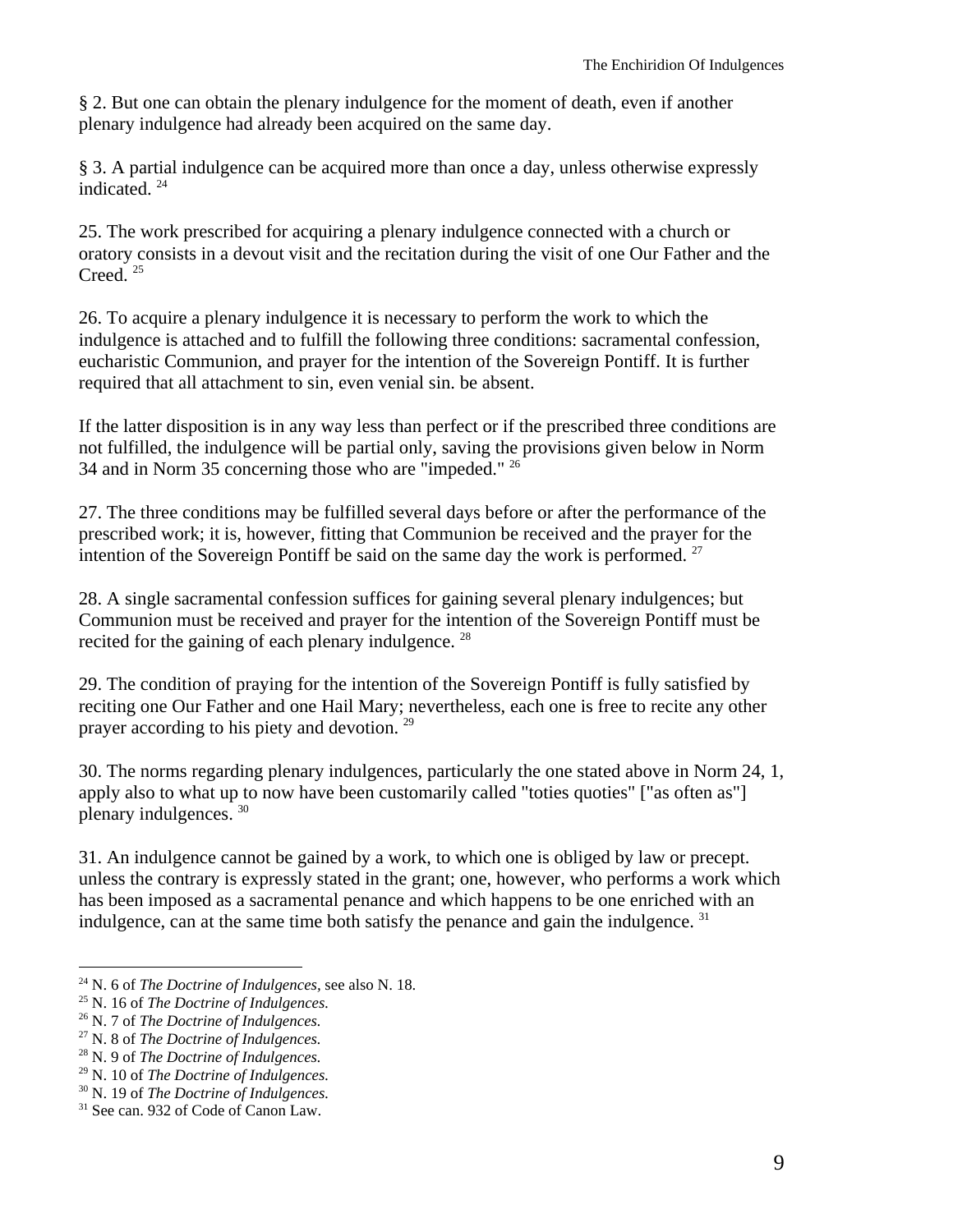§ 2. But one can obtain the plenary indulgence for the moment of death, even if another plenary indulgence had already been acquired on the same day.

§ 3. A partial indulgence can be acquired more than once a day, unless otherwise expressly indicated. [24]

25. The work prescribed for acquiring a plenary indulgence connected with a church or oratory consists in a devout visit and the recitation during the visit of one Our Father and the Creed. [25]

26. To acquire a plenary indulgence it is necessary to perform the work to which the indulgence is attached and to fulfill the following three conditions: sacramental confession, eucharistic Communion, and prayer for the intention of the Sovereign Pontiff. It is further required that all attachment to sin, even venial sin. be absent.

If the latter disposition is in any way less than perfect or if the prescribed three conditions are not fulfilled, the indulgence will be partial only, saving the provisions given below in Norm 34 and in Norm 35 concerning those who are "impeded." [26]

27. The three conditions may be fulfilled several days before or after the performance of the prescribed work; it is, however, fitting that Communion be received and the prayer for the intention of the Sovereign Pontiff be said on the same day the work is performed. [27]

28. A single sacramental confession suffices for gaining several plenary indulgences; but Communion must be received and prayer for the intention of the Sovereign Pontiff must be recited for the gaining of each plenary indulgence. [28]

29. The condition of praying for the intention of the Sovereign Pontiff is fully satisfied by reciting one Our Father and one Hail Mary; nevertheless, each one is free to recite any other prayer according to his piety and devotion. [29]

30. The norms regarding plenary indulgences, particularly the one stated above in Norm 24, 1, apply also to what up to now have been customarily called "toties quoties" ["as often as"] plenary indulgences. [30]

31. An indulgence cannot be gained by a work, to which one is obliged by law or precept. unless the contrary is expressly stated in the grant; one, however, who performs a work which has been imposed as a sacramental penance and which happens to be one enriched with an indulgence, can at the same time both satisfy the penance and gain the indulgence. [31]

---

[24] N. 6 of *The Doctrine of Indulgences*, see also N. 18.
[25] N. 16 of *The Doctrine of Indulgences.*
[26] N. 7 of *The Doctrine of Indulgences.*
[27] N. 8 of *The Doctrine of Indulgences.*
[28] N. 9 of *The Doctrine of Indulgences.*
[29] N. 10 of *The Doctrine of Indulgences.*
[30] N. 19 of *The Doctrine of Indulgences.*
[31] See can. 932 of Code of Canon Law.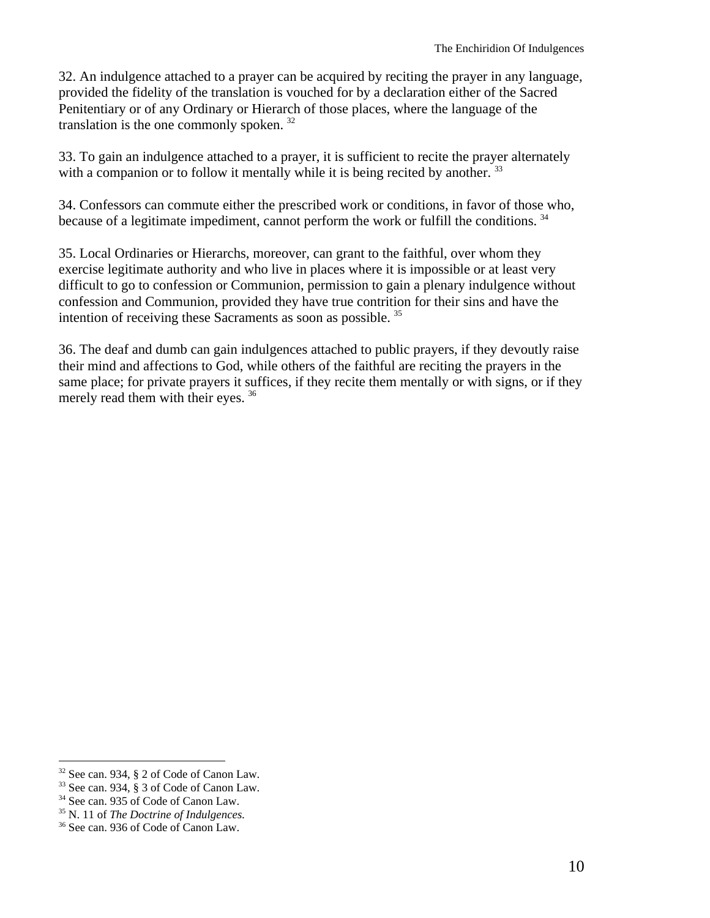32. An indulgence attached to a prayer can be acquired by reciting the prayer in any language, provided the fidelity of the translation is vouched for by a declaration either of the Sacred Penitentiary or of any Ordinary or Hierarch of those places, where the language of the translation is the one commonly spoken. [32]

33. To gain an indulgence attached to a prayer, it is sufficient to recite the prayer alternately with a companion or to follow it mentally while it is being recited by another. [33]

34. Confessors can commute either the prescribed work or conditions, in favor of those who, because of a legitimate impediment, cannot perform the work or fulfill the conditions. [34]

35. Local Ordinaries or Hierarchs, moreover, can grant to the faithful, over whom they exercise legitimate authority and who live in places where it is impossible or at least very difficult to go to confession or Communion, permission to gain a plenary indulgence without confession and Communion, provided they have true contrition for their sins and have the intention of receiving these Sacraments as soon as possible. [35]

36. The deaf and dumb can gain indulgences attached to public prayers, if they devoutly raise their mind and affections to God, while others of the faithful are reciting the prayers in the same place; for private prayers it suffices, if they recite them mentally or with signs, or if they merely read them with their eyes. [36]

---

[32] See can. 934, § 2 of Code of Canon Law.
[33] See can. 934, § 3 of Code of Canon Law.
[34] See can. 935 of Code of Canon Law.
[35] N. 11 of *The Doctrine of Indulgences.*
[36] See can. 936 of Code of Canon Law.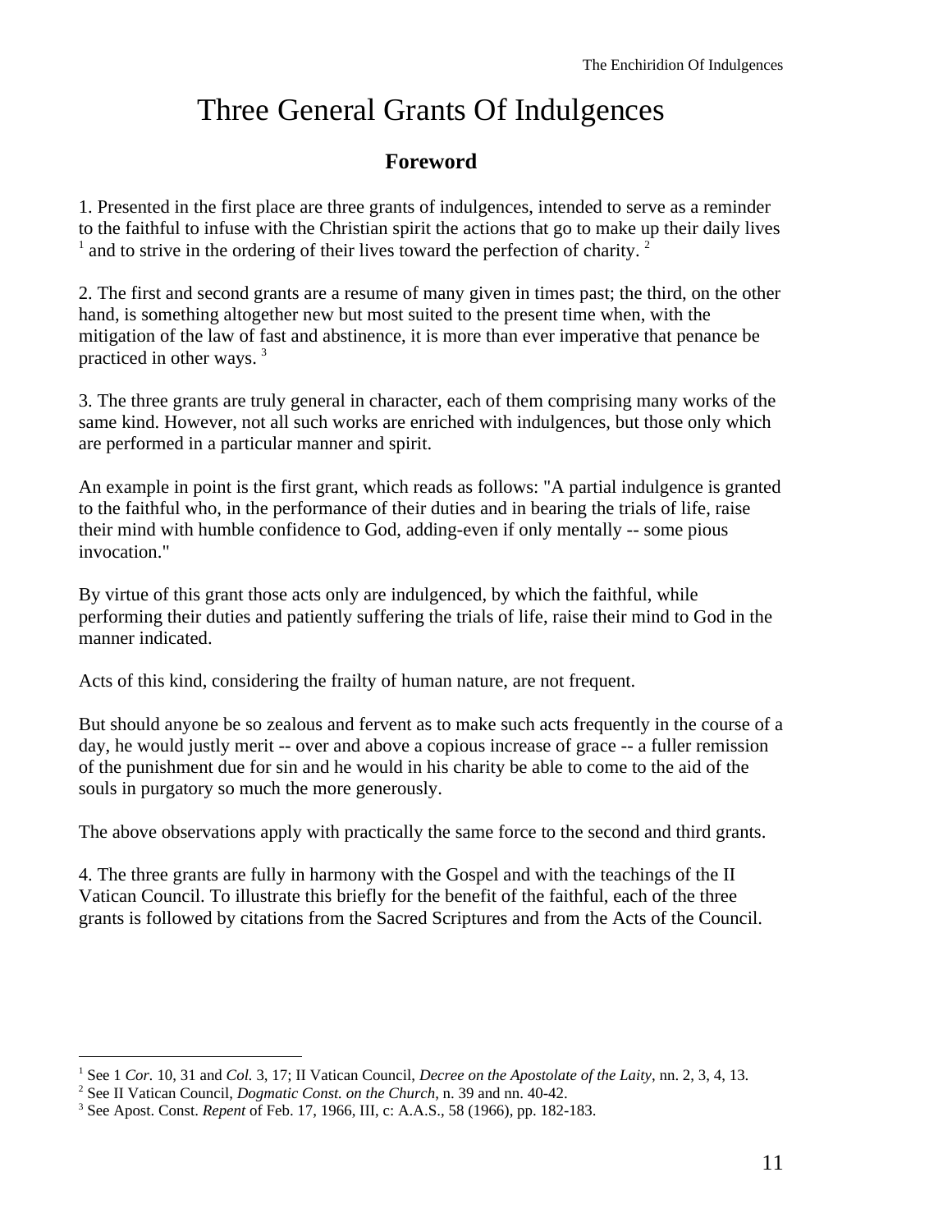# Three General Grants Of Indulgences

## Foreword

1. Presented in the first place are three grants of indulgences, intended to serve as a reminder to the faithful to infuse with the Christian spirit the actions that go to make up their daily lives [1] and to strive in the ordering of their lives toward the perfection of charity. [2]

2. The first and second grants are a resume of many given in times past; the third, on the other hand, is something altogether new but most suited to the present time when, with the mitigation of the law of fast and abstinence, it is more than ever imperative that penance be practiced in other ways. [3]

3. The three grants are truly general in character, each of them comprising many works of the same kind. However, not all such works are enriched with indulgences, but those only which are performed in a particular manner and spirit.

An example in point is the first grant, which reads as follows: "A partial indulgence is granted to the faithful who, in the performance of their duties and in bearing the trials of life, raise their mind with humble confidence to God, adding-even if only mentally -- some pious invocation."

By virtue of this grant those acts only are indulgenced, by which the faithful, while performing their duties and patiently suffering the trials of life, raise their mind to God in the manner indicated.

Acts of this kind, considering the frailty of human nature, are not frequent.

But should anyone be so zealous and fervent as to make such acts frequently in the course of a day, he would justly merit -- over and above a copious increase of grace -- a fuller remission of the punishment due for sin and he would in his charity be able to come to the aid of the souls in purgatory so much the more generously.

The above observations apply with practically the same force to the second and third grants.

4. The three grants are fully in harmony with the Gospel and with the teachings of the II Vatican Council. To illustrate this briefly for the benefit of the faithful, each of the three grants is followed by citations from the Sacred Scriptures and from the Acts of the Council.

---

[1] See 1 *Cor.* 10, 31 and *Col.* 3, 17; II Vatican Council, *Decree on the Apostolate of the Laity*, nn. 2, 3, 4, 13.

[2] See II Vatican Council, *Dogmatic Const. on the Church*, n. 39 and nn. 40-42.

[3] See Apost. Const. *Repent* of Feb. 17, 1966, III, c: A.A.S., 58 (1966), pp. 182-183.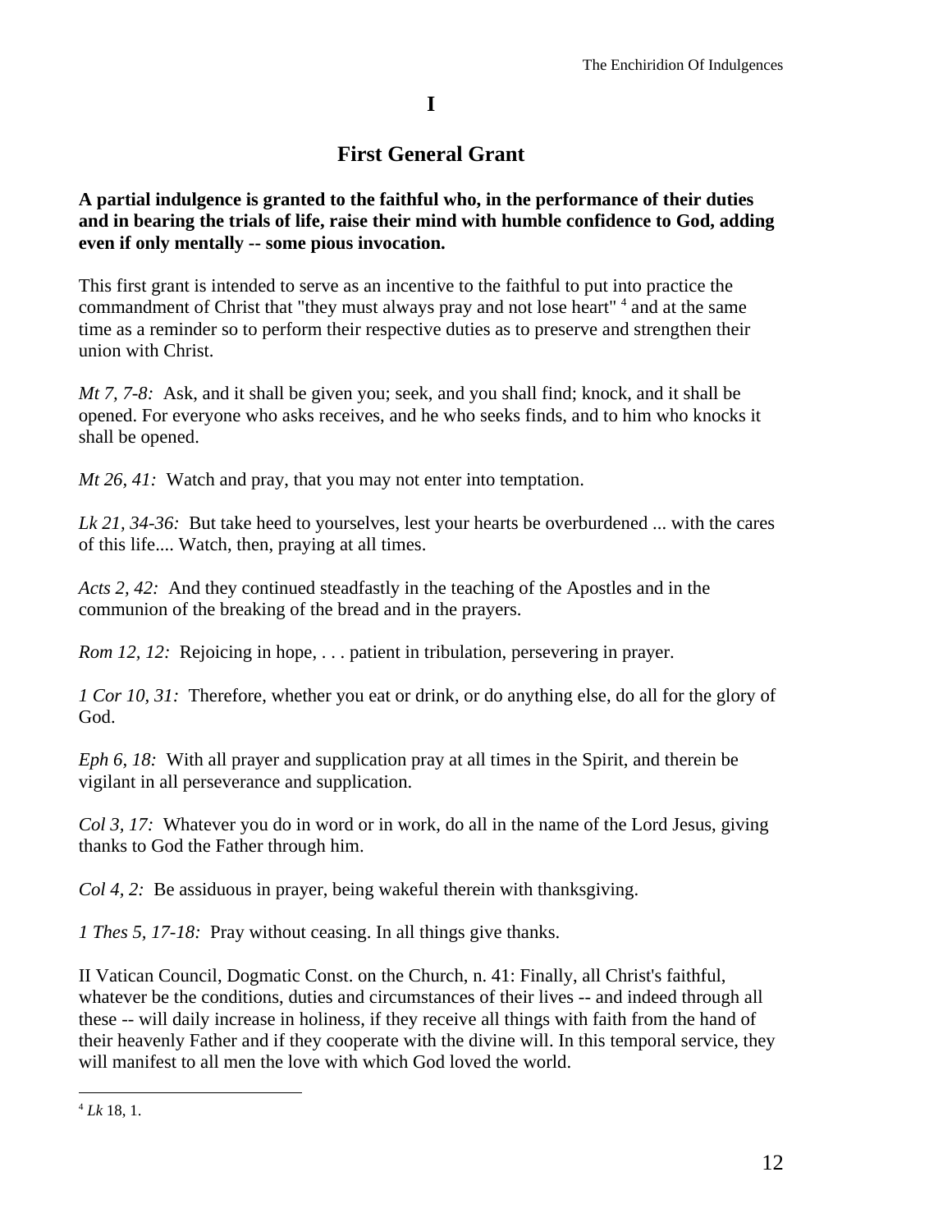# I

## First General Grant

**A partial indulgence is granted to the faithful who, in the performance of their duties and in bearing the trials of life, raise their mind with humble confidence to God, adding even if only mentally -- some pious invocation.**

This first grant is intended to serve as an incentive to the faithful to put into practice the commandment of Christ that "they must always pray and not lose heart" [4] and at the same time as a reminder so to perform their respective duties as to preserve and strengthen their union with Christ.

*Mt 7, 7-8:* Ask, and it shall be given you; seek, and you shall find; knock, and it shall be opened. For everyone who asks receives, and he who seeks finds, and to him who knocks it shall be opened.

*Mt 26, 41:* Watch and pray, that you may not enter into temptation.

*Lk 21, 34-36:* But take heed to yourselves, lest your hearts be overburdened ... with the cares of this life.... Watch, then, praying at all times.

*Acts 2, 42:* And they continued steadfastly in the teaching of the Apostles and in the communion of the breaking of the bread and in the prayers.

*Rom 12, 12:* Rejoicing in hope, . . . patient in tribulation, persevering in prayer.

*1 Cor 10, 31:* Therefore, whether you eat or drink, or do anything else, do all for the glory of God.

*Eph 6, 18:* With all prayer and supplication pray at all times in the Spirit, and therein be vigilant in all perseverance and supplication.

*Col 3, 17:* Whatever you do in word or in work, do all in the name of the Lord Jesus, giving thanks to God the Father through him.

*Col 4, 2:* Be assiduous in prayer, being wakeful therein with thanksgiving.

*1 Thes 5, 17-18:* Pray without ceasing. In all things give thanks.

II Vatican Council, Dogmatic Const. on the Church, n. 41: Finally, all Christ's faithful, whatever be the conditions, duties and circumstances of their lives -- and indeed through all these -- will daily increase in holiness, if they receive all things with faith from the hand of their heavenly Father and if they cooperate with the divine will. In this temporal service, they will manifest to all men the love with which God loved the world.

---

[4] *Lk* 18, 1.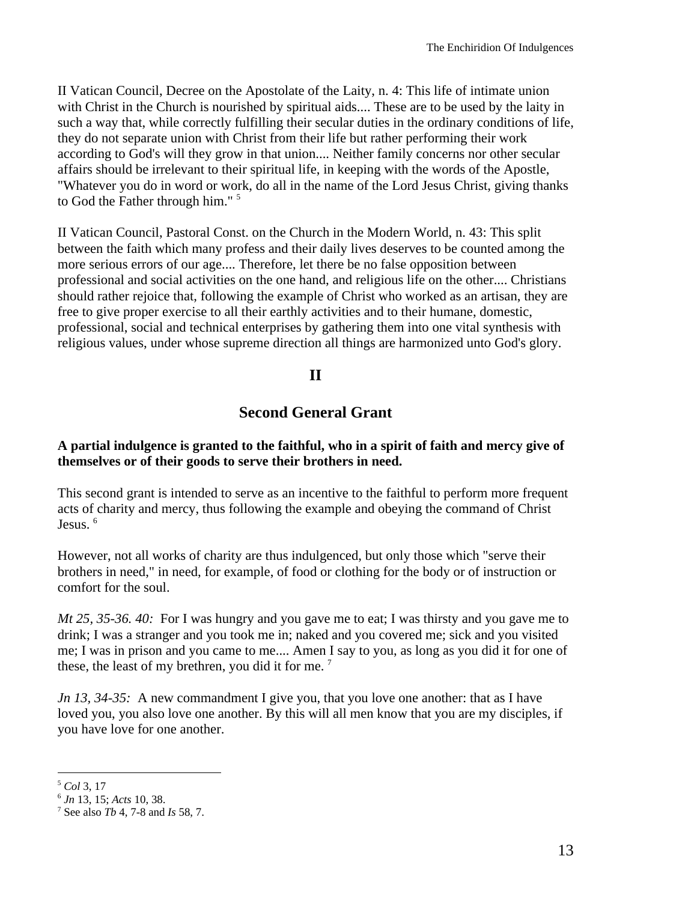II Vatican Council, Decree on the Apostolate of the Laity, n. 4: This life of intimate union with Christ in the Church is nourished by spiritual aids.... These are to be used by the laity in such a way that, while correctly fulfilling their secular duties in the ordinary conditions of life, they do not separate union with Christ from their life but rather performing their work according to God's will they grow in that union.... Neither family concerns nor other secular affairs should be irrelevant to their spiritual life, in keeping with the words of the Apostle, "Whatever you do in word or work, do all in the name of the Lord Jesus Christ, giving thanks to God the Father through him." [5]

II Vatican Council, Pastoral Const. on the Church in the Modern World, n. 43: This split between the faith which many profess and their daily lives deserves to be counted among the more serious errors of our age.... Therefore, let there be no false opposition between professional and social activities on the one hand, and religious life on the other.... Christians should rather rejoice that, following the example of Christ who worked as an artisan, they are free to give proper exercise to all their earthly activities and to their humane, domestic, professional, social and technical enterprises by gathering them into one vital synthesis with religious values, under whose supreme direction all things are harmonized unto God's glory.

## II

## Second General Grant

**A partial indulgence is granted to the faithful, who in a spirit of faith and mercy give of themselves or of their goods to serve their brothers in need.**

This second grant is intended to serve as an incentive to the faithful to perform more frequent acts of charity and mercy, thus following the example and obeying the command of Christ Jesus. [6]

However, not all works of charity are thus indulgenced, but only those which "serve their brothers in need," in need, for example, of food or clothing for the body or of instruction or comfort for the soul.

*Mt 25, 35-36. 40:* For I was hungry and you gave me to eat; I was thirsty and you gave me to drink; I was a stranger and you took me in; naked and you covered me; sick and you visited me; I was in prison and you came to me.... Amen I say to you, as long as you did it for one of these, the least of my brethren, you did it for me. [7]

*Jn 13, 34-35:* A new commandment I give you, that you love one another: that as I have loved you, you also love one another. By this will all men know that you are my disciples, if you have love for one another.

---

[5] *Col* 3, 17

[6] *Jn* 13, 15; *Acts* 10, 38.

[7] See also *Tb* 4, 7-8 and *Is* 58, 7.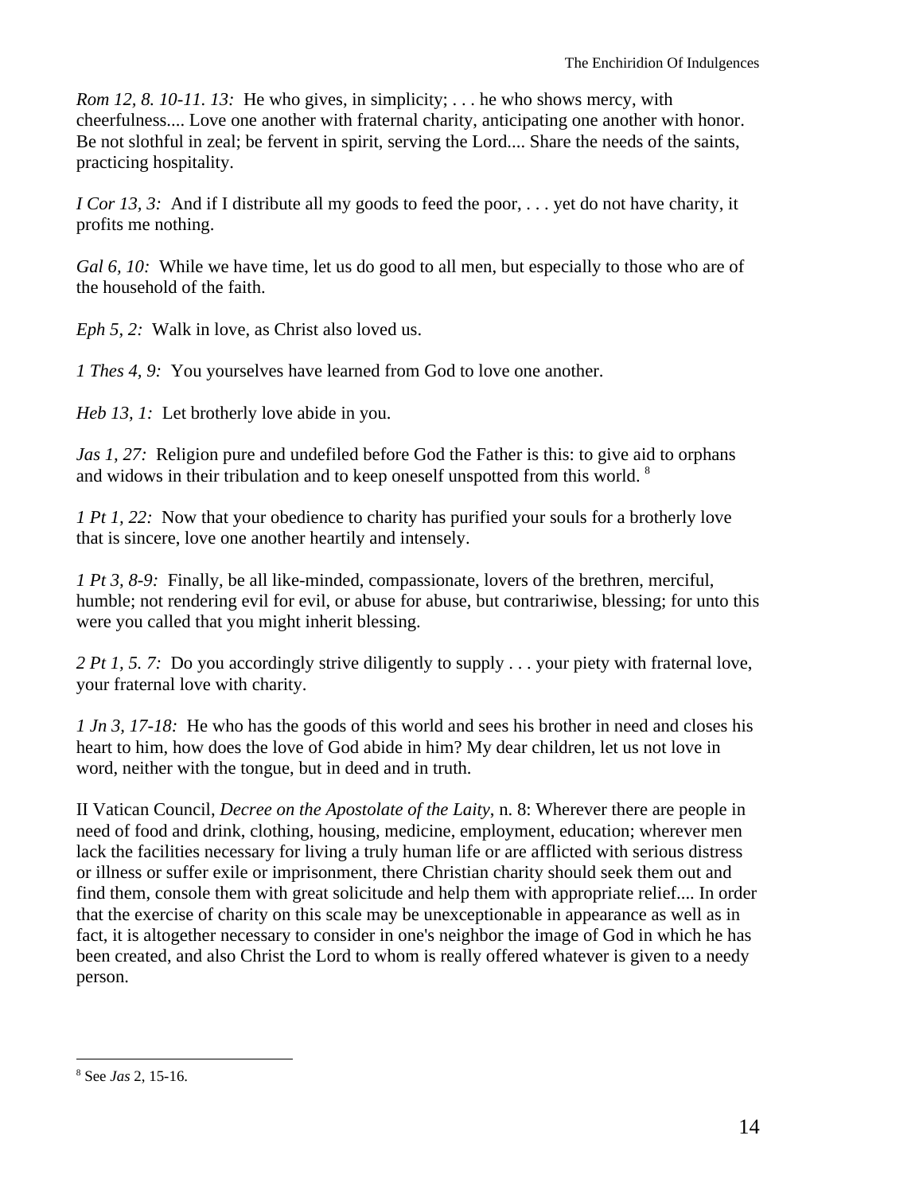*Rom 12, 8. 10-11. 13:* He who gives, in simplicity; . . . he who shows mercy, with cheerfulness.... Love one another with fraternal charity, anticipating one another with honor. Be not slothful in zeal; be fervent in spirit, serving the Lord.... Share the needs of the saints, practicing hospitality.

*I Cor 13, 3:* And if I distribute all my goods to feed the poor, . . . yet do not have charity, it profits me nothing.

*Gal 6, 10:* While we have time, let us do good to all men, but especially to those who are of the household of the faith.

*Eph 5, 2:* Walk in love, as Christ also loved us.

*1 Thes 4, 9:* You yourselves have learned from God to love one another.

*Heb 13, 1:* Let brotherly love abide in you.

*Jas 1, 27:* Religion pure and undefiled before God the Father is this: to give aid to orphans and widows in their tribulation and to keep oneself unspotted from this world. [8]

*1 Pt 1, 22:* Now that your obedience to charity has purified your souls for a brotherly love that is sincere, love one another heartily and intensely.

*1 Pt 3, 8-9:* Finally, be all like-minded, compassionate, lovers of the brethren, merciful, humble; not rendering evil for evil, or abuse for abuse, but contrariwise, blessing; for unto this were you called that you might inherit blessing.

*2 Pt 1, 5. 7:* Do you accordingly strive diligently to supply . . . your piety with fraternal love, your fraternal love with charity.

*1 Jn 3, 17-18:* He who has the goods of this world and sees his brother in need and closes his heart to him, how does the love of God abide in him? My dear children, let us not love in word, neither with the tongue, but in deed and in truth.

II Vatican Council, *Decree on the Apostolate of the Laity*, n. 8: Wherever there are people in need of food and drink, clothing, housing, medicine, employment, education; wherever men lack the facilities necessary for living a truly human life or are afflicted with serious distress or illness or suffer exile or imprisonment, there Christian charity should seek them out and find them, console them with great solicitude and help them with appropriate relief.... In order that the exercise of charity on this scale may be unexceptionable in appearance as well as in fact, it is altogether necessary to consider in one's neighbor the image of God in which he has been created, and also Christ the Lord to whom is really offered whatever is given to a needy person.

---

[8] See *Jas* 2, 15-16.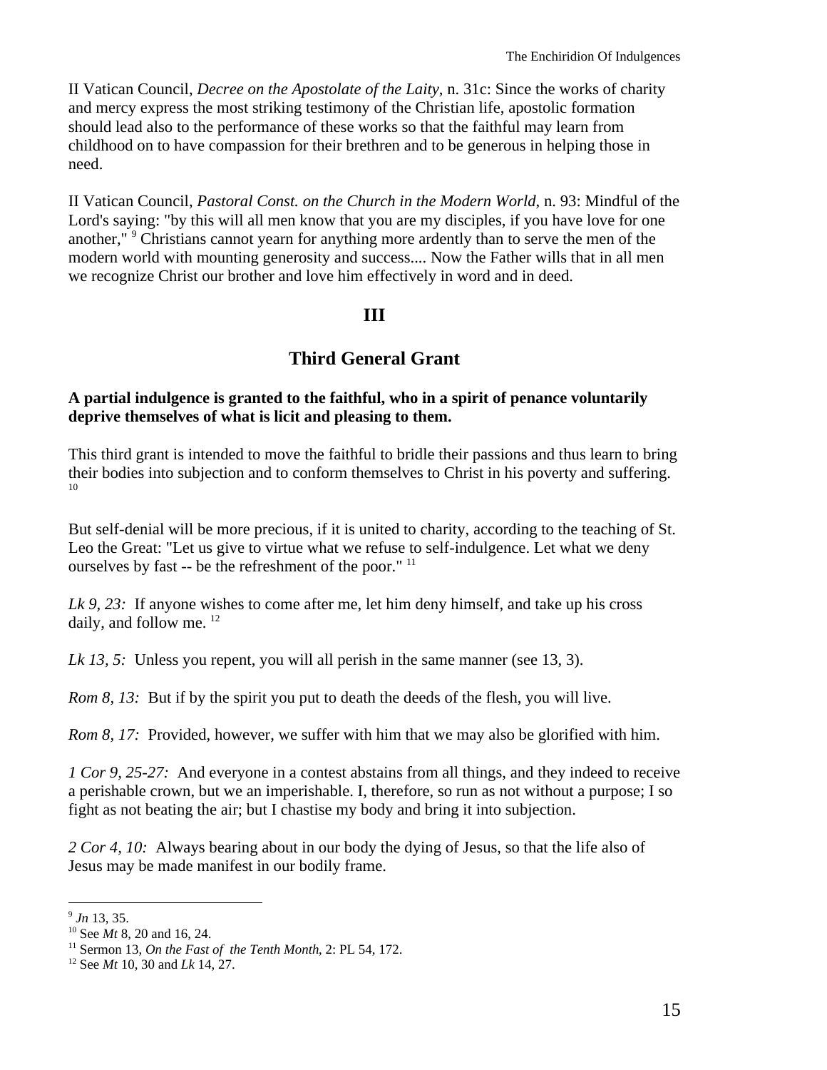II Vatican Council, *Decree on the Apostolate of the Laity*, n. 31c: Since the works of charity and mercy express the most striking testimony of the Christian life, apostolic formation should lead also to the performance of these works so that the faithful may learn from childhood on to have compassion for their brethren and to be generous in helping those in need.

II Vatican Council, *Pastoral Const. on the Church in the Modern World*, n. 93: Mindful of the Lord's saying: "by this will all men know that you are my disciples, if you have love for one another," [9] Christians cannot yearn for anything more ardently than to serve the men of the modern world with mounting generosity and success.... Now the Father wills that in all men we recognize Christ our brother and love him effectively in word and in deed.

## III

## Third General Grant

**A partial indulgence is granted to the faithful, who in a spirit of penance voluntarily deprive themselves of what is licit and pleasing to them.**

This third grant is intended to move the faithful to bridle their passions and thus learn to bring their bodies into subjection and to conform themselves to Christ in his poverty and suffering. [10]

But self-denial will be more precious, if it is united to charity, according to the teaching of St. Leo the Great: "Let us give to virtue what we refuse to self-indulgence. Let what we deny ourselves by fast -- be the refreshment of the poor." [11]

*Lk 9, 23:* If anyone wishes to come after me, let him deny himself, and take up his cross daily, and follow me. [12]

*Lk 13, 5:* Unless you repent, you will all perish in the same manner (see 13, 3).

*Rom 8, 13:* But if by the spirit you put to death the deeds of the flesh, you will live.

*Rom 8, 17:* Provided, however, we suffer with him that we may also be glorified with him.

*1 Cor 9, 25-27:* And everyone in a contest abstains from all things, and they indeed to receive a perishable crown, but we an imperishable. I, therefore, so run as not without a purpose; I so fight as not beating the air; but I chastise my body and bring it into subjection.

*2 Cor 4, 10:* Always bearing about in our body the dying of Jesus, so that the life also of Jesus may be made manifest in our bodily frame.

---

[9] *Jn* 13, 35.
[10] See *Mt* 8, 20 and 16, 24.
[11] Sermon 13, *On the Fast of the Tenth Month*, 2: PL 54, 172.
[12] See *Mt* 10, 30 and *Lk* 14, 27.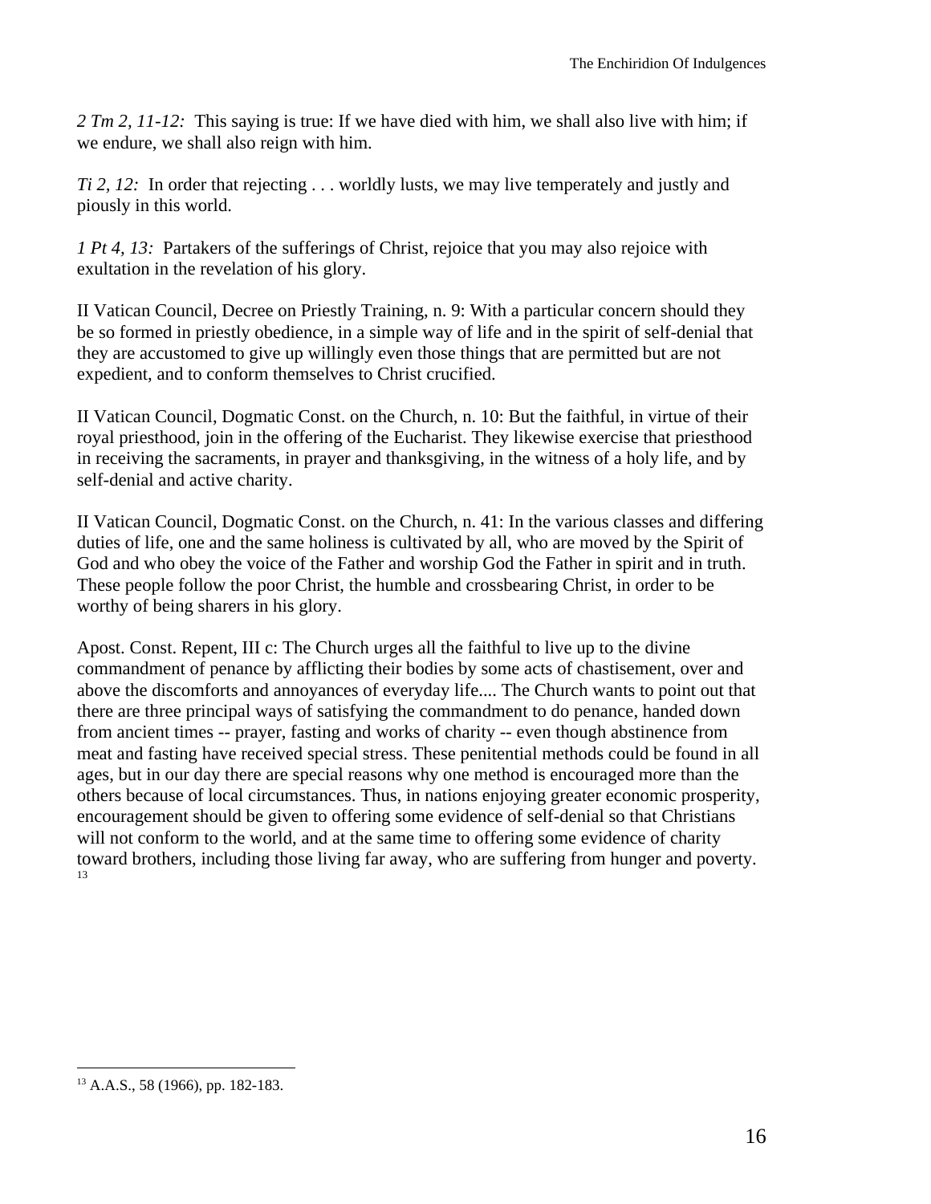*2 Tm 2, 11-12:* This saying is true: If we have died with him, we shall also live with him; if we endure, we shall also reign with him.

*Ti 2, 12:* In order that rejecting . . . worldly lusts, we may live temperately and justly and piously in this world.

*1 Pt 4, 13:* Partakers of the sufferings of Christ, rejoice that you may also rejoice with exultation in the revelation of his glory.

II Vatican Council, Decree on Priestly Training, n. 9: With a particular concern should they be so formed in priestly obedience, in a simple way of life and in the spirit of self-denial that they are accustomed to give up willingly even those things that are permitted but are not expedient, and to conform themselves to Christ crucified.

II Vatican Council, Dogmatic Const. on the Church, n. 10: But the faithful, in virtue of their royal priesthood, join in the offering of the Eucharist. They likewise exercise that priesthood in receiving the sacraments, in prayer and thanksgiving, in the witness of a holy life, and by self-denial and active charity.

II Vatican Council, Dogmatic Const. on the Church, n. 41: In the various classes and differing duties of life, one and the same holiness is cultivated by all, who are moved by the Spirit of God and who obey the voice of the Father and worship God the Father in spirit and in truth. These people follow the poor Christ, the humble and crossbearing Christ, in order to be worthy of being sharers in his glory.

Apost. Const. Repent, III c: The Church urges all the faithful to live up to the divine commandment of penance by afflicting their bodies by some acts of chastisement, over and above the discomforts and annoyances of everyday life.... The Church wants to point out that there are three principal ways of satisfying the commandment to do penance, handed down from ancient times -- prayer, fasting and works of charity -- even though abstinence from meat and fasting have received special stress. These penitential methods could be found in all ages, but in our day there are special reasons why one method is encouraged more than the others because of local circumstances. Thus, in nations enjoying greater economic prosperity, encouragement should be given to offering some evidence of self-denial so that Christians will not conform to the world, and at the same time to offering some evidence of charity toward brothers, including those living far away, who are suffering from hunger and poverty.[13]

[13] A.A.S., 58 (1966), pp. 182-183.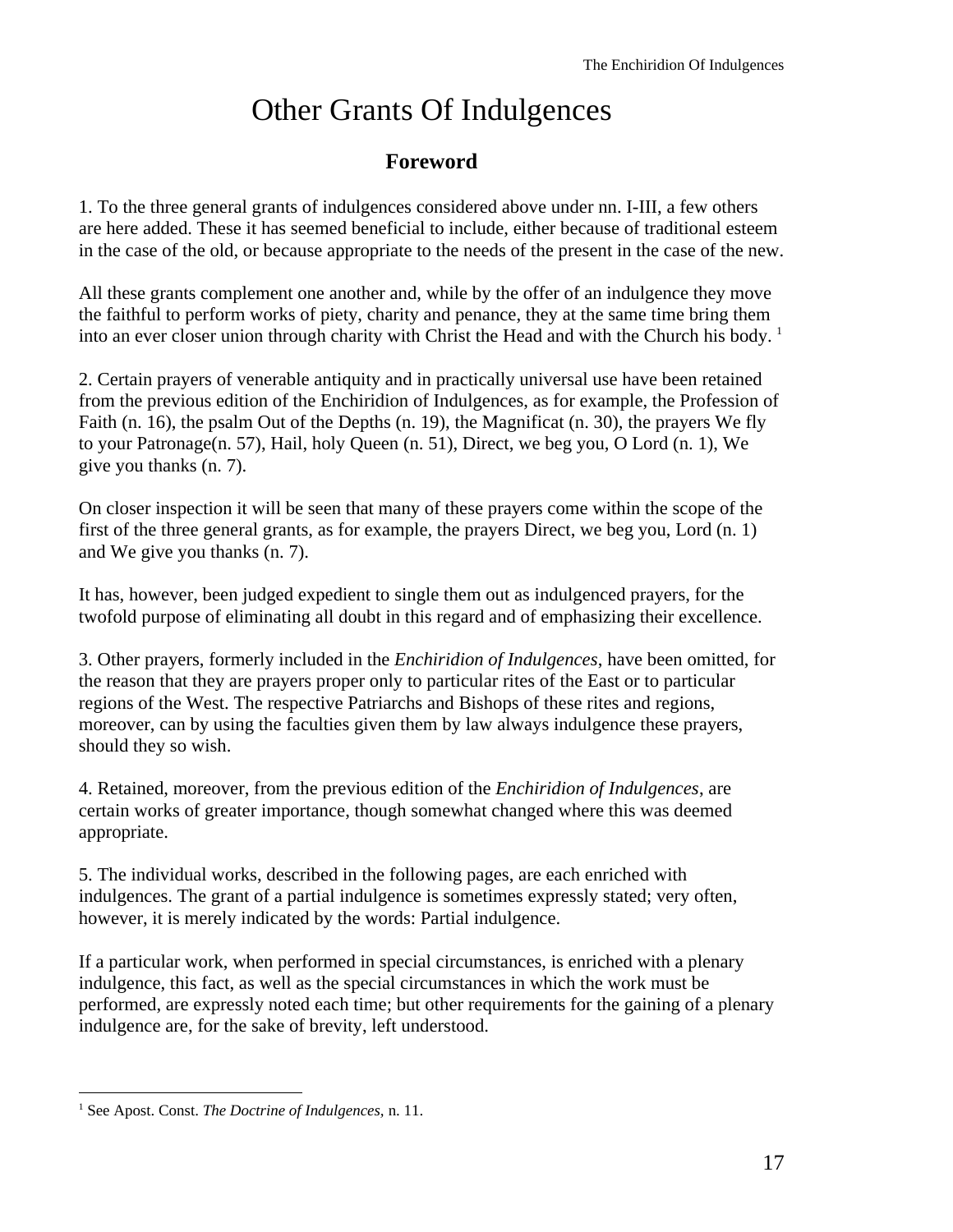# Other Grants Of Indulgences

## Foreword

1. To the three general grants of indulgences considered above under nn. I-III, a few others are here added. These it has seemed beneficial to include, either because of traditional esteem in the case of the old, or because appropriate to the needs of the present in the case of the new.

All these grants complement one another and, while by the offer of an indulgence they move the faithful to perform works of piety, charity and penance, they at the same time bring them into an ever closer union through charity with Christ the Head and with the Church his body. [1]

2. Certain prayers of venerable antiquity and in practically universal use have been retained from the previous edition of the Enchiridion of Indulgences, as for example, the Profession of Faith (n. 16), the psalm Out of the Depths (n. 19), the Magnificat (n. 30), the prayers We fly to your Patronage(n. 57), Hail, holy Queen (n. 51), Direct, we beg you, O Lord (n. 1), We give you thanks (n. 7).

On closer inspection it will be seen that many of these prayers come within the scope of the first of the three general grants, as for example, the prayers Direct, we beg you, Lord (n. 1) and We give you thanks (n. 7).

It has, however, been judged expedient to single them out as indulgenced prayers, for the twofold purpose of eliminating all doubt in this regard and of emphasizing their excellence.

3. Other prayers, formerly included in the *Enchiridion of Indulgences*, have been omitted, for the reason that they are prayers proper only to particular rites of the East or to particular regions of the West. The respective Patriarchs and Bishops of these rites and regions, moreover, can by using the faculties given them by law always indulgence these prayers, should they so wish.

4. Retained, moreover, from the previous edition of the *Enchiridion of Indulgences*, are certain works of greater importance, though somewhat changed where this was deemed appropriate.

5. The individual works, described in the following pages, are each enriched with indulgences. The grant of a partial indulgence is sometimes expressly stated; very often, however, it is merely indicated by the words: Partial indulgence.

If a particular work, when performed in special circumstances, is enriched with a plenary indulgence, this fact, as well as the special circumstances in which the work must be performed, are expressly noted each time; but other requirements for the gaining of a plenary indulgence are, for the sake of brevity, left understood.

---

[1] See Apost. Const. *The Doctrine of Indulgences*, n. 11.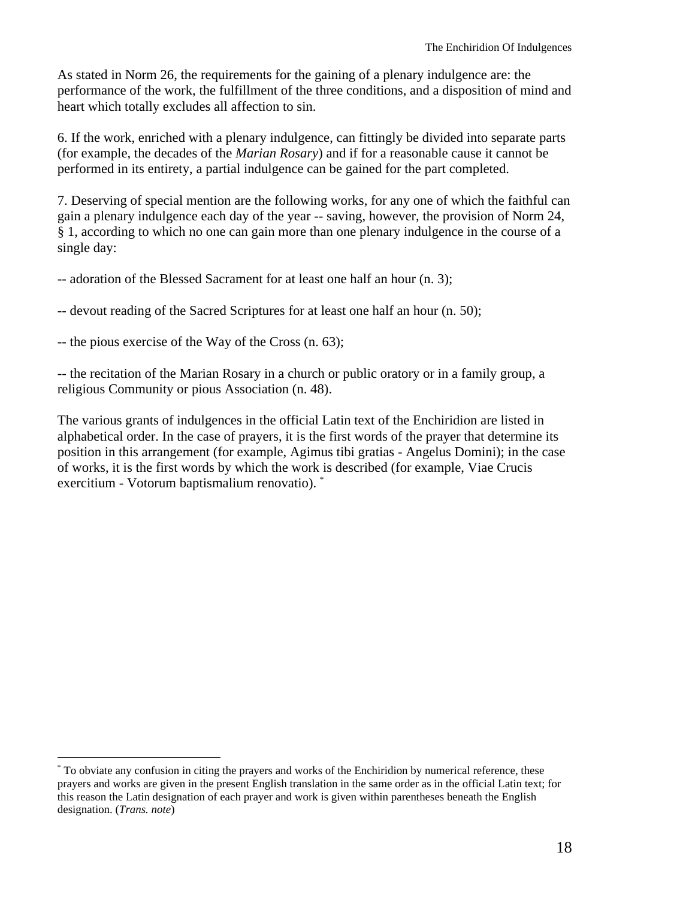As stated in Norm 26, the requirements for the gaining of a plenary indulgence are: the performance of the work, the fulfillment of the three conditions, and a disposition of mind and heart which totally excludes all affection to sin.

6. If the work, enriched with a plenary indulgence, can fittingly be divided into separate parts (for example, the decades of the *Marian Rosary*) and if for a reasonable cause it cannot be performed in its entirety, a partial indulgence can be gained for the part completed.

7. Deserving of special mention are the following works, for any one of which the faithful can gain a plenary indulgence each day of the year -- saving, however, the provision of Norm 24, § 1, according to which no one can gain more than one plenary indulgence in the course of a single day:

-- adoration of the Blessed Sacrament for at least one half an hour (n. 3);

-- devout reading of the Sacred Scriptures for at least one half an hour (n. 50);

-- the pious exercise of the Way of the Cross (n. 63);

-- the recitation of the Marian Rosary in a church or public oratory or in a family group, a religious Community or pious Association (n. 48).

The various grants of indulgences in the official Latin text of the Enchiridion are listed in alphabetical order. In the case of prayers, it is the first words of the prayer that determine its position in this arrangement (for example, Agimus tibi gratias - Angelus Domini); in the case of works, it is the first words by which the work is described (for example, Viae Crucis exercitium - Votorum baptismalium renovatio). *

---

* To obviate any confusion in citing the prayers and works of the Enchiridion by numerical reference, these prayers and works are given in the present English translation in the same order as in the official Latin text; for this reason the Latin designation of each prayer and work is given within parentheses beneath the English designation. (*Trans. note*)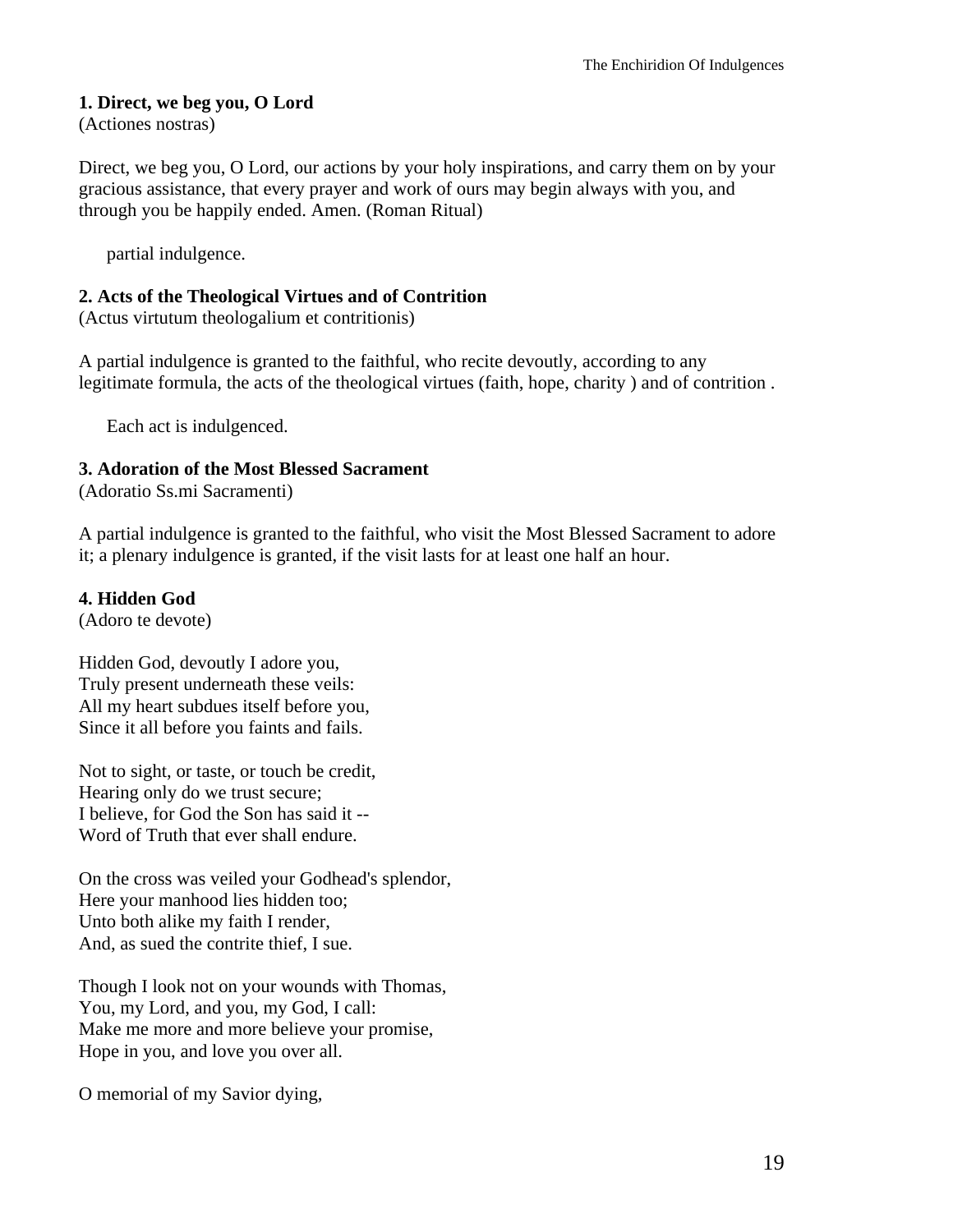**1. Direct, we beg you, O Lord**
(Actiones nostras)

Direct, we beg you, O Lord, our actions by your holy inspirations, and carry them on by your gracious assistance, that every prayer and work of ours may begin always with you, and through you be happily ended. Amen. (Roman Ritual)

partial indulgence.

**2. Acts of the Theological Virtues and of Contrition**
(Actus virtutum theologalium et contritionis)

A partial indulgence is granted to the faithful, who recite devoutly, according to any legitimate formula, the acts of the theological virtues (faith, hope, charity ) and of contrition .

Each act is indulgenced.

**3. Adoration of the Most Blessed Sacrament**
(Adoratio Ss.mi Sacramenti)

A partial indulgence is granted to the faithful, who visit the Most Blessed Sacrament to adore it; a plenary indulgence is granted, if the visit lasts for at least one half an hour.

**4. Hidden God**
(Adoro te devote)

Hidden God, devoutly I adore you,
Truly present underneath these veils:
All my heart subdues itself before you,
Since it all before you faints and fails.

Not to sight, or taste, or touch be credit,
Hearing only do we trust secure;
I believe, for God the Son has said it --
Word of Truth that ever shall endure.

On the cross was veiled your Godhead's splendor,
Here your manhood lies hidden too;
Unto both alike my faith I render,
And, as sued the contrite thief, I sue.

Though I look not on your wounds with Thomas,
You, my Lord, and you, my God, I call:
Make me more and more believe your promise,
Hope in you, and love you over all.

O memorial of my Savior dying,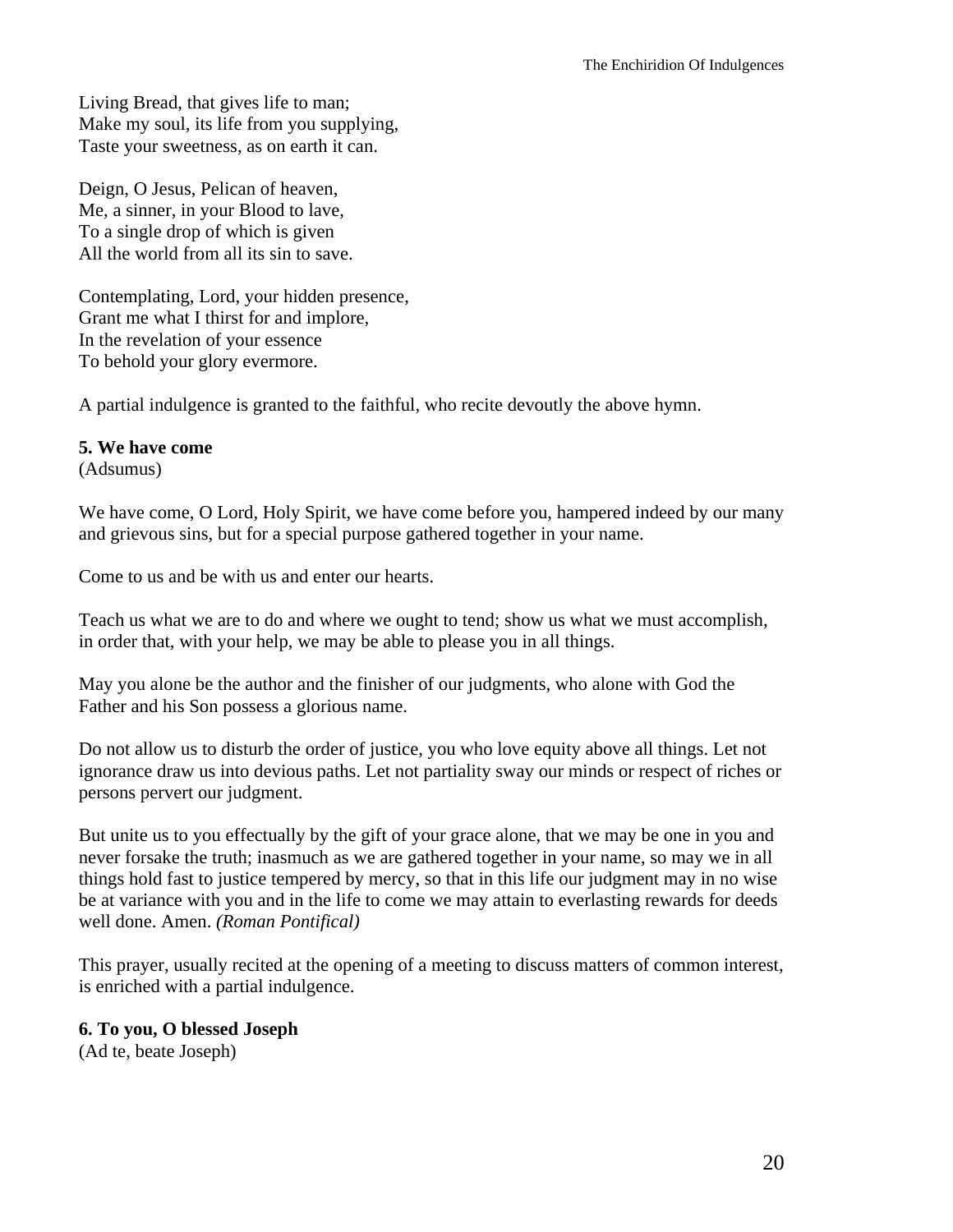Living Bread, that gives life to man;
Make my soul, its life from you supplying,
Taste your sweetness, as on earth it can.

Deign, O Jesus, Pelican of heaven,
Me, a sinner, in your Blood to lave,
To a single drop of which is given
All the world from all its sin to save.

Contemplating, Lord, your hidden presence,
Grant me what I thirst for and implore,
In the revelation of your essence
To behold your glory evermore.

A partial indulgence is granted to the faithful, who recite devoutly the above hymn.

**5. We have come**
(Adsumus)

We have come, O Lord, Holy Spirit, we have come before you, hampered indeed by our many and grievous sins, but for a special purpose gathered together in your name.

Come to us and be with us and enter our hearts.

Teach us what we are to do and where we ought to tend; show us what we must accomplish, in order that, with your help, we may be able to please you in all things.

May you alone be the author and the finisher of our judgments, who alone with God the Father and his Son possess a glorious name.

Do not allow us to disturb the order of justice, you who love equity above all things. Let not ignorance draw us into devious paths. Let not partiality sway our minds or respect of riches or persons pervert our judgment.

But unite us to you effectually by the gift of your grace alone, that we may be one in you and never forsake the truth; inasmuch as we are gathered together in your name, so may we in all things hold fast to justice tempered by mercy, so that in this life our judgment may in no wise be at variance with you and in the life to come we may attain to everlasting rewards for deeds well done. Amen. *(Roman Pontifical)*

This prayer, usually recited at the opening of a meeting to discuss matters of common interest, is enriched with a partial indulgence.

**6. To you, O blessed Joseph**
(Ad te, beate Joseph)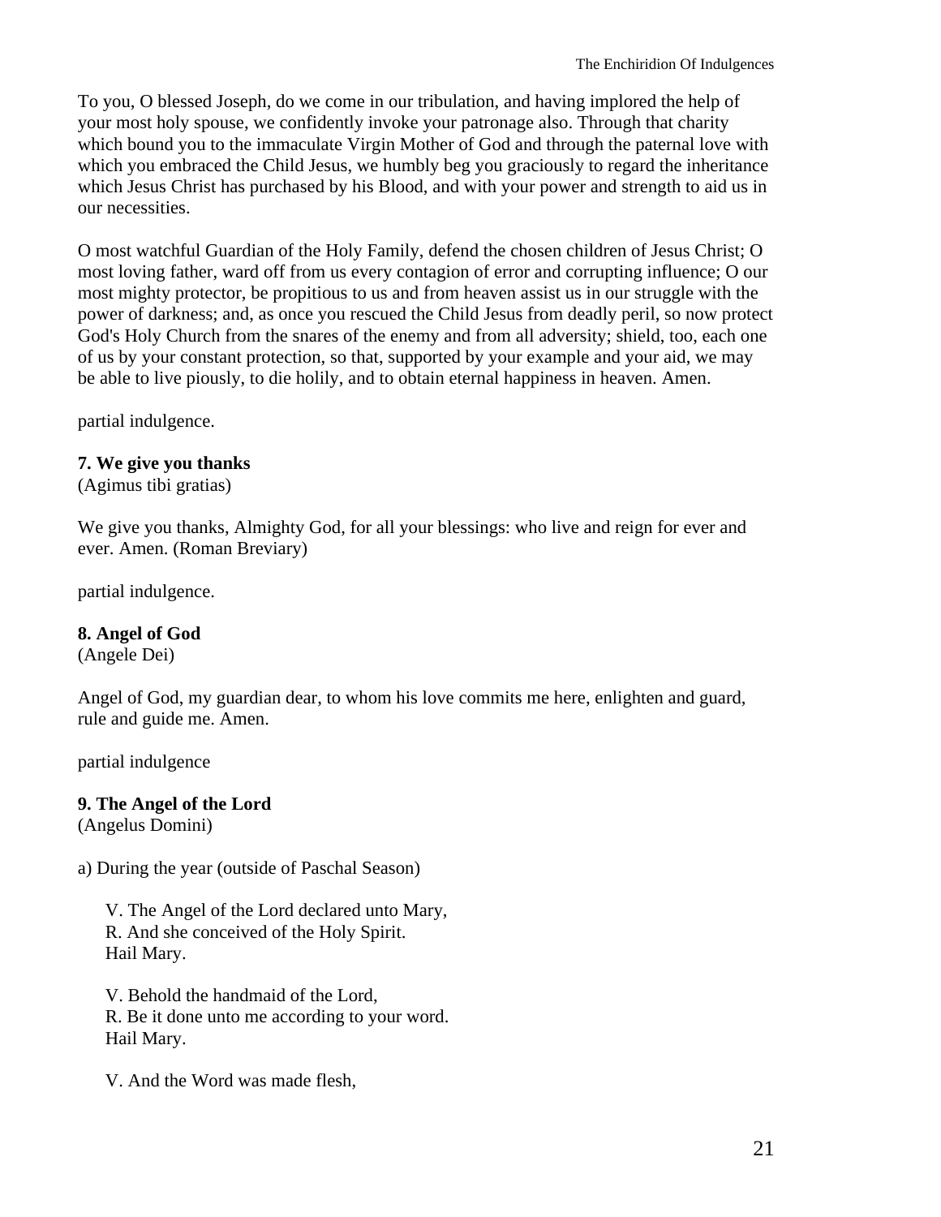To you, O blessed Joseph, do we come in our tribulation, and having implored the help of your most holy spouse, we confidently invoke your patronage also. Through that charity which bound you to the immaculate Virgin Mother of God and through the paternal love with which you embraced the Child Jesus, we humbly beg you graciously to regard the inheritance which Jesus Christ has purchased by his Blood, and with your power and strength to aid us in our necessities.

O most watchful Guardian of the Holy Family, defend the chosen children of Jesus Christ; O most loving father, ward off from us every contagion of error and corrupting influence; O our most mighty protector, be propitious to us and from heaven assist us in our struggle with the power of darkness; and, as once you rescued the Child Jesus from deadly peril, so now protect God's Holy Church from the snares of the enemy and from all adversity; shield, too, each one of us by your constant protection, so that, supported by your example and your aid, we may be able to live piously, to die holily, and to obtain eternal happiness in heaven. Amen.

partial indulgence.

**7. We give you thanks**
(Agimus tibi gratias)

We give you thanks, Almighty God, for all your blessings: who live and reign for ever and ever. Amen. (Roman Breviary)

partial indulgence.

**8. Angel of God**
(Angele Dei)

Angel of God, my guardian dear, to whom his love commits me here, enlighten and guard, rule and guide me. Amen.

partial indulgence

**9. The Angel of the Lord**
(Angelus Domini)

a) During the year (outside of Paschal Season)

V. The Angel of the Lord declared unto Mary,
R. And she conceived of the Holy Spirit.
Hail Mary.

V. Behold the handmaid of the Lord,
R. Be it done unto me according to your word.
Hail Mary.

V. And the Word was made flesh,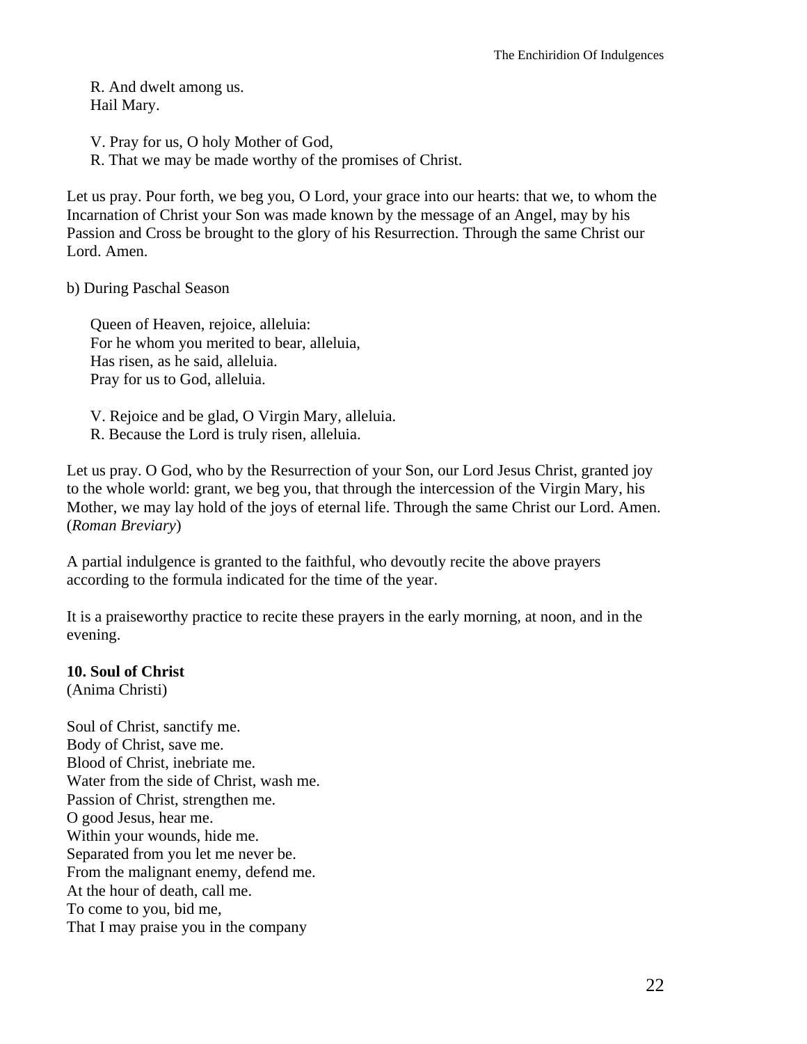R. And dwelt among us.
Hail Mary.

V. Pray for us, O holy Mother of God,
R. That we may be made worthy of the promises of Christ.

Let us pray. Pour forth, we beg you, O Lord, your grace into our hearts: that we, to whom the Incarnation of Christ your Son was made known by the message of an Angel, may by his Passion and Cross be brought to the glory of his Resurrection. Through the same Christ our Lord. Amen.

b) During Paschal Season

Queen of Heaven, rejoice, alleluia:
For he whom you merited to bear, alleluia,
Has risen, as he said, alleluia.
Pray for us to God, alleluia.

V. Rejoice and be glad, O Virgin Mary, alleluia.
R. Because the Lord is truly risen, alleluia.

Let us pray. O God, who by the Resurrection of your Son, our Lord Jesus Christ, granted joy to the whole world: grant, we beg you, that through the intercession of the Virgin Mary, his Mother, we may lay hold of the joys of eternal life. Through the same Christ our Lord. Amen. (*Roman Breviary*)

A partial indulgence is granted to the faithful, who devoutly recite the above prayers according to the formula indicated for the time of the year.

It is a praiseworthy practice to recite these prayers in the early morning, at noon, and in the evening.

**10. Soul of Christ**
(Anima Christi)

Soul of Christ, sanctify me.
Body of Christ, save me.
Blood of Christ, inebriate me.
Water from the side of Christ, wash me.
Passion of Christ, strengthen me.
O good Jesus, hear me.
Within your wounds, hide me.
Separated from you let me never be.
From the malignant enemy, defend me.
At the hour of death, call me.
To come to you, bid me,
That I may praise you in the company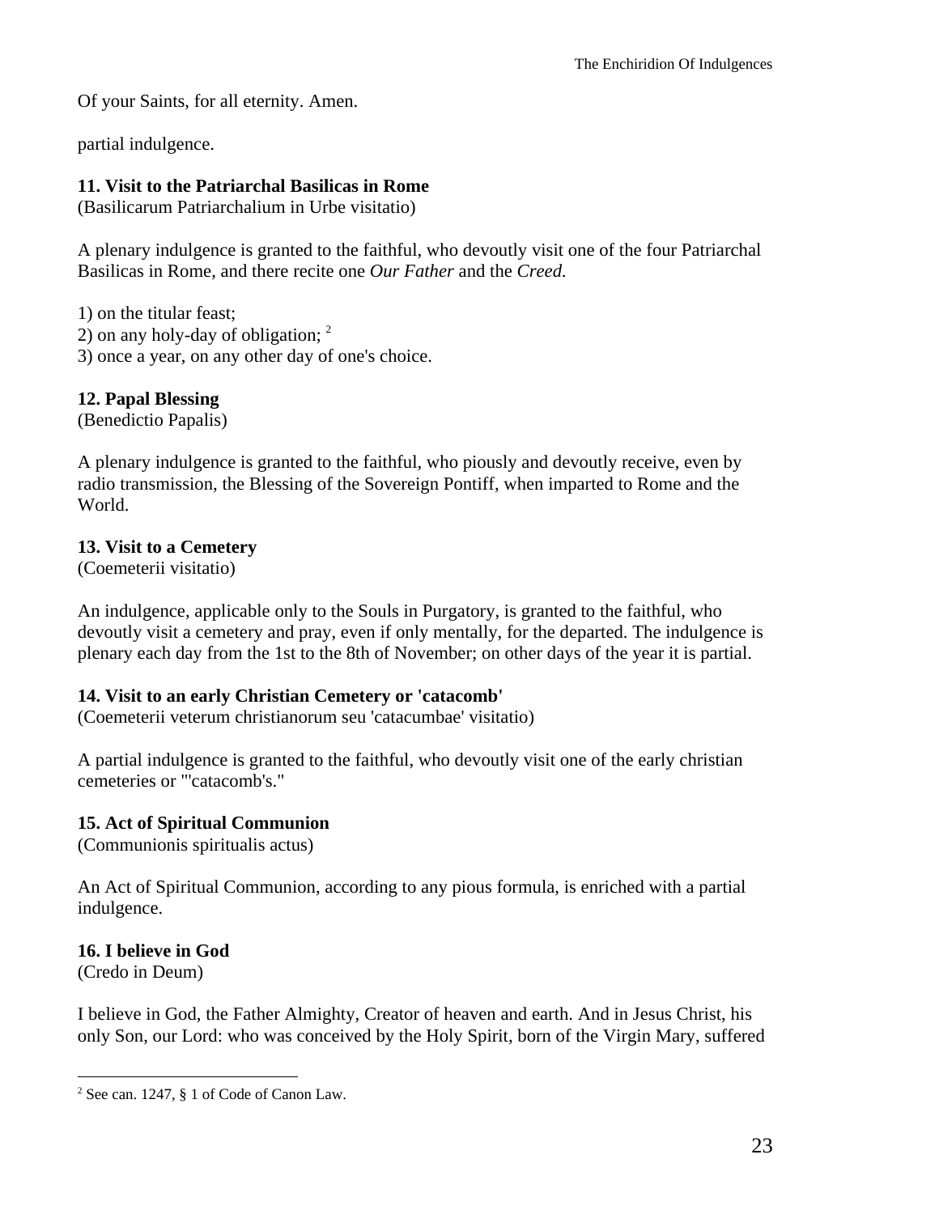Of your Saints, for all eternity. Amen.

partial indulgence.

### 11. Visit to the Patriarchal Basilicas in Rome

(Basilicarum Patriarchalium in Urbe visitatio)

A plenary indulgence is granted to the faithful, who devoutly visit one of the four Patriarchal Basilicas in Rome, and there recite one *Our Father* and the *Creed.*

1) on the titular feast;
2) on any holy-day of obligation; [2]
3) once a year, on any other day of one's choice.

### 12. Papal Blessing

(Benedictio Papalis)

A plenary indulgence is granted to the faithful, who piously and devoutly receive, even by radio transmission, the Blessing of the Sovereign Pontiff, when imparted to Rome and the World.

### 13. Visit to a Cemetery

(Coemeterii visitatio)

An indulgence, applicable only to the Souls in Purgatory, is granted to the faithful, who devoutly visit a cemetery and pray, even if only mentally, for the departed. The indulgence is plenary each day from the 1st to the 8th of November; on other days of the year it is partial.

### 14. Visit to an early Christian Cemetery or 'catacomb'

(Coemeterii veterum christianorum seu 'catacumbae' visitatio)

A partial indulgence is granted to the faithful, who devoutly visit one of the early christian cemeteries or "'catacomb's."

### 15. Act of Spiritual Communion

(Communionis spiritualis actus)

An Act of Spiritual Communion, according to any pious formula, is enriched with a partial indulgence.

### 16. I believe in God

(Credo in Deum)

I believe in God, the Father Almighty, Creator of heaven and earth. And in Jesus Christ, his only Son, our Lord: who was conceived by the Holy Spirit, born of the Virgin Mary, suffered

---

[2] See can. 1247, § 1 of Code of Canon Law.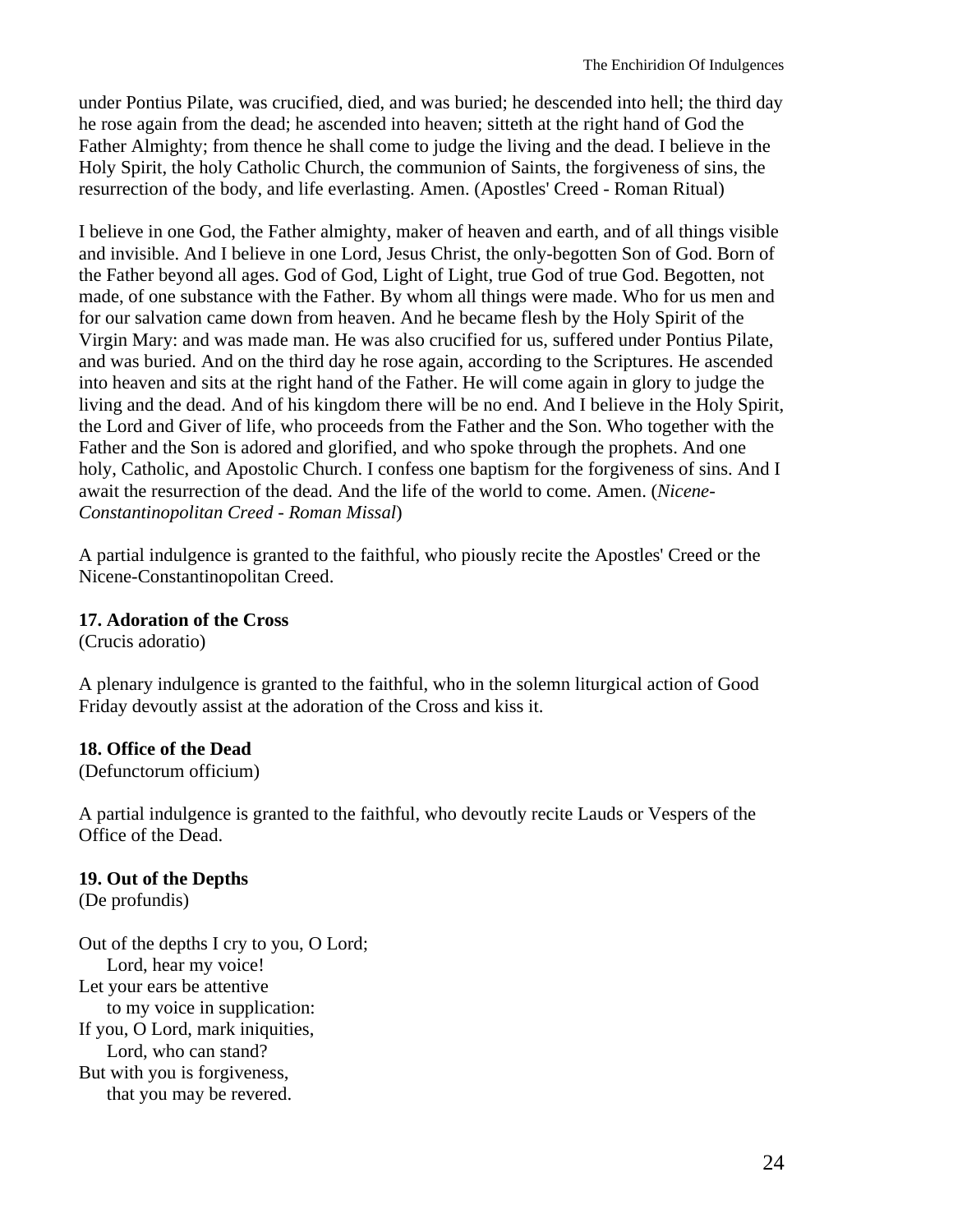under Pontius Pilate, was crucified, died, and was buried; he descended into hell; the third day he rose again from the dead; he ascended into heaven; sitteth at the right hand of God the Father Almighty; from thence he shall come to judge the living and the dead. I believe in the Holy Spirit, the holy Catholic Church, the communion of Saints, the forgiveness of sins, the resurrection of the body, and life everlasting. Amen. (Apostles' Creed - Roman Ritual)

I believe in one God, the Father almighty, maker of heaven and earth, and of all things visible and invisible. And I believe in one Lord, Jesus Christ, the only-begotten Son of God. Born of the Father beyond all ages. God of God, Light of Light, true God of true God. Begotten, not made, of one substance with the Father. By whom all things were made. Who for us men and for our salvation came down from heaven. And he became flesh by the Holy Spirit of the Virgin Mary: and was made man. He was also crucified for us, suffered under Pontius Pilate, and was buried. And on the third day he rose again, according to the Scriptures. He ascended into heaven and sits at the right hand of the Father. He will come again in glory to judge the living and the dead. And of his kingdom there will be no end. And I believe in the Holy Spirit, the Lord and Giver of life, who proceeds from the Father and the Son. Who together with the Father and the Son is adored and glorified, and who spoke through the prophets. And one holy, Catholic, and Apostolic Church. I confess one baptism for the forgiveness of sins. And I await the resurrection of the dead. And the life of the world to come. Amen. (*Nicene-Constantinopolitan Creed - Roman Missal*)

A partial indulgence is granted to the faithful, who piously recite the Apostles' Creed or the Nicene-Constantinopolitan Creed.

**17. Adoration of the Cross**
(Crucis adoratio)

A plenary indulgence is granted to the faithful, who in the solemn liturgical action of Good Friday devoutly assist at the adoration of the Cross and kiss it.

**18. Office of the Dead**
(Defunctorum officium)

A partial indulgence is granted to the faithful, who devoutly recite Lauds or Vespers of the Office of the Dead.

**19. Out of the Depths**
(De profundis)

Out of the depths I cry to you, O Lord;
    Lord, hear my voice!
Let your ears be attentive
    to my voice in supplication:
If you, O Lord, mark iniquities,
    Lord, who can stand?
But with you is forgiveness,
    that you may be revered.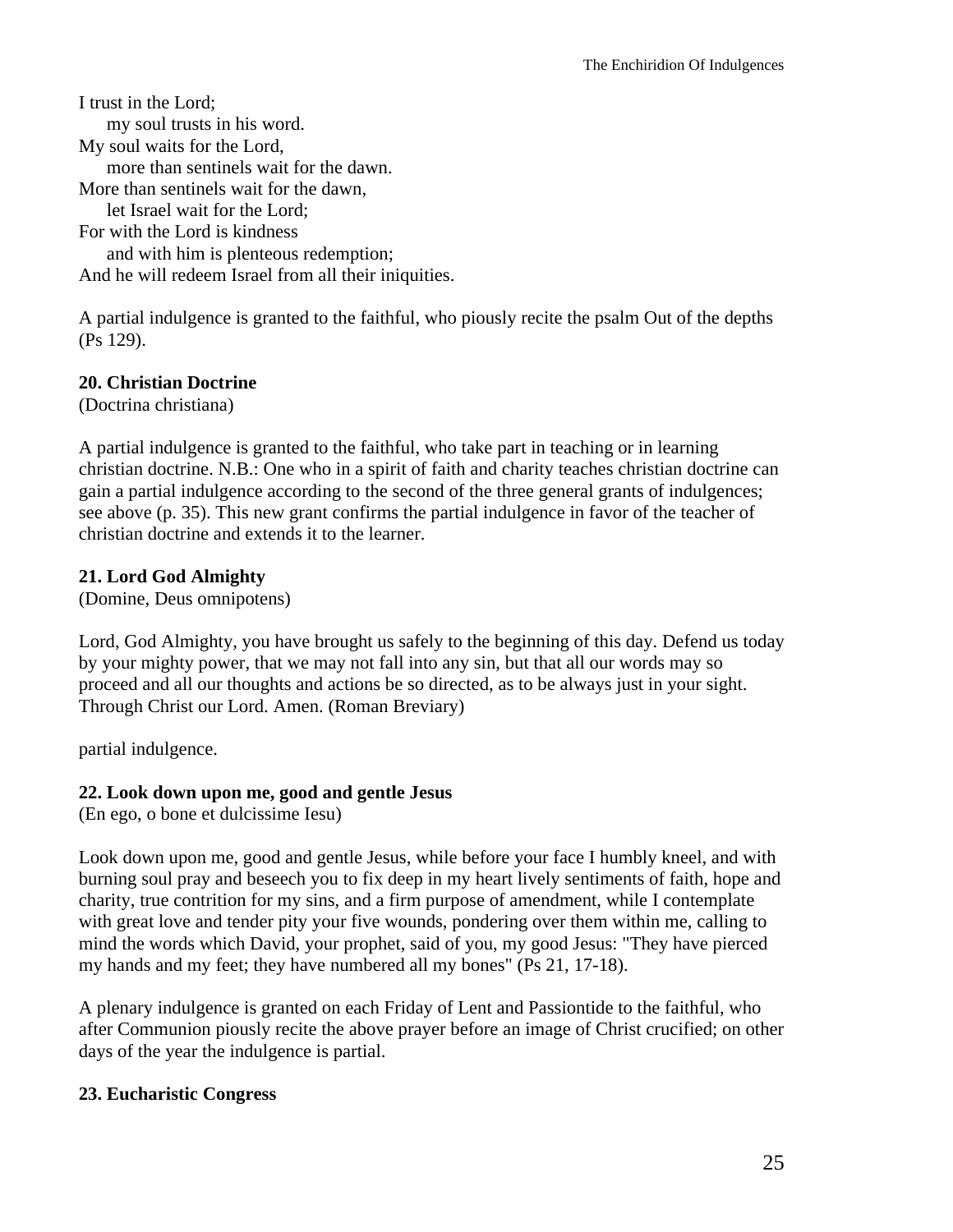I trust in the Lord;
    my soul trusts in his word.
My soul waits for the Lord,
    more than sentinels wait for the dawn.
More than sentinels wait for the dawn,
    let Israel wait for the Lord;
For with the Lord is kindness
    and with him is plenteous redemption;
And he will redeem Israel from all their iniquities.

A partial indulgence is granted to the faithful, who piously recite the psalm Out of the depths (Ps 129).

**20. Christian Doctrine**
(Doctrina christiana)

A partial indulgence is granted to the faithful, who take part in teaching or in learning christian doctrine. N.B.: One who in a spirit of faith and charity teaches christian doctrine can gain a partial indulgence according to the second of the three general grants of indulgences; see above (p. 35). This new grant confirms the partial indulgence in favor of the teacher of christian doctrine and extends it to the learner.

**21. Lord God Almighty**
(Domine, Deus omnipotens)

Lord, God Almighty, you have brought us safely to the beginning of this day. Defend us today by your mighty power, that we may not fall into any sin, but that all our words may so proceed and all our thoughts and actions be so directed, as to be always just in your sight. Through Christ our Lord. Amen. (Roman Breviary)

partial indulgence.

**22. Look down upon me, good and gentle Jesus**
(En ego, o bone et dulcissime Iesu)

Look down upon me, good and gentle Jesus, while before your face I humbly kneel, and with burning soul pray and beseech you to fix deep in my heart lively sentiments of faith, hope and charity, true contrition for my sins, and a firm purpose of amendment, while I contemplate with great love and tender pity your five wounds, pondering over them within me, calling to mind the words which David, your prophet, said of you, my good Jesus: "They have pierced my hands and my feet; they have numbered all my bones" (Ps 21, 17-18).

A plenary indulgence is granted on each Friday of Lent and Passiontide to the faithful, who after Communion piously recite the above prayer before an image of Christ crucified; on other days of the year the indulgence is partial.

**23. Eucharistic Congress**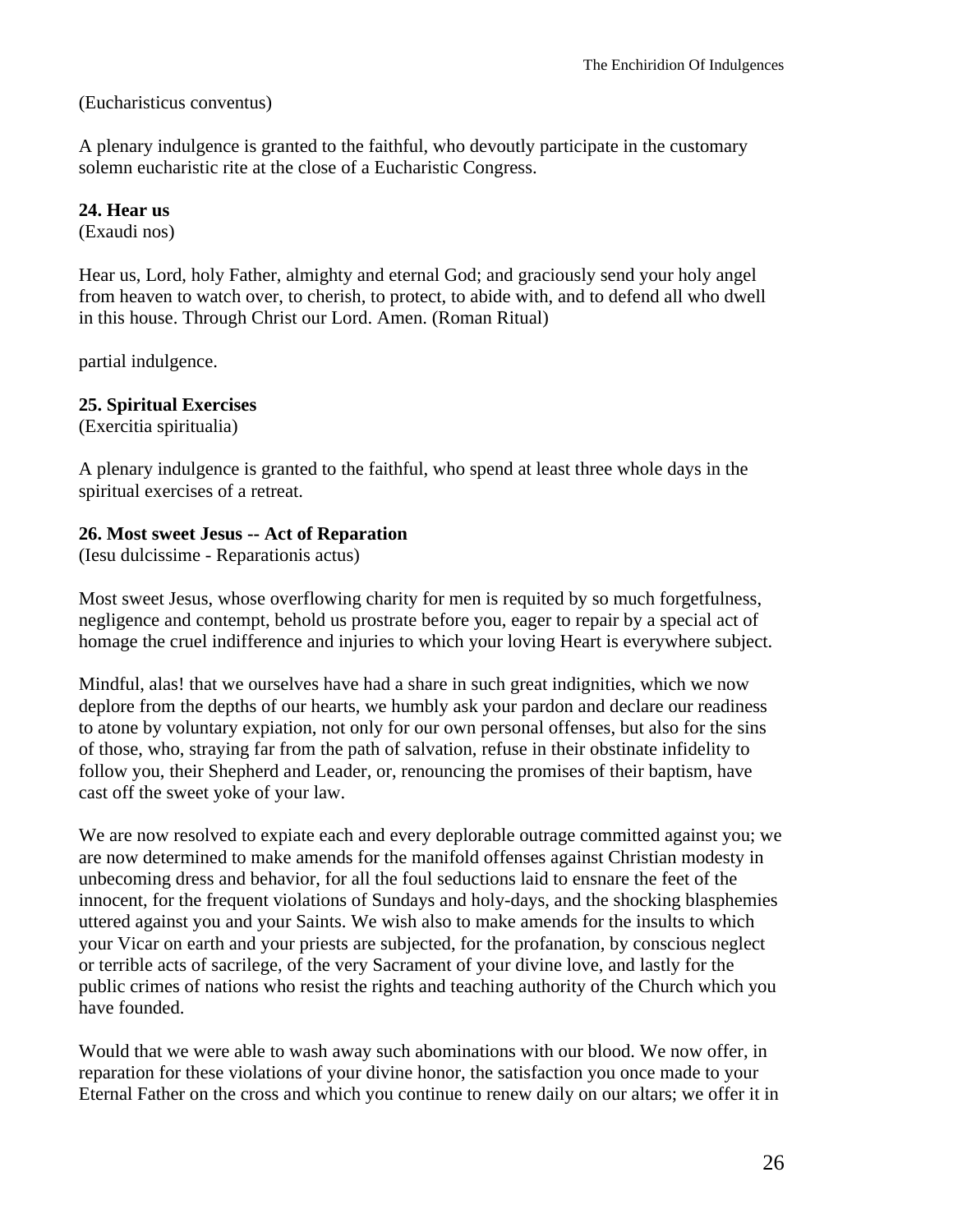(Eucharisticus conventus)

A plenary indulgence is granted to the faithful, who devoutly participate in the customary solemn eucharistic rite at the close of a Eucharistic Congress.

**24. Hear us**
(Exaudi nos)

Hear us, Lord, holy Father, almighty and eternal God; and graciously send your holy angel from heaven to watch over, to cherish, to protect, to abide with, and to defend all who dwell in this house. Through Christ our Lord. Amen. (Roman Ritual)

partial indulgence.

**25. Spiritual Exercises**
(Exercitia spiritualia)

A plenary indulgence is granted to the faithful, who spend at least three whole days in the spiritual exercises of a retreat.

**26. Most sweet Jesus -- Act of Reparation**
(Iesu dulcissime - Reparationis actus)

Most sweet Jesus, whose overflowing charity for men is requited by so much forgetfulness, negligence and contempt, behold us prostrate before you, eager to repair by a special act of homage the cruel indifference and injuries to which your loving Heart is everywhere subject.

Mindful, alas! that we ourselves have had a share in such great indignities, which we now deplore from the depths of our hearts, we humbly ask your pardon and declare our readiness to atone by voluntary expiation, not only for our own personal offenses, but also for the sins of those, who, straying far from the path of salvation, refuse in their obstinate infidelity to follow you, their Shepherd and Leader, or, renouncing the promises of their baptism, have cast off the sweet yoke of your law.

We are now resolved to expiate each and every deplorable outrage committed against you; we are now determined to make amends for the manifold offenses against Christian modesty in unbecoming dress and behavior, for all the foul seductions laid to ensnare the feet of the innocent, for the frequent violations of Sundays and holy-days, and the shocking blasphemies uttered against you and your Saints. We wish also to make amends for the insults to which your Vicar on earth and your priests are subjected, for the profanation, by conscious neglect or terrible acts of sacrilege, of the very Sacrament of your divine love, and lastly for the public crimes of nations who resist the rights and teaching authority of the Church which you have founded.

Would that we were able to wash away such abominations with our blood. We now offer, in reparation for these violations of your divine honor, the satisfaction you once made to your Eternal Father on the cross and which you continue to renew daily on our altars; we offer it in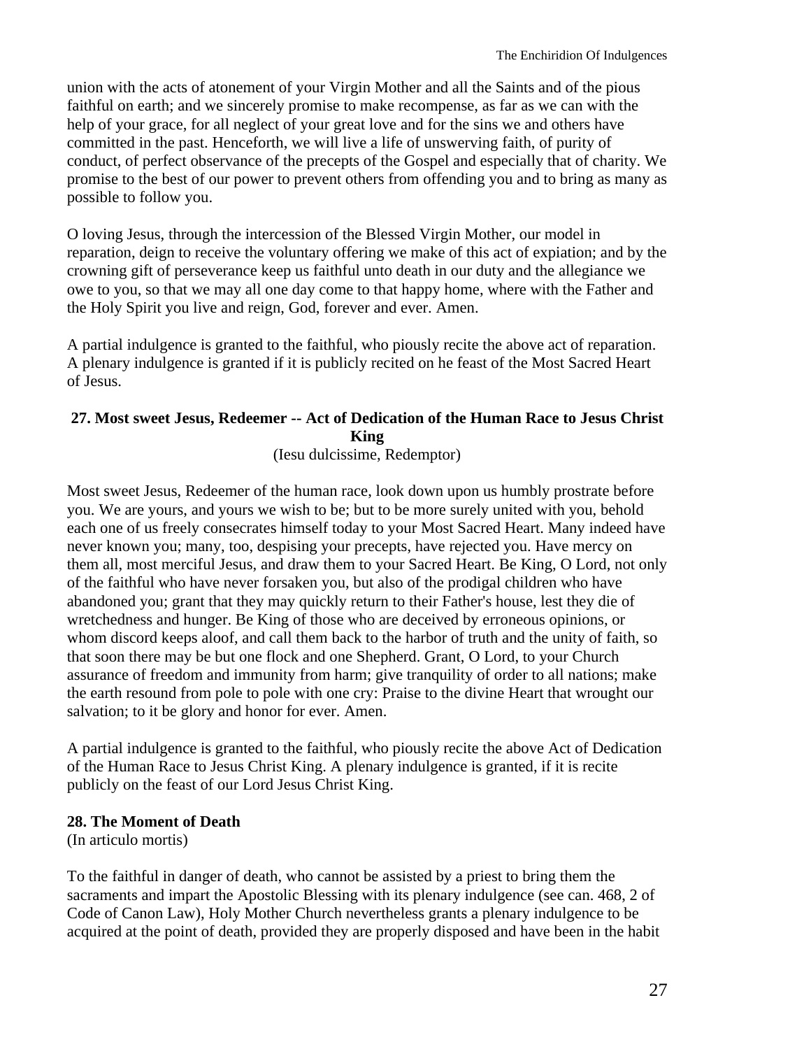union with the acts of atonement of your Virgin Mother and all the Saints and of the pious faithful on earth; and we sincerely promise to make recompense, as far as we can with the help of your grace, for all neglect of your great love and for the sins we and others have committed in the past. Henceforth, we will live a life of unswerving faith, of purity of conduct, of perfect observance of the precepts of the Gospel and especially that of charity. We promise to the best of our power to prevent others from offending you and to bring as many as possible to follow you.

O loving Jesus, through the intercession of the Blessed Virgin Mother, our model in reparation, deign to receive the voluntary offering we make of this act of expiation; and by the crowning gift of perseverance keep us faithful unto death in our duty and the allegiance we owe to you, so that we may all one day come to that happy home, where with the Father and the Holy Spirit you live and reign, God, forever and ever. Amen.

A partial indulgence is granted to the faithful, who piously recite the above act of reparation. A plenary indulgence is granted if it is publicly recited on he feast of the Most Sacred Heart of Jesus.

### 27. Most sweet Jesus, Redeemer -- Act of Dedication of the Human Race to Jesus Christ King

(Iesu dulcissime, Redemptor)

Most sweet Jesus, Redeemer of the human race, look down upon us humbly prostrate before you. We are yours, and yours we wish to be; but to be more surely united with you, behold each one of us freely consecrates himself today to your Most Sacred Heart. Many indeed have never known you; many, too, despising your precepts, have rejected you. Have mercy on them all, most merciful Jesus, and draw them to your Sacred Heart. Be King, O Lord, not only of the faithful who have never forsaken you, but also of the prodigal children who have abandoned you; grant that they may quickly return to their Father's house, lest they die of wretchedness and hunger. Be King of those who are deceived by erroneous opinions, or whom discord keeps aloof, and call them back to the harbor of truth and the unity of faith, so that soon there may be but one flock and one Shepherd. Grant, O Lord, to your Church assurance of freedom and immunity from harm; give tranquility of order to all nations; make the earth resound from pole to pole with one cry: Praise to the divine Heart that wrought our salvation; to it be glory and honor for ever. Amen.

A partial indulgence is granted to the faithful, who piously recite the above Act of Dedication of the Human Race to Jesus Christ King. A plenary indulgence is granted, if it is recite publicly on the feast of our Lord Jesus Christ King.

### 28. The Moment of Death

(In articulo mortis)

To the faithful in danger of death, who cannot be assisted by a priest to bring them the sacraments and impart the Apostolic Blessing with its plenary indulgence (see can. 468, 2 of Code of Canon Law), Holy Mother Church nevertheless grants a plenary indulgence to be acquired at the point of death, provided they are properly disposed and have been in the habit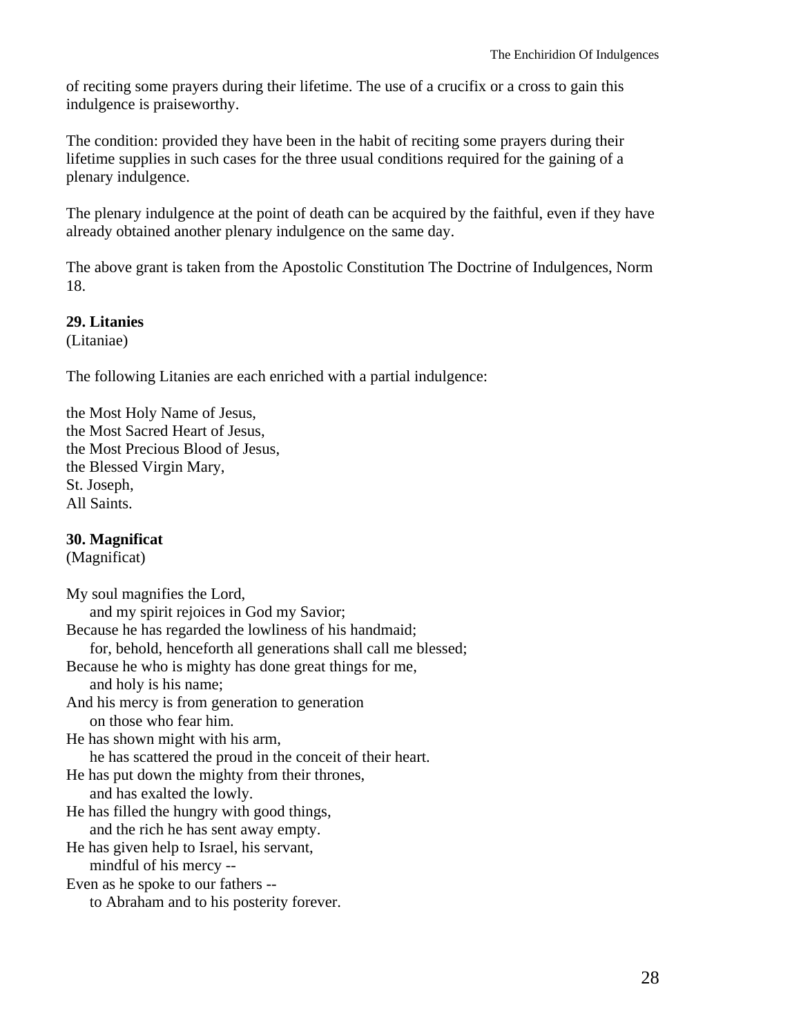of reciting some prayers during their lifetime. The use of a crucifix or a cross to gain this indulgence is praiseworthy.

The condition: provided they have been in the habit of reciting some prayers during their lifetime supplies in such cases for the three usual conditions required for the gaining of a plenary indulgence.

The plenary indulgence at the point of death can be acquired by the faithful, even if they have already obtained another plenary indulgence on the same day.

The above grant is taken from the Apostolic Constitution The Doctrine of Indulgences, Norm 18.

**29. Litanies**
(Litaniae)

The following Litanies are each enriched with a partial indulgence:

the Most Holy Name of Jesus,
the Most Sacred Heart of Jesus,
the Most Precious Blood of Jesus,
the Blessed Virgin Mary,
St. Joseph,
All Saints.

**30. Magnificat**
(Magnificat)

My soul magnifies the Lord,
    and my spirit rejoices in God my Savior;
Because he has regarded the lowliness of his handmaid;
    for, behold, henceforth all generations shall call me blessed;
Because he who is mighty has done great things for me,
    and holy is his name;
And his mercy is from generation to generation
    on those who fear him.
He has shown might with his arm,
    he has scattered the proud in the conceit of their heart.
He has put down the mighty from their thrones,
    and has exalted the lowly.
He has filled the hungry with good things,
    and the rich he has sent away empty.
He has given help to Israel, his servant,
    mindful of his mercy --
Even as he spoke to our fathers --
    to Abraham and to his posterity forever.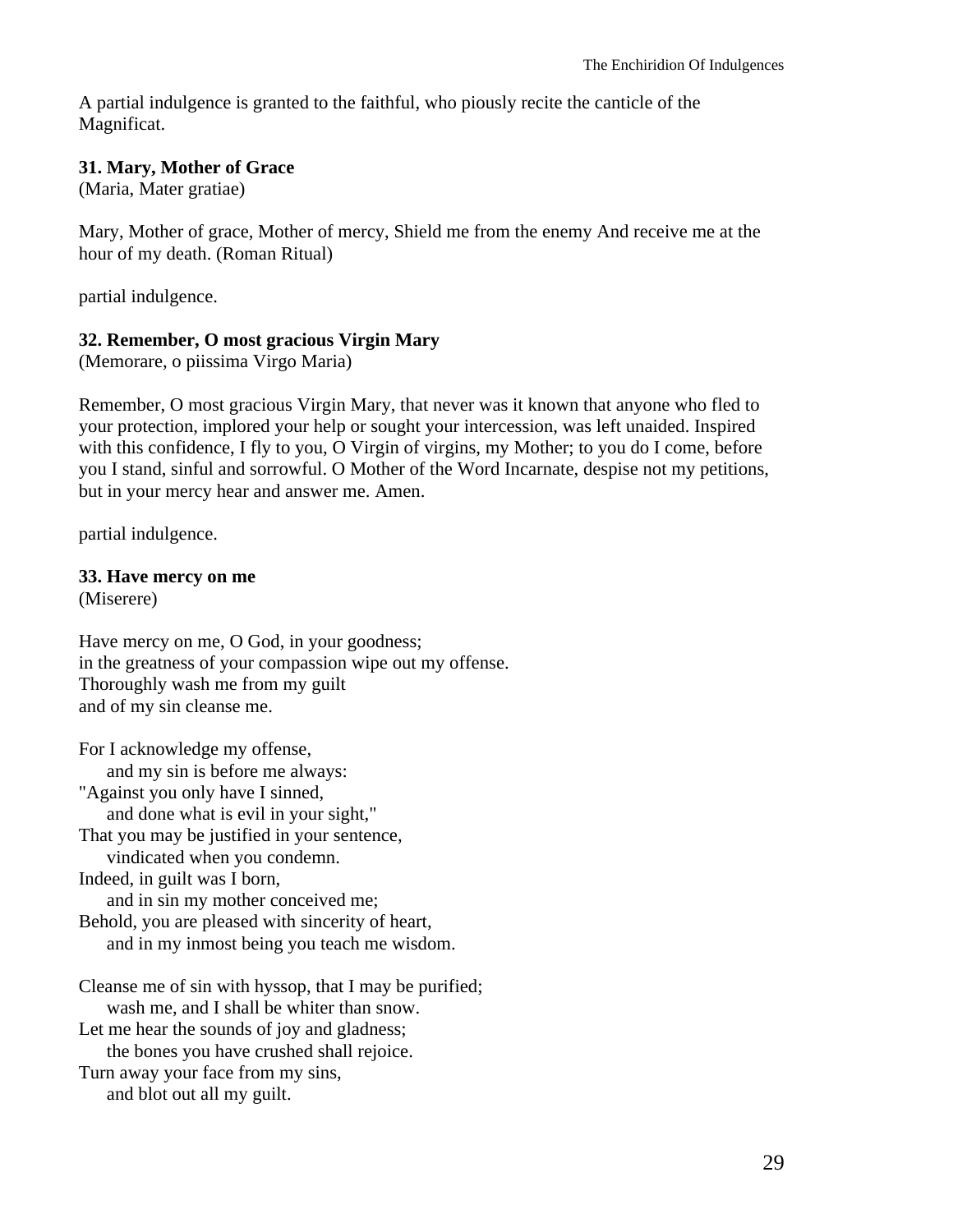A partial indulgence is granted to the faithful, who piously recite the canticle of the Magnificat.

**31. Mary, Mother of Grace**
(Maria, Mater gratiae)

Mary, Mother of grace, Mother of mercy, Shield me from the enemy And receive me at the hour of my death. (Roman Ritual)

partial indulgence.

**32. Remember, O most gracious Virgin Mary**
(Memorare, o piissima Virgo Maria)

Remember, O most gracious Virgin Mary, that never was it known that anyone who fled to your protection, implored your help or sought your intercession, was left unaided. Inspired with this confidence, I fly to you, O Virgin of virgins, my Mother; to you do I come, before you I stand, sinful and sorrowful. O Mother of the Word Incarnate, despise not my petitions, but in your mercy hear and answer me. Amen.

partial indulgence.

**33. Have mercy on me**
(Miserere)

Have mercy on me, O God, in your goodness;
in the greatness of your compassion wipe out my offense.
Thoroughly wash me from my guilt
and of my sin cleanse me.

For I acknowledge my offense,
    and my sin is before me always:
"Against you only have I sinned,
    and done what is evil in your sight,"
That you may be justified in your sentence,
    vindicated when you condemn.
Indeed, in guilt was I born,
    and in sin my mother conceived me;
Behold, you are pleased with sincerity of heart,
    and in my inmost being you teach me wisdom.

Cleanse me of sin with hyssop, that I may be purified;
    wash me, and I shall be whiter than snow.
Let me hear the sounds of joy and gladness;
    the bones you have crushed shall rejoice.
Turn away your face from my sins,
    and blot out all my guilt.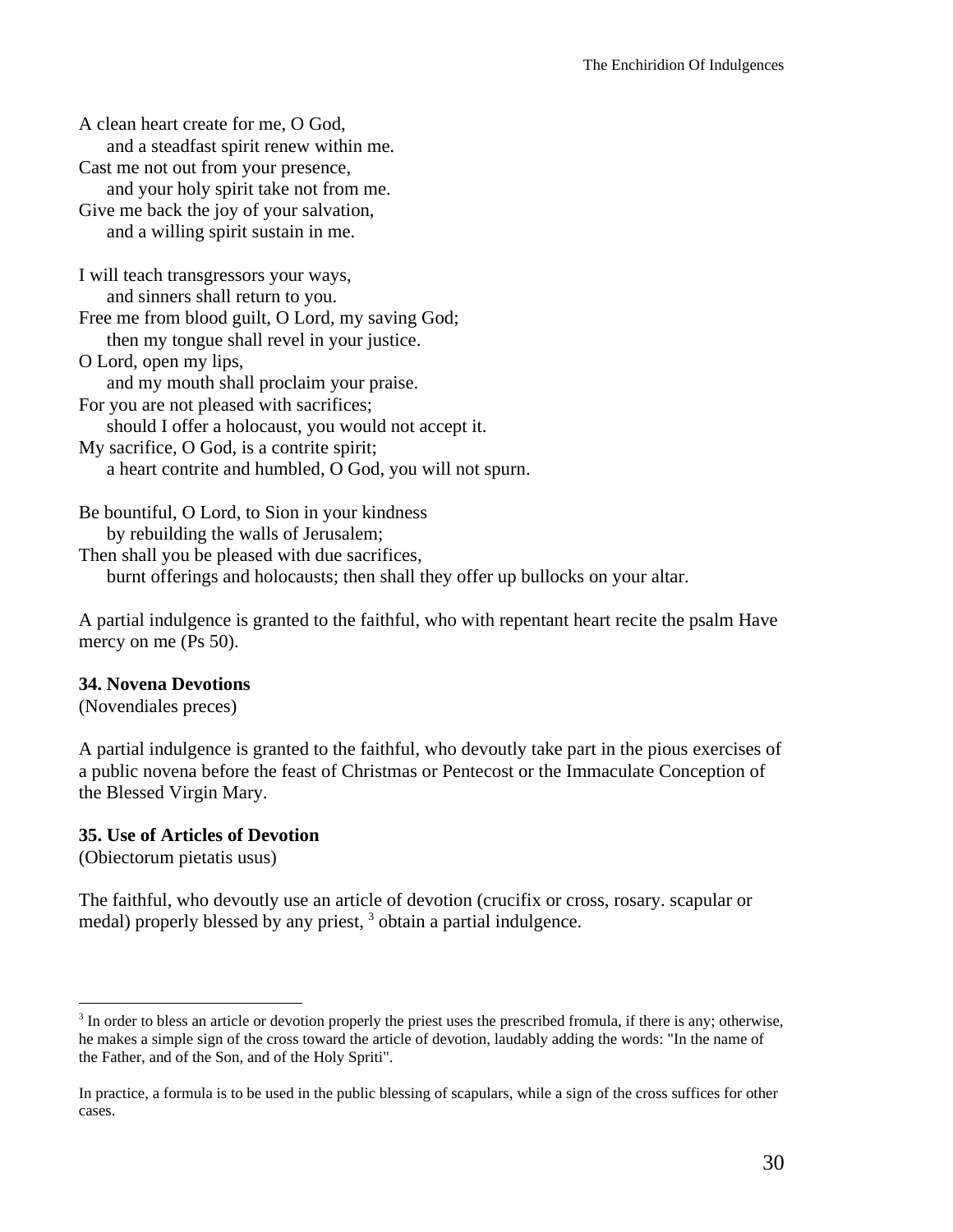A clean heart create for me, O God,
  and a steadfast spirit renew within me.
Cast me not out from your presence,
  and your holy spirit take not from me.
Give me back the joy of your salvation,
  and a willing spirit sustain in me.

I will teach transgressors your ways,
  and sinners shall return to you.
Free me from blood guilt, O Lord, my saving God;
  then my tongue shall revel in your justice.
O Lord, open my lips,
  and my mouth shall proclaim your praise.
For you are not pleased with sacrifices;
  should I offer a holocaust, you would not accept it.
My sacrifice, O God, is a contrite spirit;
  a heart contrite and humbled, O God, you will not spurn.

Be bountiful, O Lord, to Sion in your kindness
  by rebuilding the walls of Jerusalem;
Then shall you be pleased with due sacrifices,
  burnt offerings and holocausts; then shall they offer up bullocks on your altar.

A partial indulgence is granted to the faithful, who with repentant heart recite the psalm Have mercy on me (Ps 50).

**34. Novena Devotions**
(Novendiales preces)

A partial indulgence is granted to the faithful, who devoutly take part in the pious exercises of a public novena before the feast of Christmas or Pentecost or the Immaculate Conception of the Blessed Virgin Mary.

**35. Use of Articles of Devotion**
(Obiectorum pietatis usus)

The faithful, who devoutly use an article of devotion (crucifix or cross, rosary. scapular or medal) properly blessed by any priest, [3] obtain a partial indulgence.

---

[3] In order to bless an article or devotion properly the priest uses the prescribed fromula, if there is any; otherwise, he makes a simple sign of the cross toward the article of devotion, laudably adding the words: "In the name of the Father, and of the Son, and of the Holy Spriti".

In practice, a formula is to be used in the public blessing of scapulars, while a sign of the cross suffices for other cases.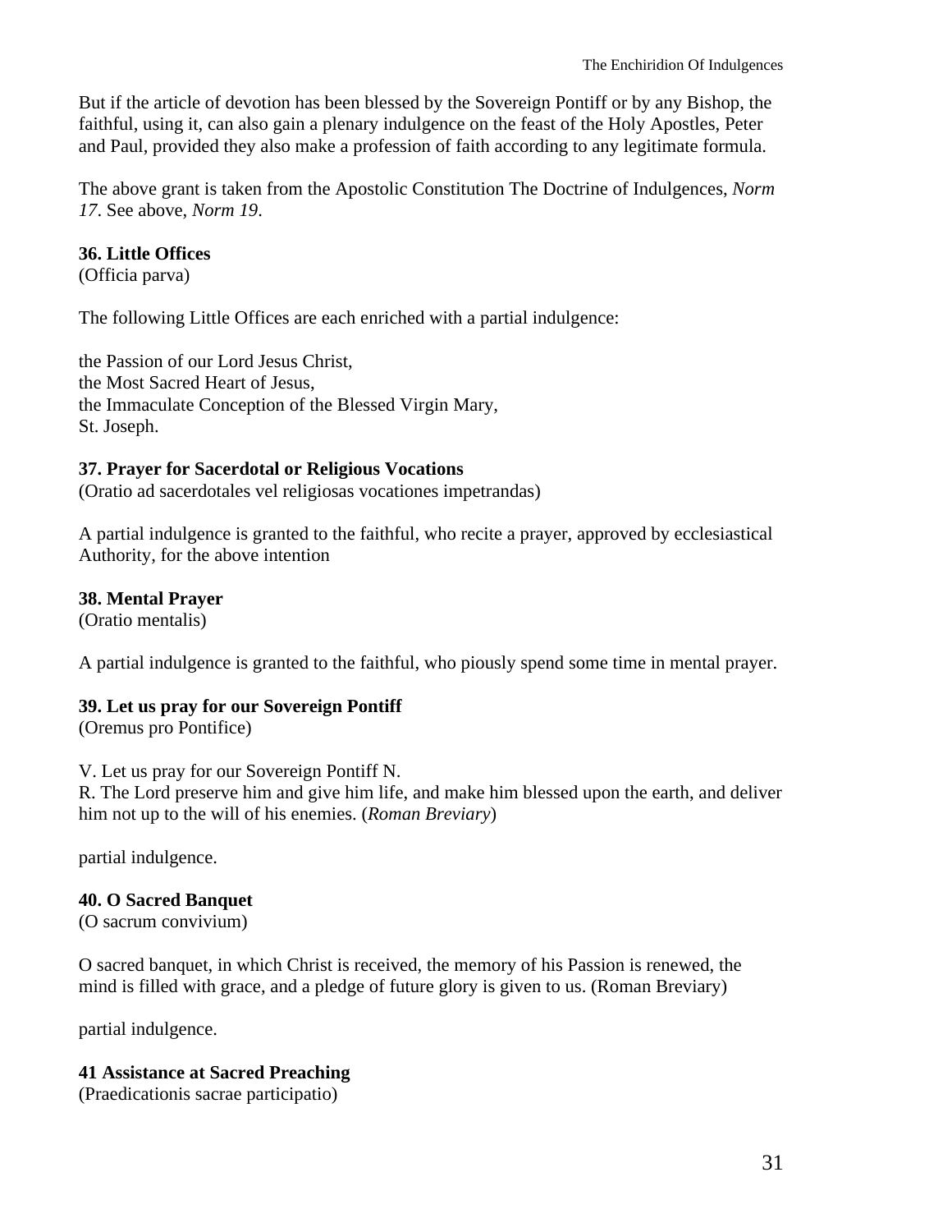But if the article of devotion has been blessed by the Sovereign Pontiff or by any Bishop, the faithful, using it, can also gain a plenary indulgence on the feast of the Holy Apostles, Peter and Paul, provided they also make a profession of faith according to any legitimate formula.

The above grant is taken from the Apostolic Constitution The Doctrine of Indulgences, *Norm 17*. See above, *Norm 19*.

**36. Little Offices**
(Officia parva)

The following Little Offices are each enriched with a partial indulgence:

the Passion of our Lord Jesus Christ,
the Most Sacred Heart of Jesus,
the Immaculate Conception of the Blessed Virgin Mary,
St. Joseph.

**37. Prayer for Sacerdotal or Religious Vocations**
(Oratio ad sacerdotales vel religiosas vocationes impetrandas)

A partial indulgence is granted to the faithful, who recite a prayer, approved by ecclesiastical Authority, for the above intention

**38. Mental Prayer**
(Oratio mentalis)

A partial indulgence is granted to the faithful, who piously spend some time in mental prayer.

**39. Let us pray for our Sovereign Pontiff**
(Oremus pro Pontifice)

V. Let us pray for our Sovereign Pontiff N.
R. The Lord preserve him and give him life, and make him blessed upon the earth, and deliver him not up to the will of his enemies. (*Roman Breviary*)

partial indulgence.

**40. O Sacred Banquet**
(O sacrum convivium)

O sacred banquet, in which Christ is received, the memory of his Passion is renewed, the mind is filled with grace, and a pledge of future glory is given to us. (Roman Breviary)

partial indulgence.

**41 Assistance at Sacred Preaching**
(Praedicationis sacrae participatio)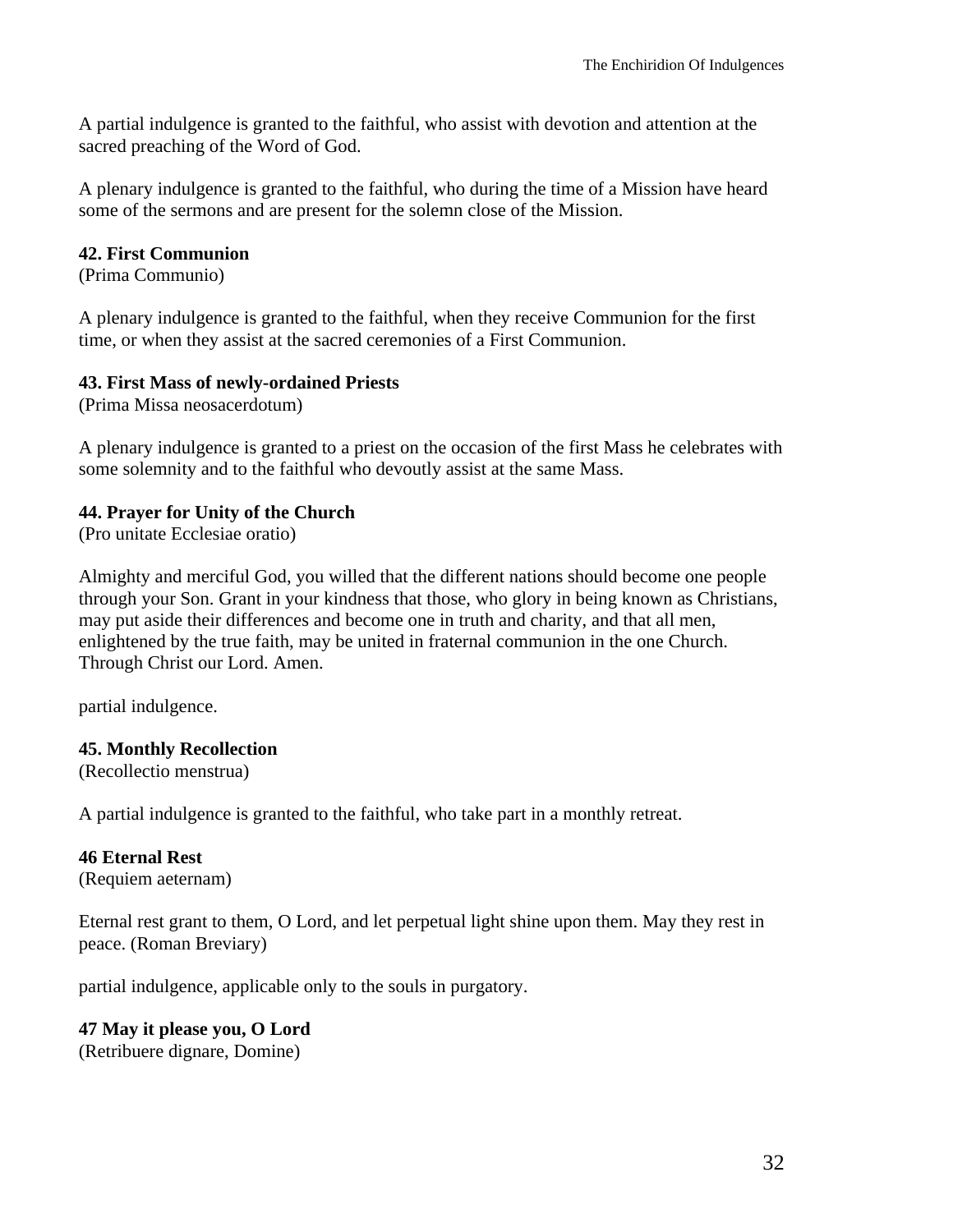A partial indulgence is granted to the faithful, who assist with devotion and attention at the sacred preaching of the Word of God.

A plenary indulgence is granted to the faithful, who during the time of a Mission have heard some of the sermons and are present for the solemn close of the Mission.

**42. First Communion**
(Prima Communio)

A plenary indulgence is granted to the faithful, when they receive Communion for the first time, or when they assist at the sacred ceremonies of a First Communion.

**43. First Mass of newly-ordained Priests**
(Prima Missa neosacerdotum)

A plenary indulgence is granted to a priest on the occasion of the first Mass he celebrates with some solemnity and to the faithful who devoutly assist at the same Mass.

**44. Prayer for Unity of the Church**
(Pro unitate Ecclesiae oratio)

Almighty and merciful God, you willed that the different nations should become one people through your Son. Grant in your kindness that those, who glory in being known as Christians, may put aside their differences and become one in truth and charity, and that all men, enlightened by the true faith, may be united in fraternal communion in the one Church. Through Christ our Lord. Amen.

partial indulgence.

**45. Monthly Recollection**
(Recollectio menstrua)

A partial indulgence is granted to the faithful, who take part in a monthly retreat.

**46 Eternal Rest**
(Requiem aeternam)

Eternal rest grant to them, O Lord, and let perpetual light shine upon them. May they rest in peace. (Roman Breviary)

partial indulgence, applicable only to the souls in purgatory.

**47 May it please you, O Lord**
(Retribuere dignare, Domine)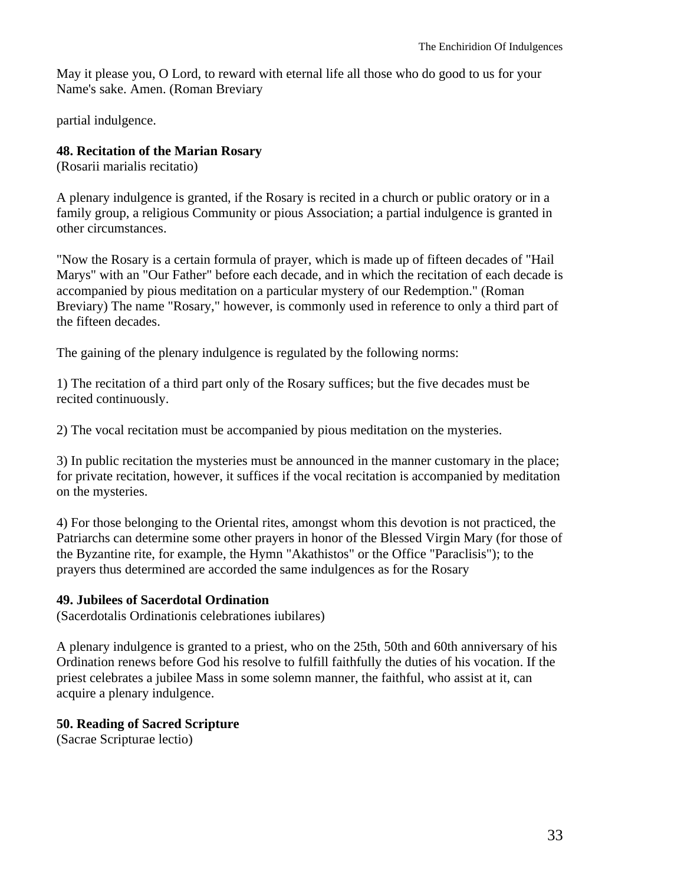May it please you, O Lord, to reward with eternal life all those who do good to us for your Name's sake. Amen. (Roman Breviary

partial indulgence.

### 48. Recitation of the Marian Rosary

(Rosarii marialis recitatio)

A plenary indulgence is granted, if the Rosary is recited in a church or public oratory or in a family group, a religious Community or pious Association; a partial indulgence is granted in other circumstances.

"Now the Rosary is a certain formula of prayer, which is made up of fifteen decades of "Hail Marys" with an "Our Father" before each decade, and in which the recitation of each decade is accompanied by pious meditation on a particular mystery of our Redemption." (Roman Breviary) The name "Rosary," however, is commonly used in reference to only a third part of the fifteen decades.

The gaining of the plenary indulgence is regulated by the following norms:

1) The recitation of a third part only of the Rosary suffices; but the five decades must be recited continuously.

2) The vocal recitation must be accompanied by pious meditation on the mysteries.

3) In public recitation the mysteries must be announced in the manner customary in the place; for private recitation, however, it suffices if the vocal recitation is accompanied by meditation on the mysteries.

4) For those belonging to the Oriental rites, amongst whom this devotion is not practiced, the Patriarchs can determine some other prayers in honor of the Blessed Virgin Mary (for those of the Byzantine rite, for example, the Hymn "Akathistos" or the Office "Paraclisis"); to the prayers thus determined are accorded the same indulgences as for the Rosary

### 49. Jubilees of Sacerdotal Ordination

(Sacerdotalis Ordinationis celebrationes iubilares)

A plenary indulgence is granted to a priest, who on the 25th, 50th and 60th anniversary of his Ordination renews before God his resolve to fulfill faithfully the duties of his vocation. If the priest celebrates a jubilee Mass in some solemn manner, the faithful, who assist at it, can acquire a plenary indulgence.

### 50. Reading of Sacred Scripture

(Sacrae Scripturae lectio)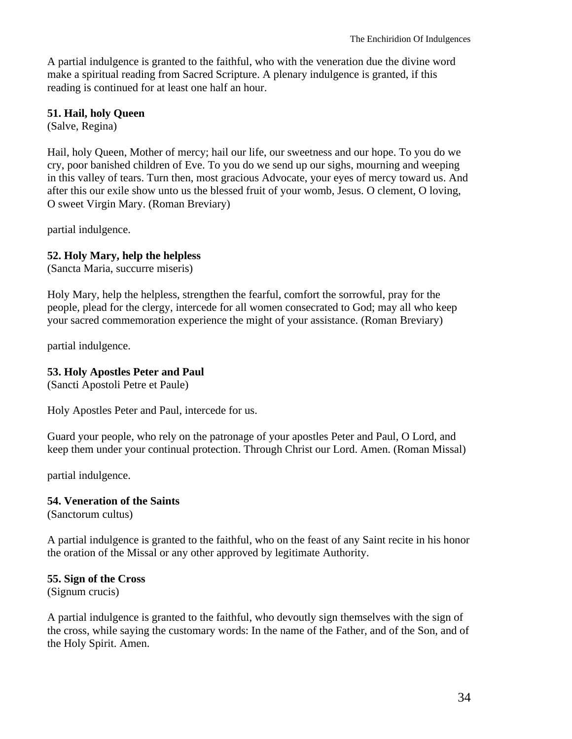A partial indulgence is granted to the faithful, who with the veneration due the divine word make a spiritual reading from Sacred Scripture. A plenary indulgence is granted, if this reading is continued for at least one half an hour.

**51. Hail, holy Queen**
(Salve, Regina)

Hail, holy Queen, Mother of mercy; hail our life, our sweetness and our hope. To you do we cry, poor banished children of Eve. To you do we send up our sighs, mourning and weeping in this valley of tears. Turn then, most gracious Advocate, your eyes of mercy toward us. And after this our exile show unto us the blessed fruit of your womb, Jesus. O clement, O loving, O sweet Virgin Mary. (Roman Breviary)

partial indulgence.

**52. Holy Mary, help the helpless**
(Sancta Maria, succurre miseris)

Holy Mary, help the helpless, strengthen the fearful, comfort the sorrowful, pray for the people, plead for the clergy, intercede for all women consecrated to God; may all who keep your sacred commemoration experience the might of your assistance. (Roman Breviary)

partial indulgence.

**53. Holy Apostles Peter and Paul**
(Sancti Apostoli Petre et Paule)

Holy Apostles Peter and Paul, intercede for us.

Guard your people, who rely on the patronage of your apostles Peter and Paul, O Lord, and keep them under your continual protection. Through Christ our Lord. Amen. (Roman Missal)

partial indulgence.

**54. Veneration of the Saints**
(Sanctorum cultus)

A partial indulgence is granted to the faithful, who on the feast of any Saint recite in his honor the oration of the Missal or any other approved by legitimate Authority.

**55. Sign of the Cross**
(Signum crucis)

A partial indulgence is granted to the faithful, who devoutly sign themselves with the sign of the cross, while saying the customary words: In the name of the Father, and of the Son, and of the Holy Spirit. Amen.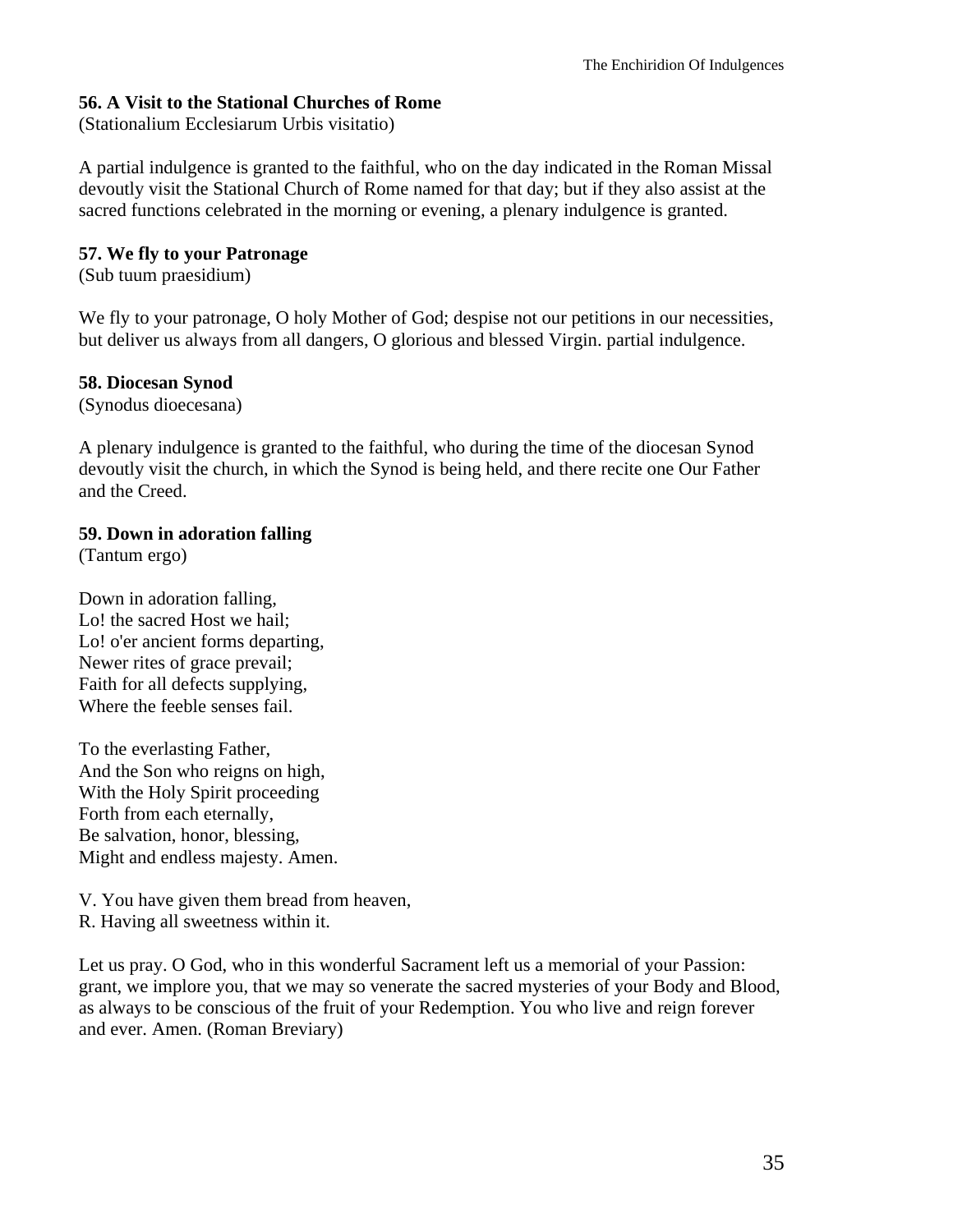**56. A Visit to the Stational Churches of Rome**
(Stationalium Ecclesiarum Urbis visitatio)

A partial indulgence is granted to the faithful, who on the day indicated in the Roman Missal devoutly visit the Stational Church of Rome named for that day; but if they also assist at the sacred functions celebrated in the morning or evening, a plenary indulgence is granted.

**57. We fly to your Patronage**
(Sub tuum praesidium)

We fly to your patronage, O holy Mother of God; despise not our petitions in our necessities, but deliver us always from all dangers, O glorious and blessed Virgin. partial indulgence.

**58. Diocesan Synod**
(Synodus dioecesana)

A plenary indulgence is granted to the faithful, who during the time of the diocesan Synod devoutly visit the church, in which the Synod is being held, and there recite one Our Father and the Creed.

**59. Down in adoration falling**
(Tantum ergo)

Down in adoration falling,
Lo! the sacred Host we hail;
Lo! o'er ancient forms departing,
Newer rites of grace prevail;
Faith for all defects supplying,
Where the feeble senses fail.

To the everlasting Father,
And the Son who reigns on high,
With the Holy Spirit proceeding
Forth from each eternally,
Be salvation, honor, blessing,
Might and endless majesty. Amen.

V. You have given them bread from heaven,
R. Having all sweetness within it.

Let us pray. O God, who in this wonderful Sacrament left us a memorial of your Passion: grant, we implore you, that we may so venerate the sacred mysteries of your Body and Blood, as always to be conscious of the fruit of your Redemption. You who live and reign forever and ever. Amen. (Roman Breviary)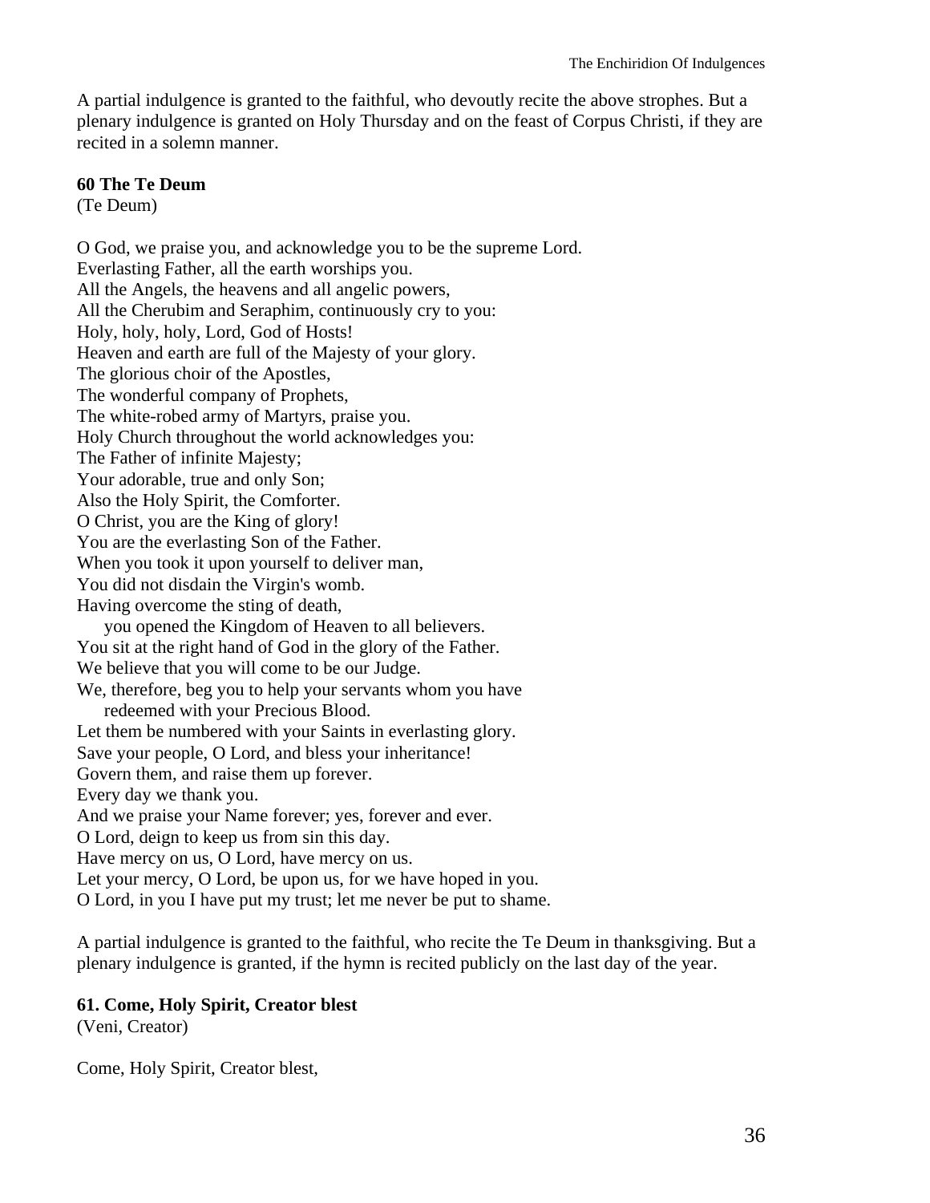A partial indulgence is granted to the faithful, who devoutly recite the above strophes. But a plenary indulgence is granted on Holy Thursday and on the feast of Corpus Christi, if they are recited in a solemn manner.

**60 The Te Deum**
(Te Deum)

O God, we praise you, and acknowledge you to be the supreme Lord.
Everlasting Father, all the earth worships you.
All the Angels, the heavens and all angelic powers,
All the Cherubim and Seraphim, continuously cry to you:
Holy, holy, holy, Lord, God of Hosts!
Heaven and earth are full of the Majesty of your glory.
The glorious choir of the Apostles,
The wonderful company of Prophets,
The white-robed army of Martyrs, praise you.
Holy Church throughout the world acknowledges you:
The Father of infinite Majesty;
Your adorable, true and only Son;
Also the Holy Spirit, the Comforter.
O Christ, you are the King of glory!
You are the everlasting Son of the Father.
When you took it upon yourself to deliver man,
You did not disdain the Virgin's womb.
Having overcome the sting of death,
 you opened the Kingdom of Heaven to all believers.
You sit at the right hand of God in the glory of the Father.
We believe that you will come to be our Judge.
We, therefore, beg you to help your servants whom you have
 redeemed with your Precious Blood.
Let them be numbered with your Saints in everlasting glory.
Save your people, O Lord, and bless your inheritance!
Govern them, and raise them up forever.
Every day we thank you.
And we praise your Name forever; yes, forever and ever.
O Lord, deign to keep us from sin this day.
Have mercy on us, O Lord, have mercy on us.
Let your mercy, O Lord, be upon us, for we have hoped in you.
O Lord, in you I have put my trust; let me never be put to shame.

A partial indulgence is granted to the faithful, who recite the Te Deum in thanksgiving. But a plenary indulgence is granted, if the hymn is recited publicly on the last day of the year.

**61. Come, Holy Spirit, Creator blest**
(Veni, Creator)

Come, Holy Spirit, Creator blest,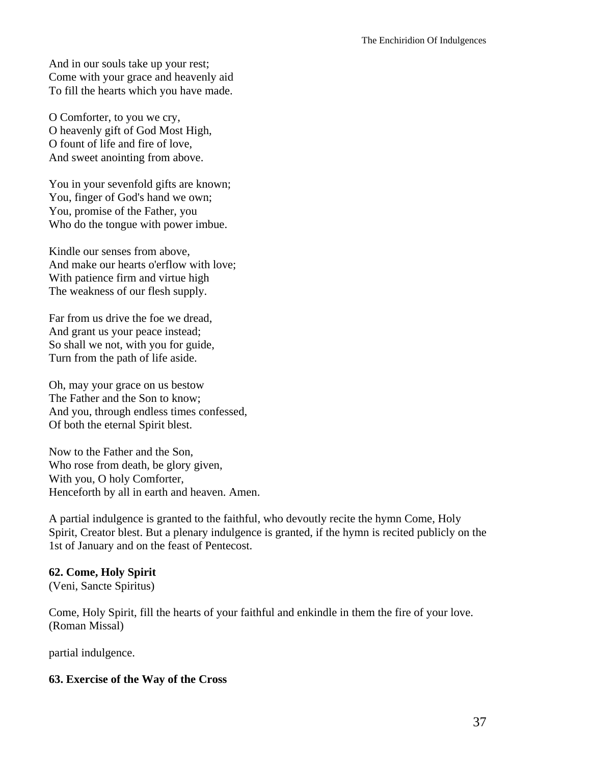And in our souls take up your rest;
Come with your grace and heavenly aid
To fill the hearts which you have made.

O Comforter, to you we cry,
O heavenly gift of God Most High,
O fount of life and fire of love,
And sweet anointing from above.

You in your sevenfold gifts are known;
You, finger of God's hand we own;
You, promise of the Father, you
Who do the tongue with power imbue.

Kindle our senses from above,
And make our hearts o'erflow with love;
With patience firm and virtue high
The weakness of our flesh supply.

Far from us drive the foe we dread,
And grant us your peace instead;
So shall we not, with you for guide,
Turn from the path of life aside.

Oh, may your grace on us bestow
The Father and the Son to know;
And you, through endless times confessed,
Of both the eternal Spirit blest.

Now to the Father and the Son,
Who rose from death, be glory given,
With you, O holy Comforter,
Henceforth by all in earth and heaven. Amen.

A partial indulgence is granted to the faithful, who devoutly recite the hymn Come, Holy Spirit, Creator blest. But a plenary indulgence is granted, if the hymn is recited publicly on the 1st of January and on the feast of Pentecost.

**62. Come, Holy Spirit**
(Veni, Sancte Spiritus)

Come, Holy Spirit, fill the hearts of your faithful and enkindle in them the fire of your love. (Roman Missal)

partial indulgence.

**63. Exercise of the Way of the Cross**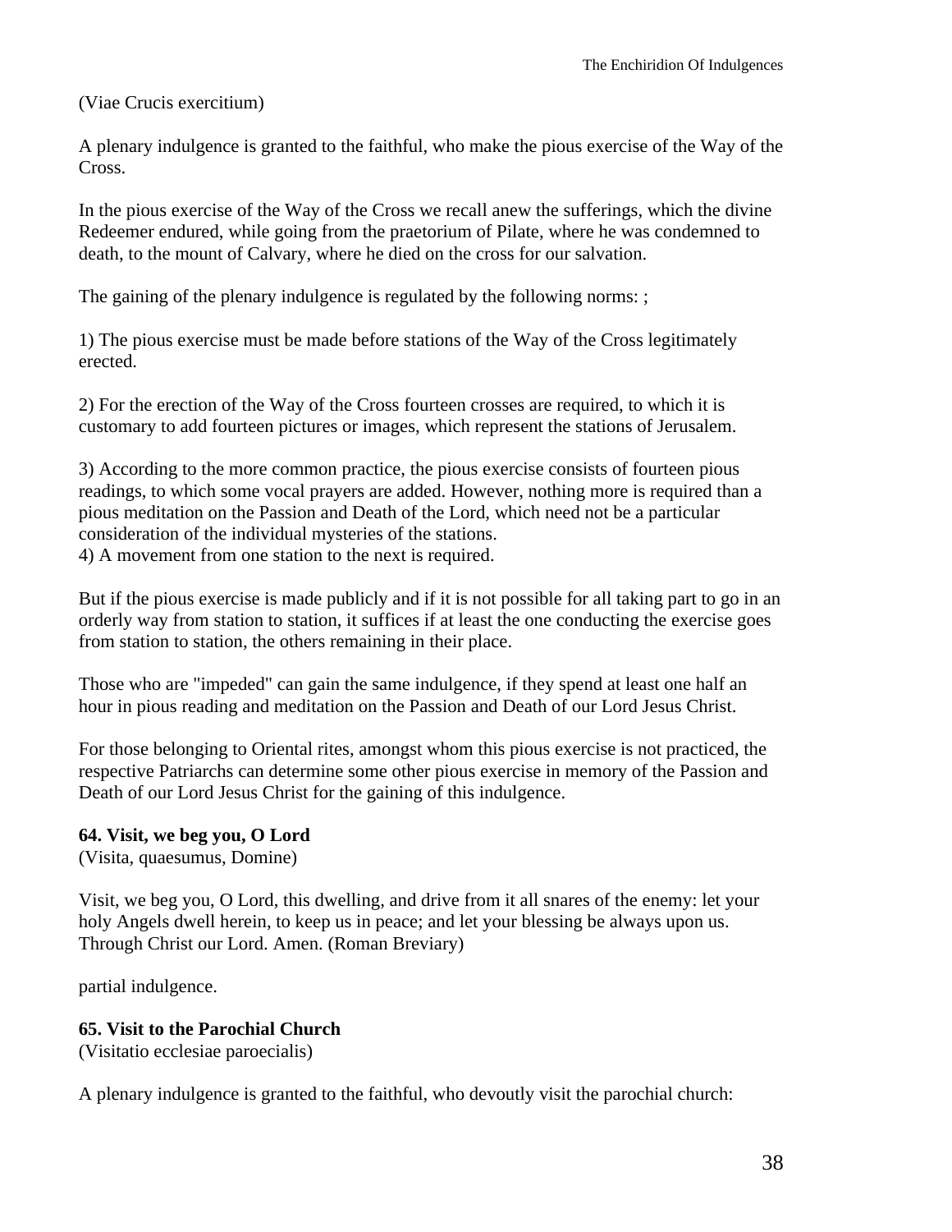(Viae Crucis exercitium)

A plenary indulgence is granted to the faithful, who make the pious exercise of the Way of the Cross.

In the pious exercise of the Way of the Cross we recall anew the sufferings, which the divine Redeemer endured, while going from the praetorium of Pilate, where he was condemned to death, to the mount of Calvary, where he died on the cross for our salvation.

The gaining of the plenary indulgence is regulated by the following norms: ;

1) The pious exercise must be made before stations of the Way of the Cross legitimately erected.

2) For the erection of the Way of the Cross fourteen crosses are required, to which it is customary to add fourteen pictures or images, which represent the stations of Jerusalem.

3) According to the more common practice, the pious exercise consists of fourteen pious readings, to which some vocal prayers are added. However, nothing more is required than a pious meditation on the Passion and Death of the Lord, which need not be a particular consideration of the individual mysteries of the stations.
4) A movement from one station to the next is required.

But if the pious exercise is made publicly and if it is not possible for all taking part to go in an orderly way from station to station, it suffices if at least the one conducting the exercise goes from station to station, the others remaining in their place.

Those who are "impeded" can gain the same indulgence, if they spend at least one half an hour in pious reading and meditation on the Passion and Death of our Lord Jesus Christ.

For those belonging to Oriental rites, amongst whom this pious exercise is not practiced, the respective Patriarchs can determine some other pious exercise in memory of the Passion and Death of our Lord Jesus Christ for the gaining of this indulgence.

**64. Visit, we beg you, O Lord**
(Visita, quaesumus, Domine)

Visit, we beg you, O Lord, this dwelling, and drive from it all snares of the enemy: let your holy Angels dwell herein, to keep us in peace; and let your blessing be always upon us. Through Christ our Lord. Amen. (Roman Breviary)

partial indulgence.

**65. Visit to the Parochial Church**
(Visitatio ecclesiae paroecialis)

A plenary indulgence is granted to the faithful, who devoutly visit the parochial church: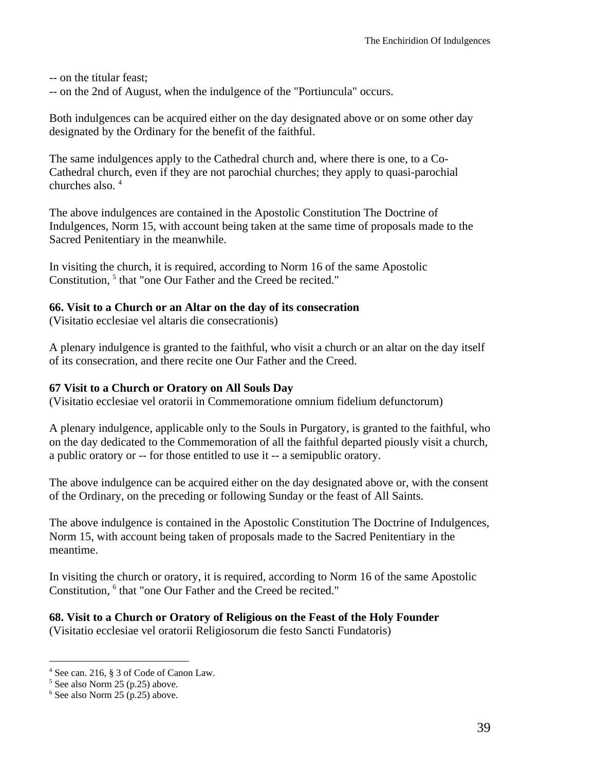-- on the titular feast;
-- on the 2nd of August, when the indulgence of the "Portiuncula" occurs.

Both indulgences can be acquired either on the day designated above or on some other day designated by the Ordinary for the benefit of the faithful.

The same indulgences apply to the Cathedral church and, where there is one, to a Co-Cathedral church, even if they are not parochial churches; they apply to quasi-parochial churches also. [4]

The above indulgences are contained in the Apostolic Constitution The Doctrine of Indulgences, Norm 15, with account being taken at the same time of proposals made to the Sacred Penitentiary in the meanwhile.

In visiting the church, it is required, according to Norm 16 of the same Apostolic Constitution, [5] that "one Our Father and the Creed be recited."

**66. Visit to a Church or an Altar on the day of its consecration**
(Visitatio ecclesiae vel altaris die consecrationis)

A plenary indulgence is granted to the faithful, who visit a church or an altar on the day itself of its consecration, and there recite one Our Father and the Creed.

**67 Visit to a Church or Oratory on All Souls Day**
(Visitatio ecclesiae vel oratorii in Commemoratione omnium fidelium defunctorum)

A plenary indulgence, applicable only to the Souls in Purgatory, is granted to the faithful, who on the day dedicated to the Commemoration of all the faithful departed piously visit a church, a public oratory or -- for those entitled to use it -- a semipublic oratory.

The above indulgence can be acquired either on the day designated above or, with the consent of the Ordinary, on the preceding or following Sunday or the feast of All Saints.

The above indulgence is contained in the Apostolic Constitution The Doctrine of Indulgences, Norm 15, with account being taken of proposals made to the Sacred Penitentiary in the meantime.

In visiting the church or oratory, it is required, according to Norm 16 of the same Apostolic Constitution, [6] that "one Our Father and the Creed be recited."

**68. Visit to a Church or Oratory of Religious on the Feast of the Holy Founder**
(Visitatio ecclesiae vel oratorii Religiosorum die festo Sancti Fundatoris)

---

[4] See can. 216, § 3 of Code of Canon Law.
[5] See also Norm 25 (p.25) above.
[6] See also Norm 25 (p.25) above.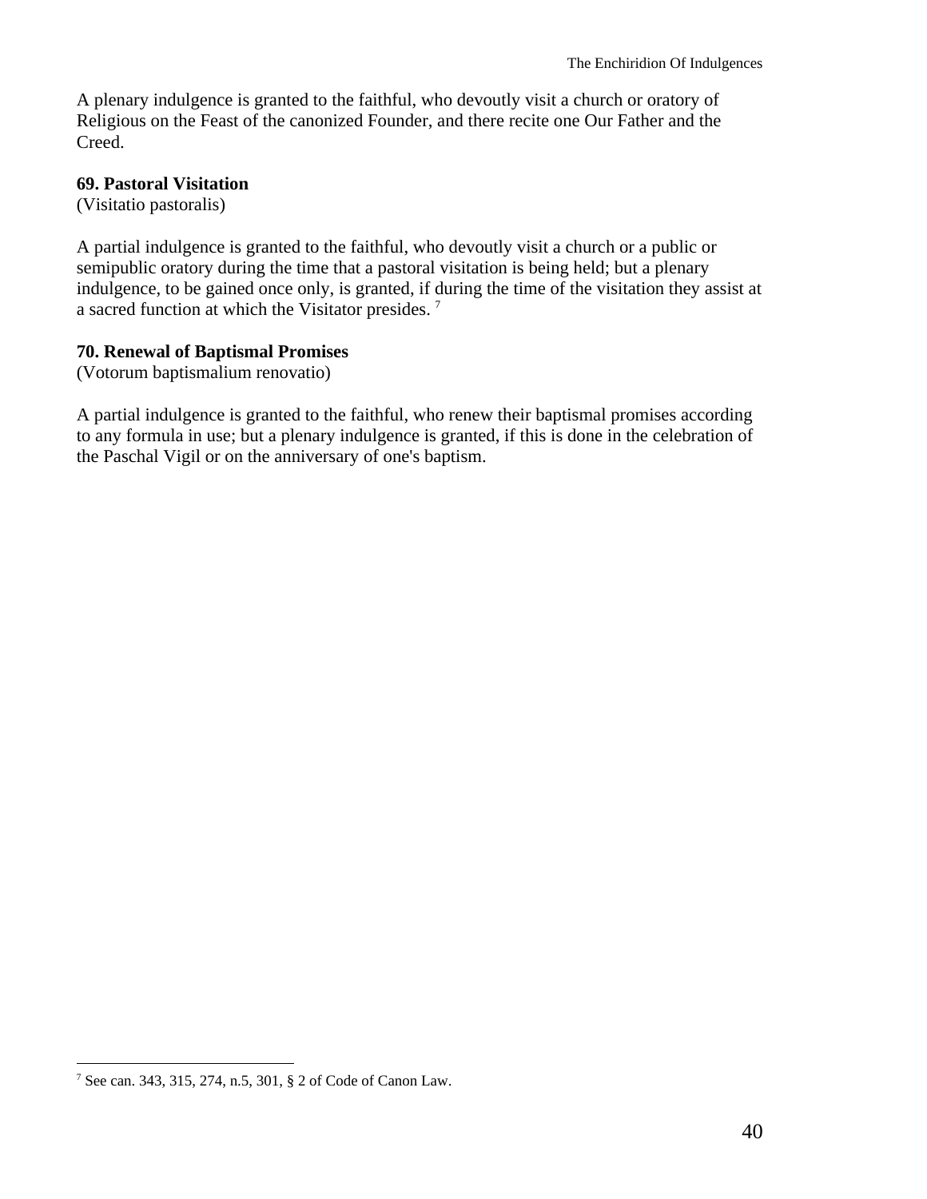A plenary indulgence is granted to the faithful, who devoutly visit a church or oratory of Religious on the Feast of the canonized Founder, and there recite one Our Father and the Creed.

**69. Pastoral Visitation**
(Visitatio pastoralis)

A partial indulgence is granted to the faithful, who devoutly visit a church or a public or semipublic oratory during the time that a pastoral visitation is being held; but a plenary indulgence, to be gained once only, is granted, if during the time of the visitation they assist at a sacred function at which the Visitator presides. [7]

**70. Renewal of Baptismal Promises**
(Votorum baptismalium renovatio)

A partial indulgence is granted to the faithful, who renew their baptismal promises according to any formula in use; but a plenary indulgence is granted, if this is done in the celebration of the Paschal Vigil or on the anniversary of one's baptism.

---

[7] See can. 343, 315, 274, n.5, 301, § 2 of Code of Canon Law.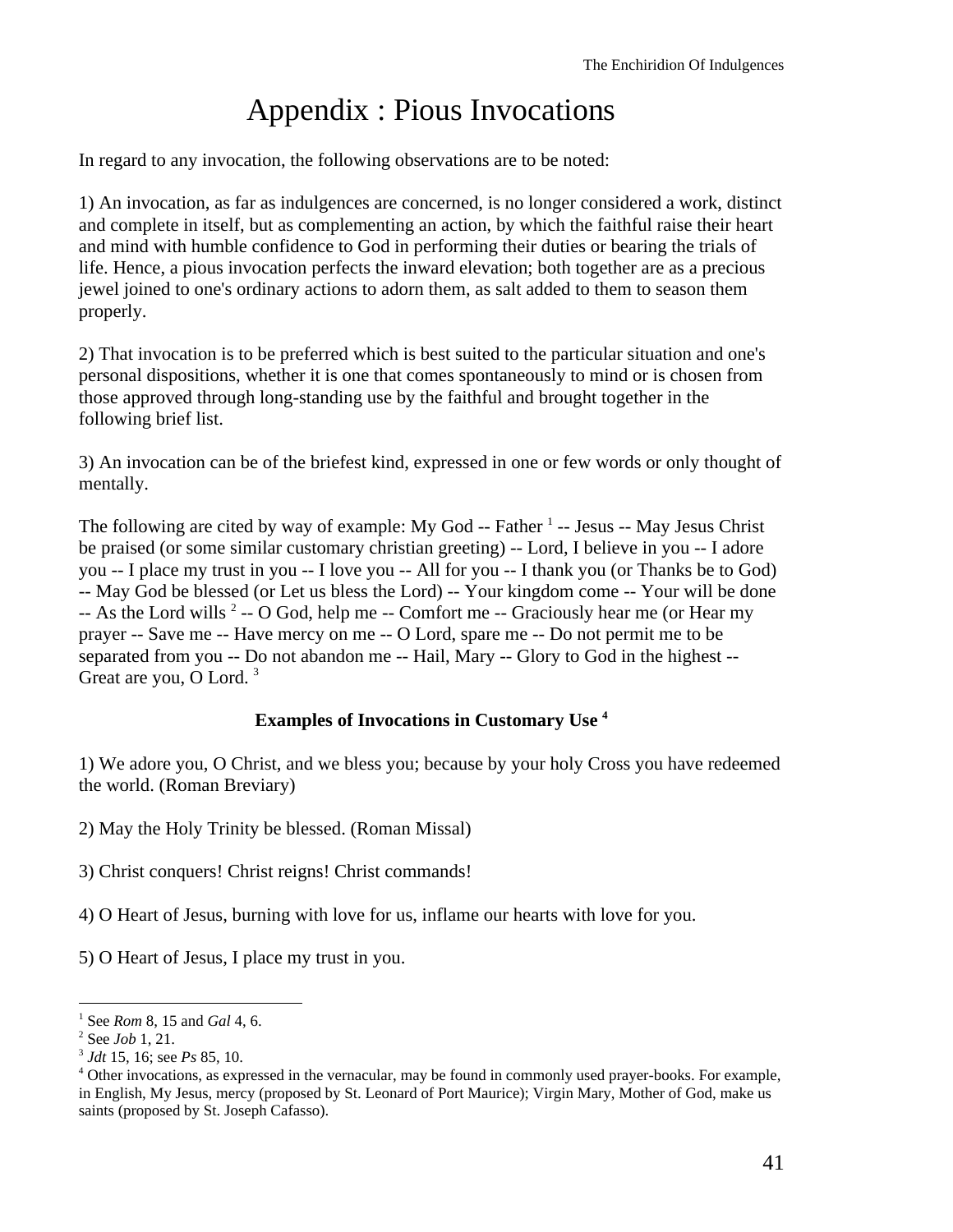# Appendix : Pious Invocations

In regard to any invocation, the following observations are to be noted:

1) An invocation, as far as indulgences are concerned, is no longer considered a work, distinct and complete in itself, but as complementing an action, by which the faithful raise their heart and mind with humble confidence to God in performing their duties or bearing the trials of life. Hence, a pious invocation perfects the inward elevation; both together are as a precious jewel joined to one's ordinary actions to adorn them, as salt added to them to season them properly.

2) That invocation is to be preferred which is best suited to the particular situation and one's personal dispositions, whether it is one that comes spontaneously to mind or is chosen from those approved through long-standing use by the faithful and brought together in the following brief list.

3) An invocation can be of the briefest kind, expressed in one or few words or only thought of mentally.

The following are cited by way of example: My God -- Father [1] -- Jesus -- May Jesus Christ be praised (or some similar customary christian greeting) -- Lord, I believe in you -- I adore you -- I place my trust in you -- I love you -- All for you -- I thank you (or Thanks be to God) -- May God be blessed (or Let us bless the Lord) -- Your kingdom come -- Your will be done -- As the Lord wills [2] -- O God, help me -- Comfort me -- Graciously hear me (or Hear my prayer -- Save me -- Have mercy on me -- O Lord, spare me -- Do not permit me to be separated from you -- Do not abandon me -- Hail, Mary -- Glory to God in the highest -- Great are you, O Lord. [3]

**Examples of Invocations in Customary Use [4]**

1) We adore you, O Christ, and we bless you; because by your holy Cross you have redeemed the world. (Roman Breviary)

2) May the Holy Trinity be blessed. (Roman Missal)

3) Christ conquers! Christ reigns! Christ commands!

4) O Heart of Jesus, burning with love for us, inflame our hearts with love for you.

5) O Heart of Jesus, I place my trust in you.

---

[1] See *Rom* 8, 15 and *Gal* 4, 6.

[2] See *Job* 1, 21.

[3] *Jdt* 15, 16; see *Ps* 85, 10.

[4] Other invocations, as expressed in the vernacular, may be found in commonly used prayer-books. For example, in English, My Jesus, mercy (proposed by St. Leonard of Port Maurice); Virgin Mary, Mother of God, make us saints (proposed by St. Joseph Cafasso).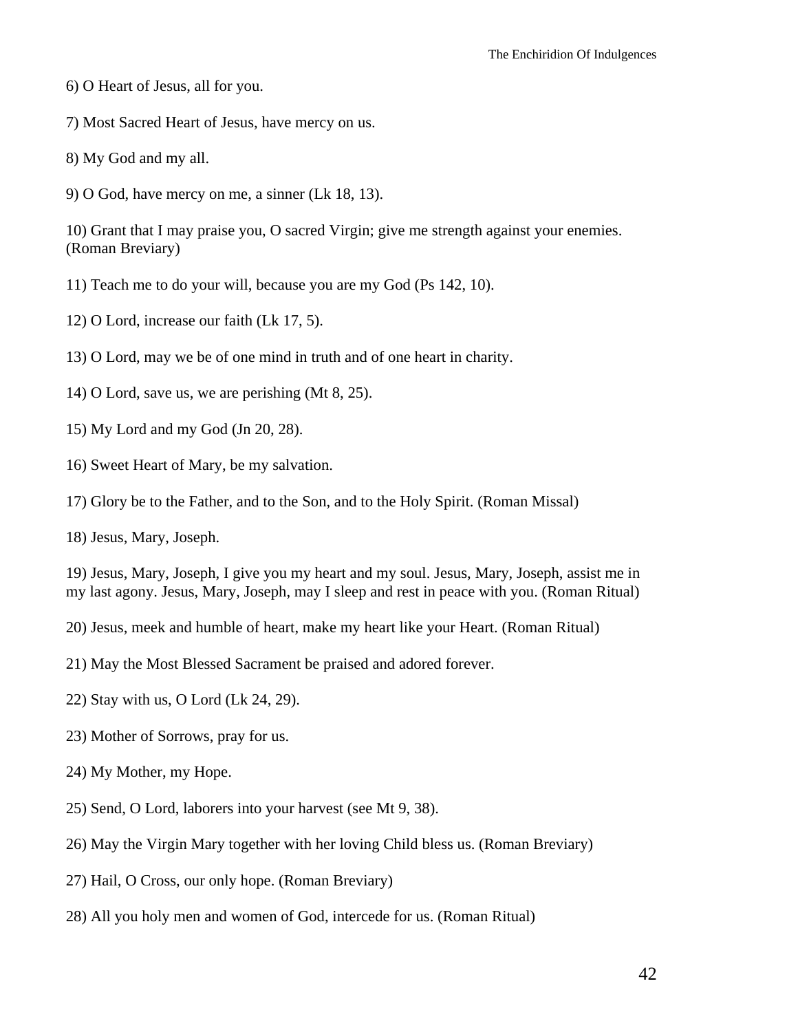6) O Heart of Jesus, all for you.

7) Most Sacred Heart of Jesus, have mercy on us.

8) My God and my all.

9) O God, have mercy on me, a sinner (Lk 18, 13).

10) Grant that I may praise you, O sacred Virgin; give me strength against your enemies. (Roman Breviary)

11) Teach me to do your will, because you are my God (Ps 142, 10).

12) O Lord, increase our faith (Lk 17, 5).

13) O Lord, may we be of one mind in truth and of one heart in charity.

14) O Lord, save us, we are perishing (Mt 8, 25).

15) My Lord and my God (Jn 20, 28).

16) Sweet Heart of Mary, be my salvation.

17) Glory be to the Father, and to the Son, and to the Holy Spirit. (Roman Missal)

18) Jesus, Mary, Joseph.

19) Jesus, Mary, Joseph, I give you my heart and my soul. Jesus, Mary, Joseph, assist me in my last agony. Jesus, Mary, Joseph, may I sleep and rest in peace with you. (Roman Ritual)

20) Jesus, meek and humble of heart, make my heart like your Heart. (Roman Ritual)

21) May the Most Blessed Sacrament be praised and adored forever.

22) Stay with us, O Lord (Lk 24, 29).

23) Mother of Sorrows, pray for us.

24) My Mother, my Hope.

25) Send, O Lord, laborers into your harvest (see Mt 9, 38).

26) May the Virgin Mary together with her loving Child bless us. (Roman Breviary)

27) Hail, O Cross, our only hope. (Roman Breviary)

28) All you holy men and women of God, intercede for us. (Roman Ritual)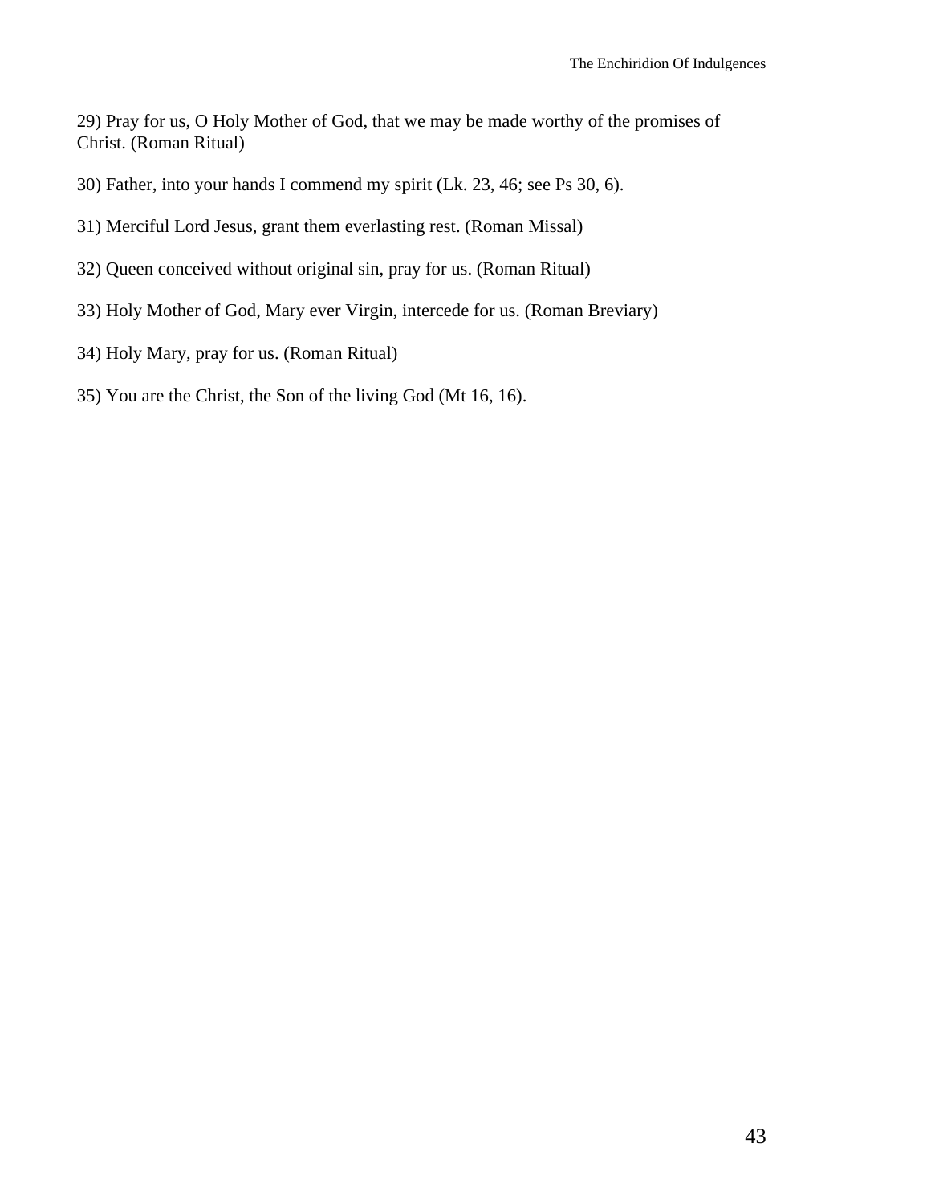29) Pray for us, O Holy Mother of God, that we may be made worthy of the promises of Christ. (Roman Ritual)

30) Father, into your hands I commend my spirit (Lk. 23, 46; see Ps 30, 6).

31) Merciful Lord Jesus, grant them everlasting rest. (Roman Missal)

32) Queen conceived without original sin, pray for us. (Roman Ritual)

33) Holy Mother of God, Mary ever Virgin, intercede for us. (Roman Breviary)

34) Holy Mary, pray for us. (Roman Ritual)

35) You are the Christ, the Son of the living God (Mt 16, 16).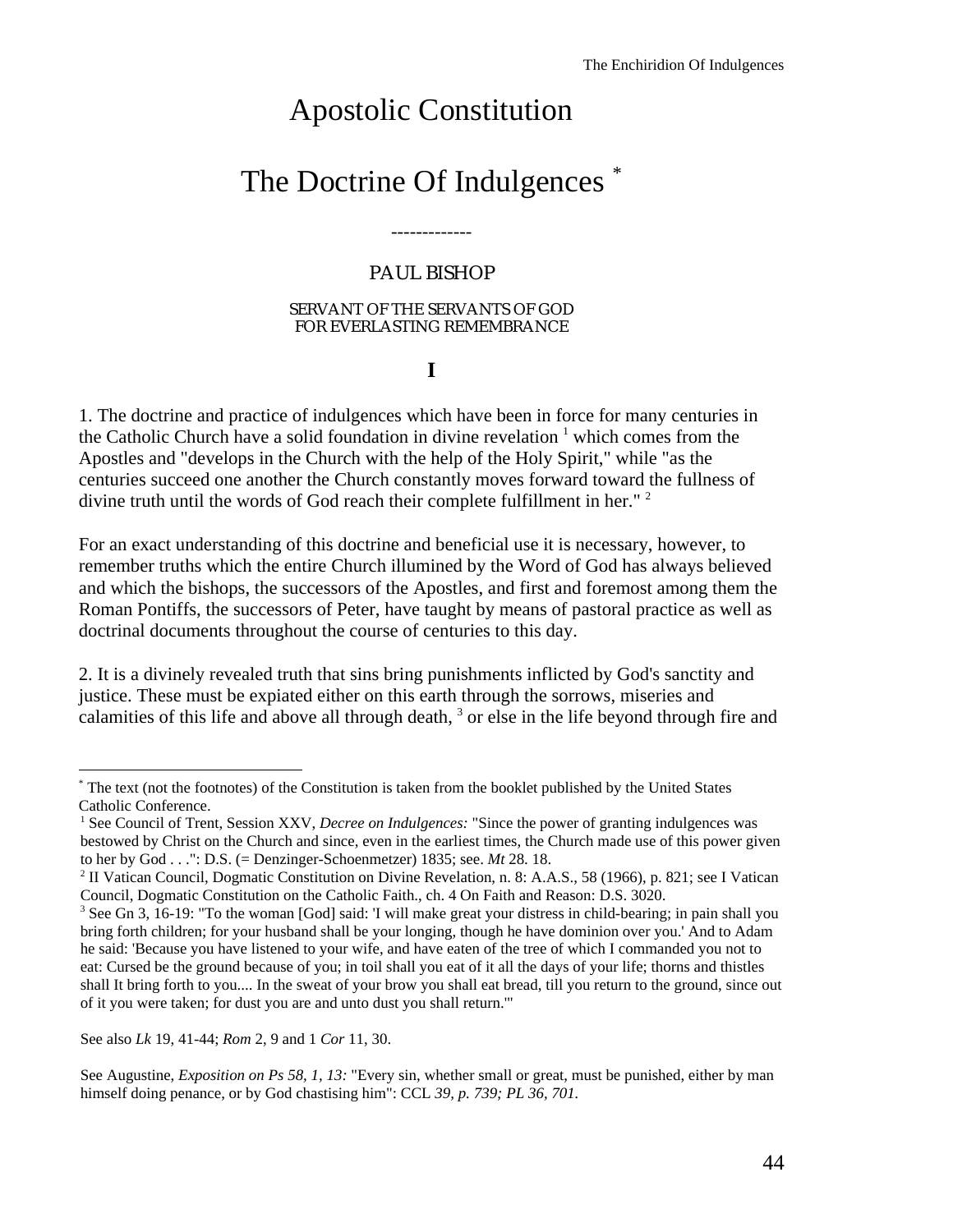# Apostolic Constitution

# The Doctrine Of Indulgences [*]

-------------

PAUL BISHOP

SERVANT OF THE SERVANTS OF GOD
FOR EVERLASTING REMEMBRANCE

## I

1. The doctrine and practice of indulgences which have been in force for many centuries in the Catholic Church have a solid foundation in divine revelation [1] which comes from the Apostles and "develops in the Church with the help of the Holy Spirit," while "as the centuries succeed one another the Church constantly moves forward toward the fullness of divine truth until the words of God reach their complete fulfillment in her." [2]

For an exact understanding of this doctrine and beneficial use it is necessary, however, to remember truths which the entire Church illumined by the Word of God has always believed and which the bishops, the successors of the Apostles, and first and foremost among them the Roman Pontiffs, the successors of Peter, have taught by means of pastoral practice as well as doctrinal documents throughout the course of centuries to this day.

2. It is a divinely revealed truth that sins bring punishments inflicted by God's sanctity and justice. These must be expiated either on this earth through the sorrows, miseries and calamities of this life and above all through death, [3] or else in the life beyond through fire and

---

[*] The text (not the footnotes) of the Constitution is taken from the booklet published by the United States Catholic Conference.

[1] See Council of Trent, Session XXV, *Decree on Indulgences:* "Since the power of granting indulgences was bestowed by Christ on the Church and since, even in the earliest times, the Church made use of this power given to her by God . . .": D.S. (= Denzinger-Schoenmetzer) 1835; see. *Mt* 28. 18.

[2] II Vatican Council, Dogmatic Constitution on Divine Revelation, n. 8: A.A.S., 58 (1966), p. 821; see I Vatican Council, Dogmatic Constitution on the Catholic Faith., ch. 4 On Faith and Reason: D.S. 3020.

[3] See Gn 3, 16-19: "To the woman [God] said: 'I will make great your distress in child-bearing; in pain shall you bring forth children; for your husband shall be your longing, though he have dominion over you.' And to Adam he said: 'Because you have listened to your wife, and have eaten of the tree of which I commanded you not to eat: Cursed be the ground because of you; in toil shall you eat of it all the days of your life; thorns and thistles shall It bring forth to you.... In the sweat of your brow you shall eat bread, till you return to the ground, since out of it you were taken; for dust you are and unto dust you shall return.'"

See also *Lk* 19, 41-44; *Rom* 2, 9 and 1 *Cor* 11, 30.

See Augustine, *Exposition on Ps 58, 1, 13:* "Every sin, whether small or great, must be punished, either by man himself doing penance, or by God chastising him": CCL *39, p. 739; PL 36, 701.*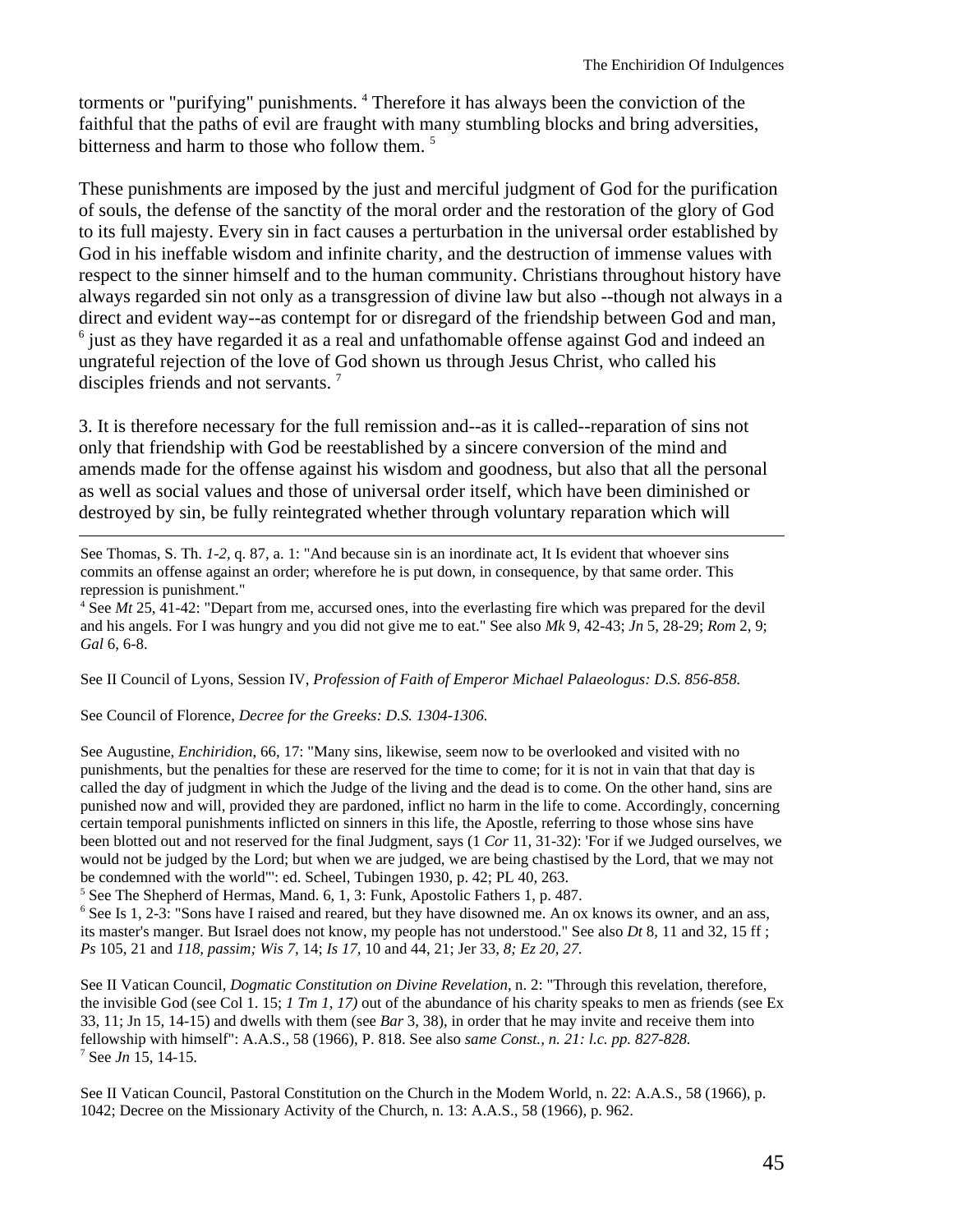torments or "purifying" punishments. [4] Therefore it has always been the conviction of the faithful that the paths of evil are fraught with many stumbling blocks and bring adversities, bitterness and harm to those who follow them. [5]

These punishments are imposed by the just and merciful judgment of God for the purification of souls, the defense of the sanctity of the moral order and the restoration of the glory of God to its full majesty. Every sin in fact causes a perturbation in the universal order established by God in his ineffable wisdom and infinite charity, and the destruction of immense values with respect to the sinner himself and to the human community. Christians throughout history have always regarded sin not only as a transgression of divine law but also --though not always in a direct and evident way--as contempt for or disregard of the friendship between God and man, [6] just as they have regarded it as a real and unfathomable offense against God and indeed an ungrateful rejection of the love of God shown us through Jesus Christ, who called his disciples friends and not servants. [7]

3. It is therefore necessary for the full remission and--as it is called--reparation of sins not only that friendship with God be reestablished by a sincere conversion of the mind and amends made for the offense against his wisdom and goodness, but also that all the personal as well as social values and those of universal order itself, which have been diminished or destroyed by sin, be fully reintegrated whether through voluntary reparation which will

---

See Thomas, S. Th. *1-2*, q. 87, a. 1: "And because sin is an inordinate act, It Is evident that whoever sins commits an offense against an order; wherefore he is put down, in consequence, by that same order. This repression is punishment."

[4] See *Mt* 25, 41-42: "Depart from me, accursed ones, into the everlasting fire which was prepared for the devil and his angels. For I was hungry and you did not give me to eat." See also *Mk* 9, 42-43; *Jn* 5, 28-29; *Rom* 2, 9; *Gal* 6, 6-8.

See II Council of Lyons, Session IV, *Profession of Faith of Emperor Michael Palaeologus: D.S. 856-858.*

See Council of Florence, *Decree for the Greeks: D.S. 1304-1306.*

See Augustine, *Enchiridion*, 66, 17: "Many sins, likewise, seem now to be overlooked and visited with no punishments, but the penalties for these are reserved for the time to come; for it is not in vain that that day is called the day of judgment in which the Judge of the living and the dead is to come. On the other hand, sins are punished now and will, provided they are pardoned, inflict no harm in the life to come. Accordingly, concerning certain temporal punishments inflicted on sinners in this life, the Apostle, referring to those whose sins have been blotted out and not reserved for the final Judgment, says (1 *Cor* 11, 31-32): 'For if we Judged ourselves, we would not be judged by the Lord; but when we are judged, we are being chastised by the Lord, that we may not be condemned with the world"': ed. Scheel, Tubingen 1930, p. 42; PL 40, 263.

[5] See The Shepherd of Hermas, Mand. 6, 1, 3: Funk, Apostolic Fathers 1, p. 487.

[6] See Is 1, 2-3: "Sons have I raised and reared, but they have disowned me. An ox knows its owner, and an ass, its master's manger. But Israel does not know, my people has not understood." See also *Dt* 8, 11 and 32, 15 ff ; *Ps* 105, 21 and *118, passim; Wis 7,* 14; *Is 17,* 10 and 44, 21; Jer 33, *8; Ez 20, 27.*

See II Vatican Council, *Dogmatic Constitution on Divine Revelation*, n. 2: "Through this revelation, therefore, the invisible God (see Col 1. 15; *1 Tm 1, 17)* out of the abundance of his charity speaks to men as friends (see Ex 33, 11; Jn 15, 14-15) and dwells with them (see *Bar* 3, 38), in order that he may invite and receive them into fellowship with himself": A.A.S., 58 (1966), P. 818. See also *same Const., n. 21: l.c. pp. 827-828.*

[7] See *Jn* 15, 14-15.

See II Vatican Council, Pastoral Constitution on the Church in the Modem World, n. 22: A.A.S., 58 (1966), p. 1042; Decree on the Missionary Activity of the Church, n. 13: A.A.S., 58 (1966), p. 962.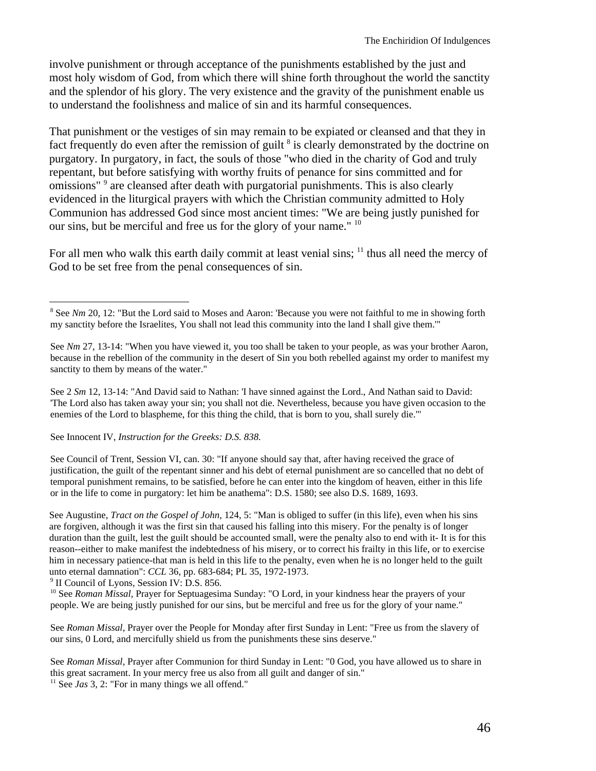involve punishment or through acceptance of the punishments established by the just and most holy wisdom of God, from which there will shine forth throughout the world the sanctity and the splendor of his glory. The very existence and the gravity of the punishment enable us to understand the foolishness and malice of sin and its harmful consequences.

That punishment or the vestiges of sin may remain to be expiated or cleansed and that they in fact frequently do even after the remission of guilt [8] is clearly demonstrated by the doctrine on purgatory. In purgatory, in fact, the souls of those "who died in the charity of God and truly repentant, but before satisfying with worthy fruits of penance for sins committed and for omissions" [9] are cleansed after death with purgatorial punishments. This is also clearly evidenced in the liturgical prayers with which the Christian community admitted to Holy Communion has addressed God since most ancient times: "We are being justly punished for our sins, but be merciful and free us for the glory of your name." [10]

For all men who walk this earth daily commit at least venial sins; [11] thus all need the mercy of God to be set free from the penal consequences of sin.

---

[8] See *Nm* 20, 12: "But the Lord said to Moses and Aaron: 'Because you were not faithful to me in showing forth my sanctity before the Israelites, You shall not lead this community into the land I shall give them.'"

See *Nm* 27, 13-14: "When you have viewed it, you too shall be taken to your people, as was your brother Aaron, because in the rebellion of the community in the desert of Sin you both rebelled against my order to manifest my sanctity to them by means of the water."

See 2 *Sm* 12, 13-14: "And David said to Nathan: 'I have sinned against the Lord., And Nathan said to David: 'The Lord also has taken away your sin; you shall not die. Nevertheless, because you have given occasion to the enemies of the Lord to blaspheme, for this thing the child, that is born to you, shall surely die.'"

See Innocent IV, *Instruction for the Greeks: D.S. 838.*

See Council of Trent, Session VI, can. 30: "If anyone should say that, after having received the grace of justification, the guilt of the repentant sinner and his debt of eternal punishment are so cancelled that no debt of temporal punishment remains, to be satisfied, before he can enter into the kingdom of heaven, either in this life or in the life to come in purgatory: let him be anathema": D.S. 1580; see also D.S. 1689, 1693.

See Augustine, *Tract on the Gospel of John,* 124, 5: "Man is obliged to suffer (in this life), even when his sins are forgiven, although it was the first sin that caused his falling into this misery. For the penalty is of longer duration than the guilt, lest the guilt should be accounted small, were the penalty also to end with it- It is for this reason--either to make manifest the indebtedness of his misery, or to correct his frailty in this life, or to exercise him in necessary patience-that man is held in this life to the penalty, even when he is no longer held to the guilt unto eternal damnation": *CCL* 36, pp. 683-684; PL 35, 1972-1973.

[9] II Council of Lyons, Session IV: D.S. 856.

[10] See *Roman Missal,* Prayer for Septuagesima Sunday: "O Lord, in your kindness hear the prayers of your people. We are being justly punished for our sins, but be merciful and free us for the glory of your name."

See *Roman Missal*, Prayer over the People for Monday after first Sunday in Lent: "Free us from the slavery of our sins, 0 Lord, and mercifully shield us from the punishments these sins deserve."

See *Roman Missal,* Prayer after Communion for third Sunday in Lent: "0 God, you have allowed us to share in this great sacrament. In your mercy free us also from all guilt and danger of sin."

[11] See *Jas* 3, 2: "For in many things we all offend."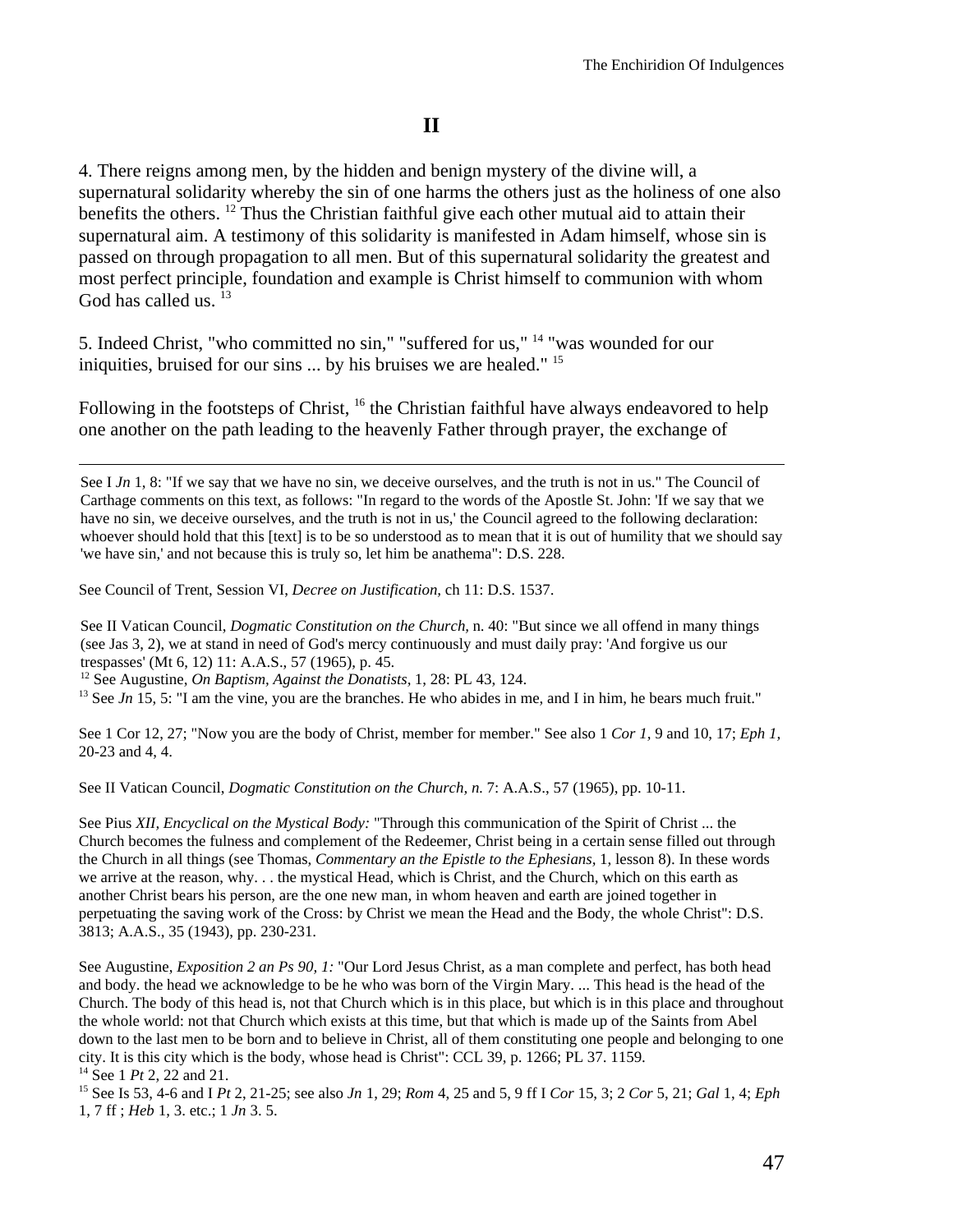## II

4. There reigns among men, by the hidden and benign mystery of the divine will, a supernatural solidarity whereby the sin of one harms the others just as the holiness of one also benefits the others. [12] Thus the Christian faithful give each other mutual aid to attain their supernatural aim. A testimony of this solidarity is manifested in Adam himself, whose sin is passed on through propagation to all men. But of this supernatural solidarity the greatest and most perfect principle, foundation and example is Christ himself to communion with whom God has called us. [13]

5. Indeed Christ, "who committed no sin," "suffered for us," [14] "was wounded for our iniquities, bruised for our sins ... by his bruises we are healed." [15]

Following in the footsteps of Christ, [16] the Christian faithful have always endeavored to help one another on the path leading to the heavenly Father through prayer, the exchange of

---

See I *Jn* 1, 8: "If we say that we have no sin, we deceive ourselves, and the truth is not in us." The Council of Carthage comments on this text, as follows: "In regard to the words of the Apostle St. John: 'If we say that we have no sin, we deceive ourselves, and the truth is not in us,' the Council agreed to the following declaration: whoever should hold that this [text] is to be so understood as to mean that it is out of humility that we should say 'we have sin,' and not because this is truly so, let him be anathema": D.S. 228.

See Council of Trent, Session VI, *Decree on Justification,* ch 11: D.S. 1537.

See II Vatican Council, *Dogmatic Constitution on the Church,* n. 40: "But since we all offend in many things (see Jas 3, 2), we at stand in need of God's mercy continuously and must daily pray: 'And forgive us our trespasses' (Mt 6, 12) 11: A.A.S., 57 (1965), p. 45.

[12] See Augustine, *On Baptism, Against the Donatists,* 1, 28: PL 43, 124.

[13] See *Jn* 15, 5: "I am the vine, you are the branches. He who abides in me, and I in him, he bears much fruit."

See 1 Cor 12, 27; "Now you are the body of Christ, member for member." See also 1 *Cor 1,* 9 and 10, 17; *Eph 1,* 20-23 and 4, 4.

See II Vatican Council, *Dogmatic Constitution on the Church, n.* 7: A.A.S., 57 (1965), pp. 10-11.

See Pius *XII, Encyclical on the Mystical Body:* "Through this communication of the Spirit of Christ ... the Church becomes the fulness and complement of the Redeemer, Christ being in a certain sense filled out through the Church in all things (see Thomas, *Commentary an the Epistle to the Ephesians,* 1, lesson 8). In these words we arrive at the reason, why. . . the mystical Head, which is Christ, and the Church, which on this earth as another Christ bears his person, are the one new man, in whom heaven and earth are joined together in perpetuating the saving work of the Cross: by Christ we mean the Head and the Body, the whole Christ": D.S. 3813; A.A.S., 35 (1943), pp. 230-231.

See Augustine, *Exposition 2 an Ps 90, 1:* "Our Lord Jesus Christ, as a man complete and perfect, has both head and body. the head we acknowledge to be he who was born of the Virgin Mary. ... This head is the head of the Church. The body of this head is, not that Church which is in this place, but which is in this place and throughout the whole world: not that Church which exists at this time, but that which is made up of the Saints from Abel down to the last men to be born and to believe in Christ, all of them constituting one people and belonging to one city. It is this city which is the body, whose head is Christ": CCL 39, p. 1266; PL 37. 1159.

[14] See 1 *Pt* 2, 22 and 21.

[15] See Is 53, 4-6 and I *Pt* 2, 21-25; see also *Jn* 1, 29; *Rom* 4, 25 and 5, 9 ff I *Cor* 15, 3; 2 *Cor* 5, 21; *Gal* 1, 4; *Eph* 1, 7 ff ; *Heb* 1, 3. etc.; 1 *Jn* 3. 5.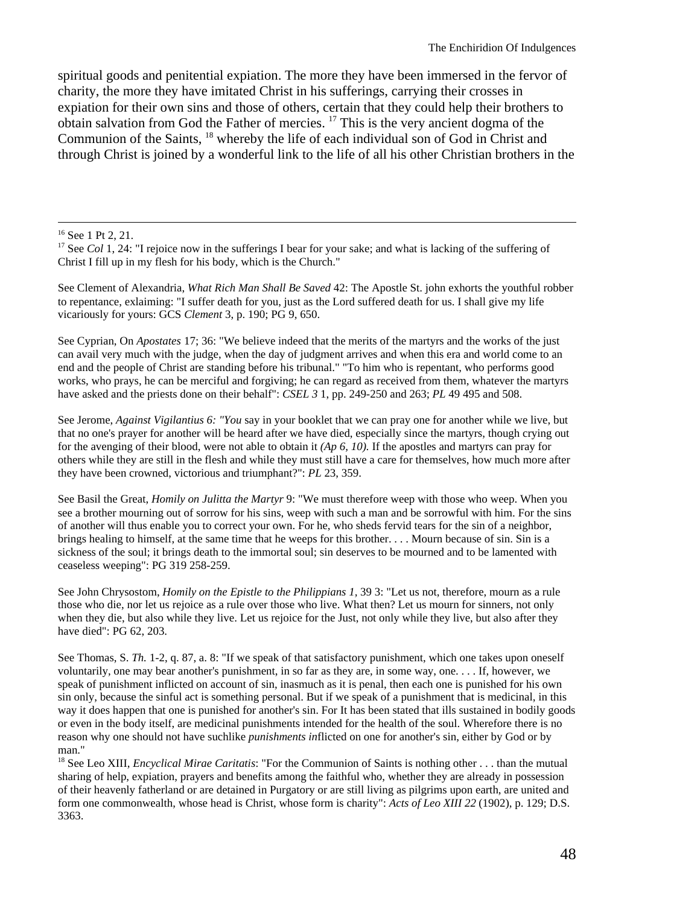spiritual goods and penitential expiation. The more they have been immersed in the fervor of charity, the more they have imitated Christ in his sufferings, carrying their crosses in expiation for their own sins and those of others, certain that they could help their brothers to obtain salvation from God the Father of mercies. [17] This is the very ancient dogma of the Communion of the Saints, [18] whereby the life of each individual son of God in Christ and through Christ is joined by a wonderful link to the life of all his other Christian brothers in the

---

[16] See 1 Pt 2, 21.

[17] See *Col* 1, 24: "I rejoice now in the sufferings I bear for your sake; and what is lacking of the suffering of Christ I fill up in my flesh for his body, which is the Church."

See Clement of Alexandria, *What Rich Man Shall Be Saved* 42: The Apostle St. john exhorts the youthful robber to repentance, exlaiming: "I suffer death for you, just as the Lord suffered death for us. I shall give my life vicariously for yours: GCS *Clement* 3, p. 190; PG 9, 650.

See Cyprian, On *Apostates* 17; 36: "We believe indeed that the merits of the martyrs and the works of the just can avail very much with the judge, when the day of judgment arrives and when this era and world come to an end and the people of Christ are standing before his tribunal." "To him who is repentant, who performs good works, who prays, he can be merciful and forgiving; he can regard as received from them, whatever the martyrs have asked and the priests done on their behalf": *CSEL 3* 1, pp. 249-250 and 263; *PL* 49 495 and 508.

See Jerome, *Against Vigilantius 6: "You* say in your booklet that we can pray one for another while we live, but that no one's prayer for another will be heard after we have died, especially since the martyrs, though crying out for the avenging of their blood, were not able to obtain it *(Ap 6, 10).* If the apostles and martyrs can pray for others while they are still in the flesh and while they must still have a care for themselves, how much more after they have been crowned, victorious and triumphant?": *PL* 23, 359.

See Basil the Great, *Homily on Julitta the Martyr* 9: "We must therefore weep with those who weep. When you see a brother mourning out of sorrow for his sins, weep with such a man and be sorrowful with him. For the sins of another will thus enable you to correct your own. For he, who sheds fervid tears for the sin of a neighbor, brings healing to himself, at the same time that he weeps for this brother. . . . Mourn because of sin. Sin is a sickness of the soul; it brings death to the immortal soul; sin deserves to be mourned and to be lamented with ceaseless weeping": PG 319 258-259.

See John Chrysostom, *Homily on the Epistle to the Philippians 1,* 39 3: "Let us not, therefore, mourn as a rule those who die, nor let us rejoice as a rule over those who live. What then? Let us mourn for sinners, not only when they die, but also while they live. Let us rejoice for the Just, not only while they live, but also after they have died": PG 62, 203.

See Thomas, S. *Th.* 1-2, q. 87, a. 8: "If we speak of that satisfactory punishment, which one takes upon oneself voluntarily, one may bear another's punishment, in so far as they are, in some way, one. . . . If, however, we speak of punishment inflicted on account of sin, inasmuch as it is penal, then each one is punished for his own sin only, because the sinful act is something personal. But if we speak of a punishment that is medicinal, in this way it does happen that one is punished for another's sin. For It has been stated that ills sustained in bodily goods or even in the body itself, are medicinal punishments intended for the health of the soul. Wherefore there is no reason why one should not have suchlike *punishments in*flicted on one for another's sin, either by God or by man."

[18] See Leo XIII, *Encyclical Mirae Caritatis*: "For the Communion of Saints is nothing other . . . than the mutual sharing of help, expiation, prayers and benefits among the faithful who, whether they are already in possession of their heavenly fatherland or are detained in Purgatory or are still living as pilgrims upon earth, are united and form one commonwealth, whose head is Christ, whose form is charity": *Acts of Leo XIII 22* (1902), p. 129; D.S. 3363.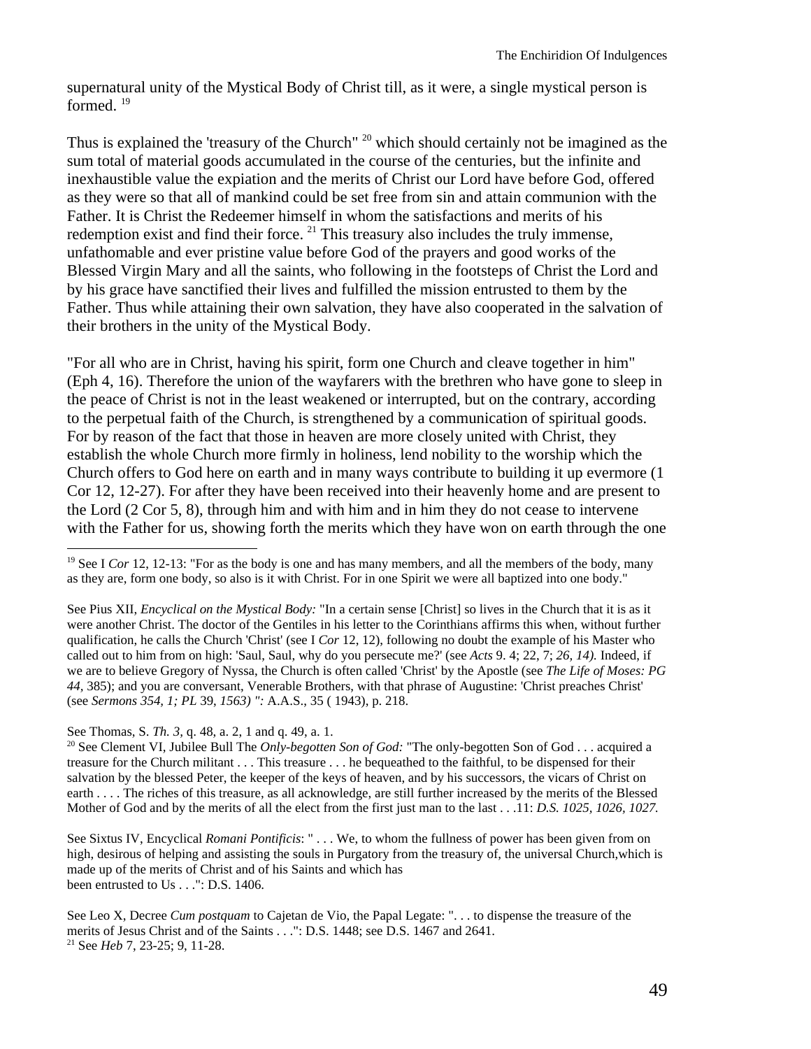supernatural unity of the Mystical Body of Christ till, as it were, a single mystical person is formed. [19]

Thus is explained the 'treasury of the Church" [20] which should certainly not be imagined as the sum total of material goods accumulated in the course of the centuries, but the infinite and inexhaustible value the expiation and the merits of Christ our Lord have before God, offered as they were so that all of mankind could be set free from sin and attain communion with the Father. It is Christ the Redeemer himself in whom the satisfactions and merits of his redemption exist and find their force. [21] This treasury also includes the truly immense, unfathomable and ever pristine value before God of the prayers and good works of the Blessed Virgin Mary and all the saints, who following in the footsteps of Christ the Lord and by his grace have sanctified their lives and fulfilled the mission entrusted to them by the Father. Thus while attaining their own salvation, they have also cooperated in the salvation of their brothers in the unity of the Mystical Body.

"For all who are in Christ, having his spirit, form one Church and cleave together in him" (Eph 4, 16). Therefore the union of the wayfarers with the brethren who have gone to sleep in the peace of Christ is not in the least weakened or interrupted, but on the contrary, according to the perpetual faith of the Church, is strengthened by a communication of spiritual goods. For by reason of the fact that those in heaven are more closely united with Christ, they establish the whole Church more firmly in holiness, lend nobility to the worship which the Church offers to God here on earth and in many ways contribute to building it up evermore (1 Cor 12, 12-27). For after they have been received into their heavenly home and are present to the Lord (2 Cor 5, 8), through him and with him and in him they do not cease to intervene with the Father for us, showing forth the merits which they have won on earth through the one

---

[19] See I *Cor* 12, 12-13: "For as the body is one and has many members, and all the members of the body, many as they are, form one body, so also is it with Christ. For in one Spirit we were all baptized into one body."

See Pius XII, *Encyclical on the Mystical Body:* "In a certain sense [Christ] so lives in the Church that it is as it were another Christ. The doctor of the Gentiles in his letter to the Corinthians affirms this when, without further qualification, he calls the Church 'Christ' (see I *Cor* 12, 12), following no doubt the example of his Master who called out to him from on high: 'Saul, Saul, why do you persecute me?' (see *Acts* 9. 4; 22, 7; *26, 14).* Indeed, if we are to believe Gregory of Nyssa, the Church is often called 'Christ' by the Apostle (see *The Life of Moses: PG 44,* 385); and you are conversant, Venerable Brothers, with that phrase of Augustine: 'Christ preaches Christ' (see *Sermons 354, 1; PL* 39, *1563) ":* A.A.S., 35 ( 1943), p. 218.

See Thomas, S. *Th. 3,* q. 48, a. 2, 1 and q. 49, a. 1.

[20] See Clement VI, Jubilee Bull The *Only-begotten Son of God:* "The only-begotten Son of God . . . acquired a treasure for the Church militant . . . This treasure . . . he bequeathed to the faithful, to be dispensed for their salvation by the blessed Peter, the keeper of the keys of heaven, and by his successors, the vicars of Christ on earth . . . . The riches of this treasure, as all acknowledge, are still further increased by the merits of the Blessed Mother of God and by the merits of all the elect from the first just man to the last . . .11: *D.S. 1025, 1026, 1027.*

See Sixtus IV, Encyclical *Romani Pontificis*: " . . . We, to whom the fullness of power has been given from on high, desirous of helping and assisting the souls in Purgatory from the treasury of, the universal Church,which is made up of the merits of Christ and of his Saints and which has been entrusted to Us . . .": D.S. 1406.

See Leo X, Decree *Cum postquam* to Cajetan de Vio, the Papal Legate: ". . . to dispense the treasure of the merits of Jesus Christ and of the Saints . . .": D.S. 1448; see D.S. 1467 and 2641.

[21] See *Heb* 7, 23-25; 9, 11-28.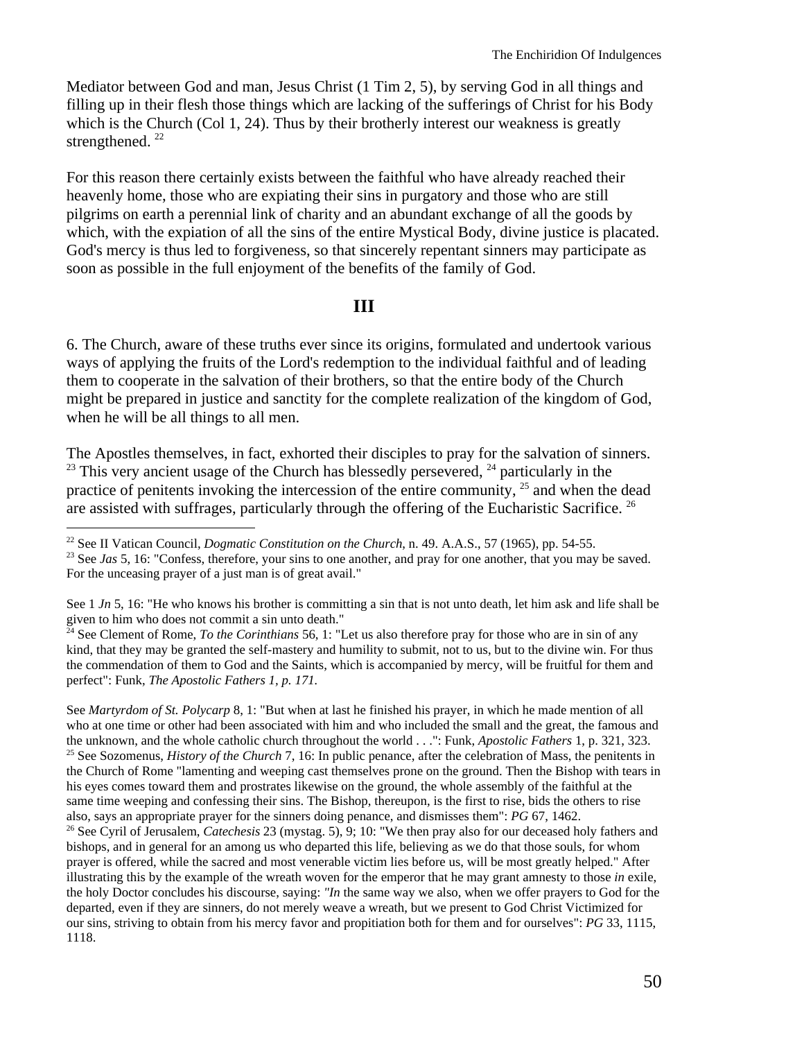Mediator between God and man, Jesus Christ (1 Tim 2, 5), by serving God in all things and filling up in their flesh those things which are lacking of the sufferings of Christ for his Body which is the Church (Col 1, 24). Thus by their brotherly interest our weakness is greatly strengthened. [22]

For this reason there certainly exists between the faithful who have already reached their heavenly home, those who are expiating their sins in purgatory and those who are still pilgrims on earth a perennial link of charity and an abundant exchange of all the goods by which, with the expiation of all the sins of the entire Mystical Body, divine justice is placated. God's mercy is thus led to forgiveness, so that sincerely repentant sinners may participate as soon as possible in the full enjoyment of the benefits of the family of God.

## III

6. The Church, aware of these truths ever since its origins, formulated and undertook various ways of applying the fruits of the Lord's redemption to the individual faithful and of leading them to cooperate in the salvation of their brothers, so that the entire body of the Church might be prepared in justice and sanctity for the complete realization of the kingdom of God, when he will be all things to all men.

The Apostles themselves, in fact, exhorted their disciples to pray for the salvation of sinners. [23] This very ancient usage of the Church has blessedly persevered, [24] particularly in the practice of penitents invoking the intercession of the entire community, [25] and when the dead are assisted with suffrages, particularly through the offering of the Eucharistic Sacrifice. [26]

---

[22] See II Vatican Council, *Dogmatic Constitution on the Church*, n. 49. A.A.S., 57 (1965), pp. 54-55.

[23] See *Jas* 5, 16: "Confess, therefore, your sins to one another, and pray for one another, that you may be saved. For the unceasing prayer of a just man is of great avail."

See 1 *Jn* 5, 16: "He who knows his brother is committing a sin that is not unto death, let him ask and life shall be given to him who does not commit a sin unto death."

[24] See Clement of Rome, *To the Corinthians* 56, 1: "Let us also therefore pray for those who are in sin of any kind, that they may be granted the self-mastery and humility to submit, not to us, but to the divine win. For thus the commendation of them to God and the Saints, which is accompanied by mercy, will be fruitful for them and perfect": Funk, *The Apostolic Fathers 1, p. 171.*

See *Martyrdom of St. Polycarp* 8, 1: "But when at last he finished his prayer, in which he made mention of all who at one time or other had been associated with him and who included the small and the great, the famous and the unknown, and the whole catholic church throughout the world . . .": Funk, *Apostolic Fathers* 1, p. 321, 323.

[25] See Sozomenus, *History of the Church* 7, 16: In public penance, after the celebration of Mass, the penitents in the Church of Rome "lamenting and weeping cast themselves prone on the ground. Then the Bishop with tears in his eyes comes toward them and prostrates likewise on the ground, the whole assembly of the faithful at the same time weeping and confessing their sins. The Bishop, thereupon, is the first to rise, bids the others to rise also, says an appropriate prayer for the sinners doing penance, and dismisses them": *PG* 67, 1462.

[26] See Cyril of Jerusalem, *Catechesis* 23 (mystag. 5), 9; 10: "We then pray also for our deceased holy fathers and bishops, and in general for an among us who departed this life, believing as we do that those souls, for whom prayer is offered, while the sacred and most venerable victim lies before us, will be most greatly helped." After illustrating this by the example of the wreath woven for the emperor that he may grant amnesty to those *in* exile, the holy Doctor concludes his discourse, saying: *"In* the same way we also, when we offer prayers to God for the departed, even if they are sinners, do not merely weave a wreath, but we present to God Christ Victimized for our sins, striving to obtain from his mercy favor and propitiation both for them and for ourselves": *PG* 33, 1115, 1118.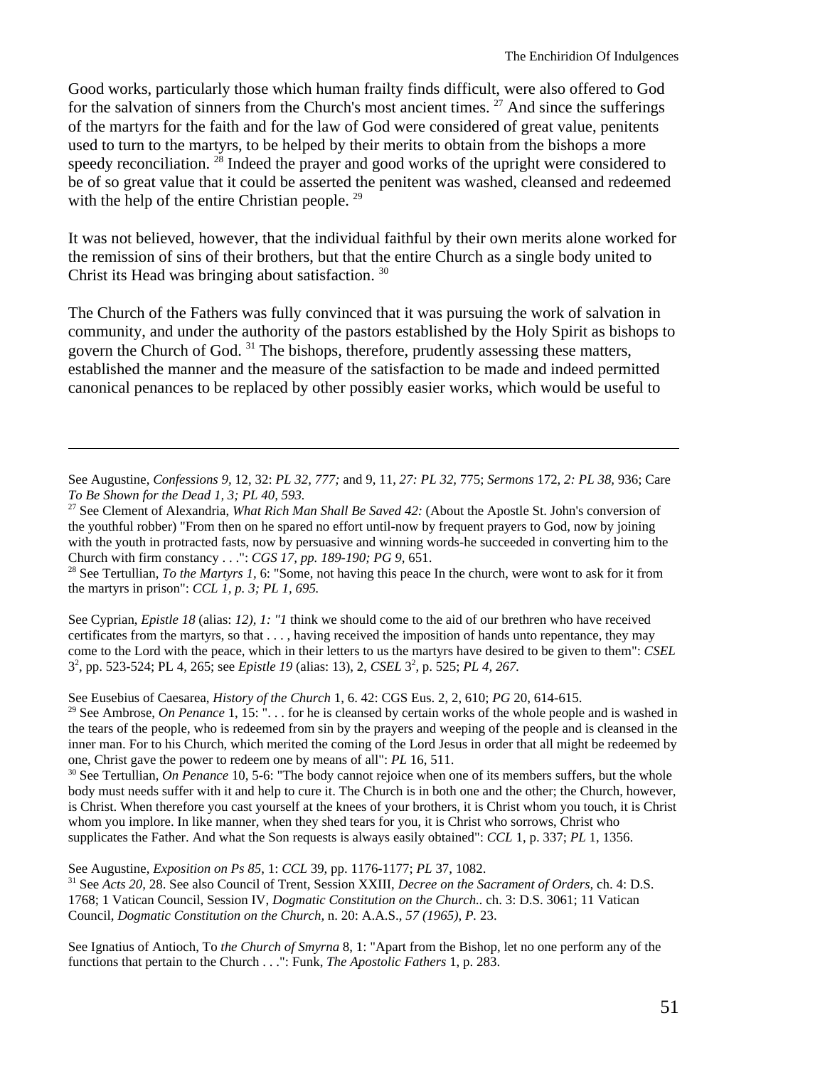Good works, particularly those which human frailty finds difficult, were also offered to God for the salvation of sinners from the Church's most ancient times. [27] And since the sufferings of the martyrs for the faith and for the law of God were considered of great value, penitents used to turn to the martyrs, to be helped by their merits to obtain from the bishops a more speedy reconciliation. [28] Indeed the prayer and good works of the upright were considered to be of so great value that it could be asserted the penitent was washed, cleansed and redeemed with the help of the entire Christian people. [29]

It was not believed, however, that the individual faithful by their own merits alone worked for the remission of sins of their brothers, but that the entire Church as a single body united to Christ its Head was bringing about satisfaction. [30]

The Church of the Fathers was fully convinced that it was pursuing the work of salvation in community, and under the authority of the pastors established by the Holy Spirit as bishops to govern the Church of God. [31] The bishops, therefore, prudently assessing these matters, established the manner and the measure of the satisfaction to be made and indeed permitted canonical penances to be replaced by other possibly easier works, which would be useful to

---

See Augustine, *Confessions 9,* 12, 32: *PL 32, 777;* and 9, 11, *27: PL 32,* 775; *Sermons* 172, *2: PL 38,* 936; Care *To Be Shown for the Dead 1, 3; PL 40, 593.*

[27] See Clement of Alexandria, *What Rich Man Shall Be Saved 42:* (About the Apostle St. John's conversion of the youthful robber) "From then on he spared no effort until-now by frequent prayers to God, now by joining with the youth in protracted fasts, now by persuasive and winning words-he succeeded in converting him to the Church with firm constancy . . .": *CGS 17, pp. 189-190; PG 9,* 651.

[28] See Tertullian, *To the Martyrs 1,* 6: "Some, not having this peace In the church, were wont to ask for it from the martyrs in prison": *CCL 1, p. 3; PL 1, 695.*

See Cyprian, *Epistle 18* (alias: *12), 1: "1* think we should come to the aid of our brethren who have received certificates from the martyrs, so that . . . , having received the imposition of hands unto repentance, they may come to the Lord with the peace, which in their letters to us the martyrs have desired to be given to them": *CSEL* $3^2$, pp. 523-524; PL 4, 265; see *Epistle 19* (alias: 13), 2, *CSEL* $3^2$, p. 525; *PL 4, 267.*

See Eusebius of Caesarea, *History of the Church* 1, 6. 42: CGS Eus. 2, 2, 610; *PG* 20, 614-615.

[29] See Ambrose, *On Penance* 1, 15: ". . . for he is cleansed by certain works of the whole people and is washed in the tears of the people, who is redeemed from sin by the prayers and weeping of the people and is cleansed in the inner man. For to his Church, which merited the coming of the Lord Jesus in order that all might be redeemed by one, Christ gave the power to redeem one by means of all": *PL* 16, 511.

[30] See Tertullian, *On Penance* 10, 5-6: "The body cannot rejoice when one of its members suffers, but the whole body must needs suffer with it and help to cure it. The Church is in both one and the other; the Church, however, is Christ. When therefore you cast yourself at the knees of your brothers, it is Christ whom you touch, it is Christ whom you implore. In like manner, when they shed tears for you, it is Christ who sorrows, Christ who supplicates the Father. And what the Son requests is always easily obtained": *CCL* 1, p. 337; *PL* 1, 1356.

See Augustine, *Exposition on Ps 85*, 1: *CCL* 39, pp. 1176-1177; *PL* 37, 1082.

[31] See *Acts 20,* 28. See also Council of Trent, Session XXIII, *Decree on the Sacrament of Orders,* ch. 4: D.S. 1768; 1 Vatican Council, Session IV, *Dogmatic Constitution on the Church..* ch. 3: D.S. 3061; 11 Vatican Council, *Dogmatic Constitution on the Church,* n. 20: A.A.S., *57 (1965), P.* 23.

See Ignatius of Antioch, To *the Church of Smyrna* 8, 1: "Apart from the Bishop, let no one perform any of the functions that pertain to the Church . . .": Funk, *The Apostolic Fathers* 1, p. 283.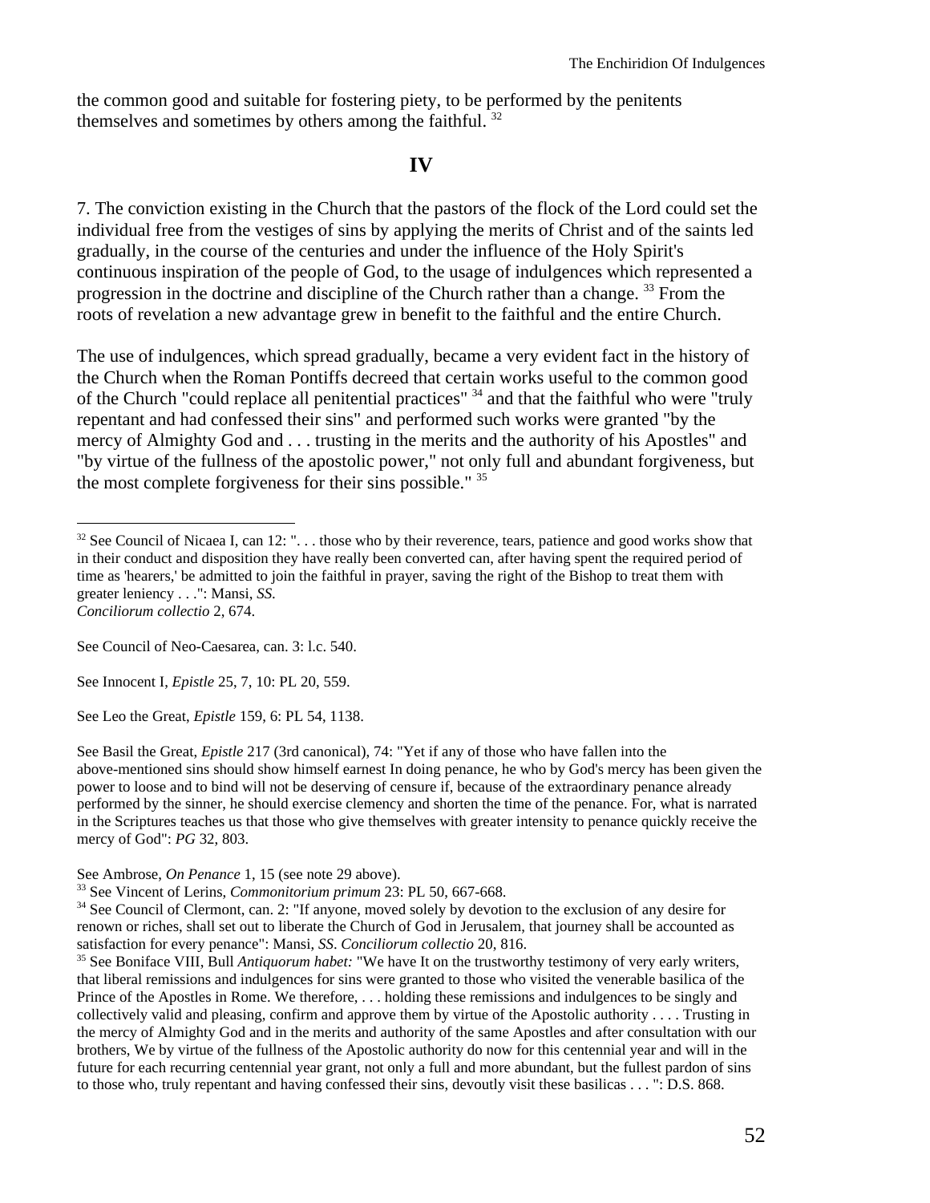the common good and suitable for fostering piety, to be performed by the penitents themselves and sometimes by others among the faithful. [32]

## IV

7. The conviction existing in the Church that the pastors of the flock of the Lord could set the individual free from the vestiges of sins by applying the merits of Christ and of the saints led gradually, in the course of the centuries and under the influence of the Holy Spirit's continuous inspiration of the people of God, to the usage of indulgences which represented a progression in the doctrine and discipline of the Church rather than a change. [33] From the roots of revelation a new advantage grew in benefit to the faithful and the entire Church.

The use of indulgences, which spread gradually, became a very evident fact in the history of the Church when the Roman Pontiffs decreed that certain works useful to the common good of the Church "could replace all penitential practices" [34] and that the faithful who were "truly repentant and had confessed their sins" and performed such works were granted "by the mercy of Almighty God and . . . trusting in the merits and the authority of his Apostles" and "by virtue of the fullness of the apostolic power," not only full and abundant forgiveness, but the most complete forgiveness for their sins possible." [35]

---

[32] See Council of Nicaea I, can 12: ". . . those who by their reverence, tears, patience and good works show that in their conduct and disposition they have really been converted can, after having spent the required period of time as 'hearers,' be admitted to join the faithful in prayer, saving the right of the Bishop to treat them with greater leniency . . .": Mansi, *SS. Conciliorum collectio* 2, 674.

See Council of Neo-Caesarea, can. 3: l.c. 540.

See Innocent I, *Epistle* 25, 7, 10: PL 20, 559.

See Leo the Great, *Epistle* 159, 6: PL 54, 1138.

See Basil the Great, *Epistle* 217 (3rd canonical), 74: "Yet if any of those who have fallen into the above-mentioned sins should show himself earnest In doing penance, he who by God's mercy has been given the power to loose and to bind will not be deserving of censure if, because of the extraordinary penance already performed by the sinner, he should exercise clemency and shorten the time of the penance. For, what is narrated in the Scriptures teaches us that those who give themselves with greater intensity to penance quickly receive the mercy of God": *PG* 32, 803.

See Ambrose, *On Penance* 1, 15 (see note 29 above).

[33] See Vincent of Lerins, *Commonitorium primum* 23: PL 50, 667-668.

[34] See Council of Clermont, can. 2: "If anyone, moved solely by devotion to the exclusion of any desire for renown or riches, shall set out to liberate the Church of God in Jerusalem, that journey shall be accounted as satisfaction for every penance": Mansi, *SS. Conciliorum collectio* 20, 816.

[35] See Boniface VIII, Bull *Antiquorum habet:* "We have It on the trustworthy testimony of very early writers, that liberal remissions and indulgences for sins were granted to those who visited the venerable basilica of the Prince of the Apostles in Rome. We therefore, . . . holding these remissions and indulgences to be singly and collectively valid and pleasing, confirm and approve them by virtue of the Apostolic authority . . . . Trusting in the mercy of Almighty God and in the merits and authority of the same Apostles and after consultation with our brothers, We by virtue of the fullness of the Apostolic authority do now for this centennial year and will in the future for each recurring centennial year grant, not only a full and more abundant, but the fullest pardon of sins to those who, truly repentant and having confessed their sins, devoutly visit these basilicas . . . ": D.S. 868.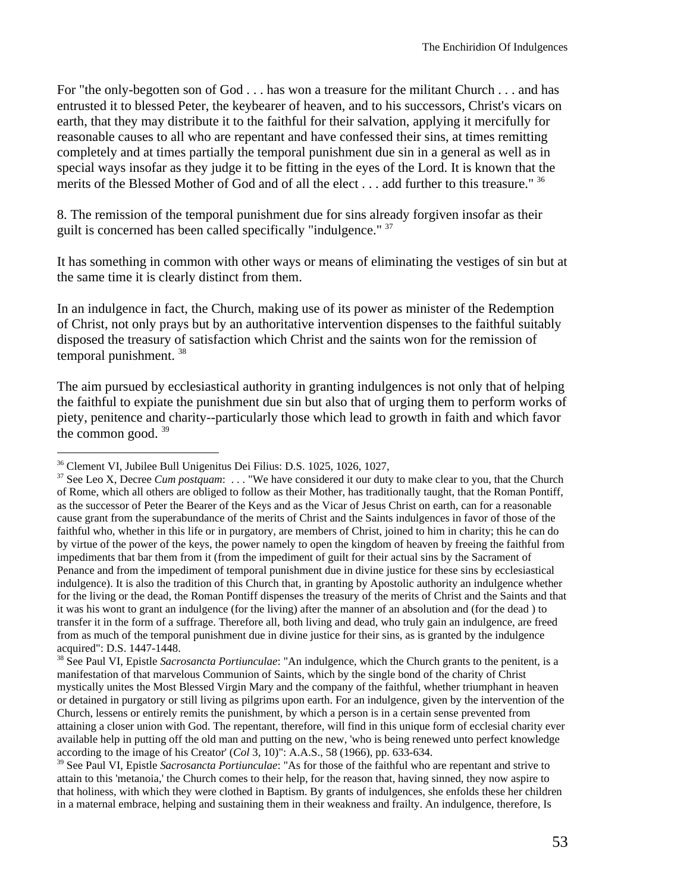For "the only-begotten son of God . . . has won a treasure for the militant Church . . . and has entrusted it to blessed Peter, the keybearer of heaven, and to his successors, Christ's vicars on earth, that they may distribute it to the faithful for their salvation, applying it mercifully for reasonable causes to all who are repentant and have confessed their sins, at times remitting completely and at times partially the temporal punishment due sin in a general as well as in special ways insofar as they judge it to be fitting in the eyes of the Lord. It is known that the merits of the Blessed Mother of God and of all the elect . . . add further to this treasure." [36]

8. The remission of the temporal punishment due for sins already forgiven insofar as their guilt is concerned has been called specifically "indulgence." [37]

It has something in common with other ways or means of eliminating the vestiges of sin but at the same time it is clearly distinct from them.

In an indulgence in fact, the Church, making use of its power as minister of the Redemption of Christ, not only prays but by an authoritative intervention dispenses to the faithful suitably disposed the treasury of satisfaction which Christ and the saints won for the remission of temporal punishment. [38]

The aim pursued by ecclesiastical authority in granting indulgences is not only that of helping the faithful to expiate the punishment due sin but also that of urging them to perform works of piety, penitence and charity--particularly those which lead to growth in faith and which favor the common good. [39]

---

[36] Clement VI, Jubilee Bull Unigenitus Dei Filius: D.S. 1025, 1026, 1027,

[37] See Leo X, Decree *Cum postquam*: . . . "We have considered it our duty to make clear to you, that the Church of Rome, which all others are obliged to follow as their Mother, has traditionally taught, that the Roman Pontiff, as the successor of Peter the Bearer of the Keys and as the Vicar of Jesus Christ on earth, can for a reasonable cause grant from the superabundance of the merits of Christ and the Saints indulgences in favor of those of the faithful who, whether in this life or in purgatory, are members of Christ, joined to him in charity; this he can do by virtue of the power of the keys, the power namely to open the kingdom of heaven by freeing the faithful from impediments that bar them from it (from the impediment of guilt for their actual sins by the Sacrament of Penance and from the impediment of temporal punishment due in divine justice for these sins by ecclesiastical indulgence). It is also the tradition of this Church that, in granting by Apostolic authority an indulgence whether for the living or the dead, the Roman Pontiff dispenses the treasury of the merits of Christ and the Saints and that it was his wont to grant an indulgence (for the living) after the manner of an absolution and (for the dead ) to transfer it in the form of a suffrage. Therefore all, both living and dead, who truly gain an indulgence, are freed from as much of the temporal punishment due in divine justice for their sins, as is granted by the indulgence acquired": D.S. 1447-1448.

[38] See Paul VI, Epistle *Sacrosancta Portiunculae*: "An indulgence, which the Church grants to the penitent, is a manifestation of that marvelous Communion of Saints, which by the single bond of the charity of Christ mystically unites the Most Blessed Virgin Mary and the company of the faithful, whether triumphant in heaven or detained in purgatory or still living as pilgrims upon earth. For an indulgence, given by the intervention of the Church, lessens or entirely remits the punishment, by which a person is in a certain sense prevented from attaining a closer union with God. The repentant, therefore, will find in this unique form of ecclesial charity ever available help in putting off the old man and putting on the new, 'who is being renewed unto perfect knowledge according to the image of his Creator' (*Col* 3, 10)": A.A.S., 58 (1966), pp. 633-634.

[39] See Paul VI, Epistle *Sacrosancta Portiunculae*: "As for those of the faithful who are repentant and strive to attain to this 'metanoia,' the Church comes to their help, for the reason that, having sinned, they now aspire to that holiness, with which they were clothed in Baptism. By grants of indulgences, she enfolds these her children in a maternal embrace, helping and sustaining them in their weakness and frailty. An indulgence, therefore, Is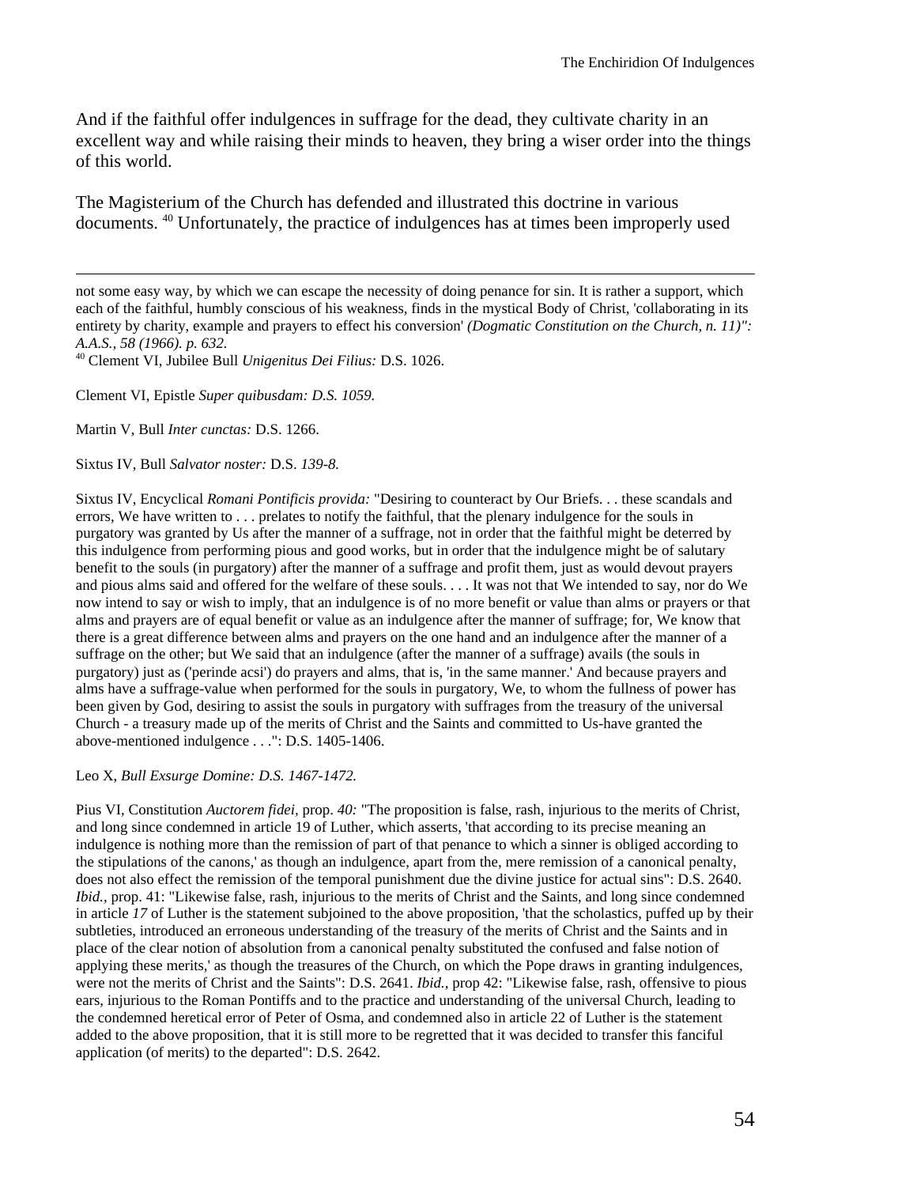And if the faithful offer indulgences in suffrage for the dead, they cultivate charity in an excellent way and while raising their minds to heaven, they bring a wiser order into the things of this world.

The Magisterium of the Church has defended and illustrated this doctrine in various documents. [40] Unfortunately, the practice of indulgences has at times been improperly used

---

not some easy way, by which we can escape the necessity of doing penance for sin. It is rather a support, which each of the faithful, humbly conscious of his weakness, finds in the mystical Body of Christ, 'collaborating in its entirety by charity, example and prayers to effect his conversion' *(Dogmatic Constitution on the Church, n. 11)": A.A.S., 58 (1966). p. 632.*

[40] Clement VI, Jubilee Bull *Unigenitus Dei Filius:* D.S. 1026.

Clement VI, Epistle *Super quibusdam: D.S. 1059.*

Martin V, Bull *Inter cunctas:* D.S. 1266.

Sixtus IV, Bull *Salvator noster:* D.S. *139-8.*

Sixtus IV, Encyclical *Romani Pontificis provida:* "Desiring to counteract by Our Briefs. . . these scandals and errors, We have written to . . . prelates to notify the faithful, that the plenary indulgence for the souls in purgatory was granted by Us after the manner of a suffrage, not in order that the faithful might be deterred by this indulgence from performing pious and good works, but in order that the indulgence might be of salutary benefit to the souls (in purgatory) after the manner of a suffrage and profit them, just as would devout prayers and pious alms said and offered for the welfare of these souls. . . . It was not that We intended to say, nor do We now intend to say or wish to imply, that an indulgence is of no more benefit or value than alms or prayers or that alms and prayers are of equal benefit or value as an indulgence after the manner of suffrage; for, We know that there is a great difference between alms and prayers on the one hand and an indulgence after the manner of a suffrage on the other; but We said that an indulgence (after the manner of a suffrage) avails (the souls in purgatory) just as ('perinde acsi') do prayers and alms, that is, 'in the same manner.' And because prayers and alms have a suffrage-value when performed for the souls in purgatory, We, to whom the fullness of power has been given by God, desiring to assist the souls in purgatory with suffrages from the treasury of the universal Church - a treasury made up of the merits of Christ and the Saints and committed to Us-have granted the above-mentioned indulgence . . .": D.S. 1405-1406.

Leo X, *Bull Exsurge Domine: D.S. 1467-1472.*

Pius VI, Constitution *Auctorem fidei,* prop. *40:* "The proposition is false, rash, injurious to the merits of Christ, and long since condemned in article 19 of Luther, which asserts, 'that according to its precise meaning an indulgence is nothing more than the remission of part of that penance to which a sinner is obliged according to the stipulations of the canons,' as though an indulgence, apart from the, mere remission of a canonical penalty, does not also effect the remission of the temporal punishment due the divine justice for actual sins": D.S. 2640. *Ibid.,* prop. 41: "Likewise false, rash, injurious to the merits of Christ and the Saints, and long since condemned in article *17* of Luther is the statement subjoined to the above proposition, 'that the scholastics, puffed up by their subtleties, introduced an erroneous understanding of the treasury of the merits of Christ and the Saints and in place of the clear notion of absolution from a canonical penalty substituted the confused and false notion of applying these merits,' as though the treasures of the Church, on which the Pope draws in granting indulgences, were not the merits of Christ and the Saints": D.S. 2641. *Ibid.,* prop 42: "Likewise false, rash, offensive to pious ears, injurious to the Roman Pontiffs and to the practice and understanding of the universal Church, leading to the condemned heretical error of Peter of Osma, and condemned also in article 22 of Luther is the statement added to the above proposition, that it is still more to be regretted that it was decided to transfer this fanciful application (of merits) to the departed": D.S. 2642.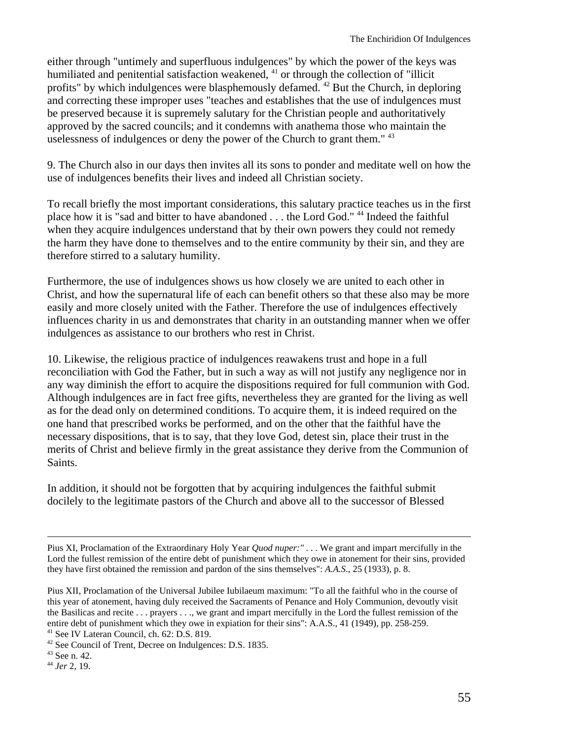either through "untimely and superfluous indulgences" by which the power of the keys was humiliated and penitential satisfaction weakened, [41] or through the collection of "illicit profits" by which indulgences were blasphemously defamed. [42] But the Church, in deploring and correcting these improper uses "teaches and establishes that the use of indulgences must be preserved because it is supremely salutary for the Christian people and authoritatively approved by the sacred councils; and it condemns with anathema those who maintain the uselessness of indulgences or deny the power of the Church to grant them." [43]

9. The Church also in our days then invites all its sons to ponder and meditate well on how the use of indulgences benefits their lives and indeed all Christian society.

To recall briefly the most important considerations, this salutary practice teaches us in the first place how it is "sad and bitter to have abandoned . . . the Lord God." [44] Indeed the faithful when they acquire indulgences understand that by their own powers they could not remedy the harm they have done to themselves and to the entire community by their sin, and they are therefore stirred to a salutary humility.

Furthermore, the use of indulgences shows us how closely we are united to each other in Christ, and how the supernatural life of each can benefit others so that these also may be more easily and more closely united with the Father. Therefore the use of indulgences effectively influences charity in us and demonstrates that charity in an outstanding manner when we offer indulgences as assistance to our brothers who rest in Christ.

10. Likewise, the religious practice of indulgences reawakens trust and hope in a full reconciliation with God the Father, but in such a way as will not justify any negligence nor in any way diminish the effort to acquire the dispositions required for full communion with God. Although indulgences are in fact free gifts, nevertheless they are granted for the living as well as for the dead only on determined conditions. To acquire them, it is indeed required on the one hand that prescribed works be performed, and on the other that the faithful have the necessary dispositions, that is to say, that they love God, detest sin, place their trust in the merits of Christ and believe firmly in the great assistance they derive from the Communion of Saints.

In addition, it should not be forgotten that by acquiring indulgences the faithful submit docilely to the legitimate pastors of the Church and above all to the successor of Blessed

---

Pius XI, Proclamation of the Extraordinary Holy Year *Quod nuper:"* . . . We grant and impart mercifully in the Lord the fullest remission of the entire debt of punishment which they owe in atonement for their sins, provided they have first obtained the remission and pardon of the sins themselves": *A.A.S.*, 25 (1933), p. 8.

Pius XII, Proclamation of the Universal Jubilee Iubilaeum maximum: "To all the faithful who in the course of this year of atonement, having duly received the Sacraments of Penance and Holy Communion, devoutly visit the Basilicas and recite . . . prayers . . ., we grant and impart mercifully in the Lord the fullest remission of the entire debt of punishment which they owe in expiation for their sins": A.A.S., 41 (1949), pp. 258-259.

[41] See IV Lateran Council, ch. 62: D.S. 819.

[42] See Council of Trent, Decree on Indulgences: D.S. 1835.

[43] See n. 42.

[44] *Jer* 2, 19.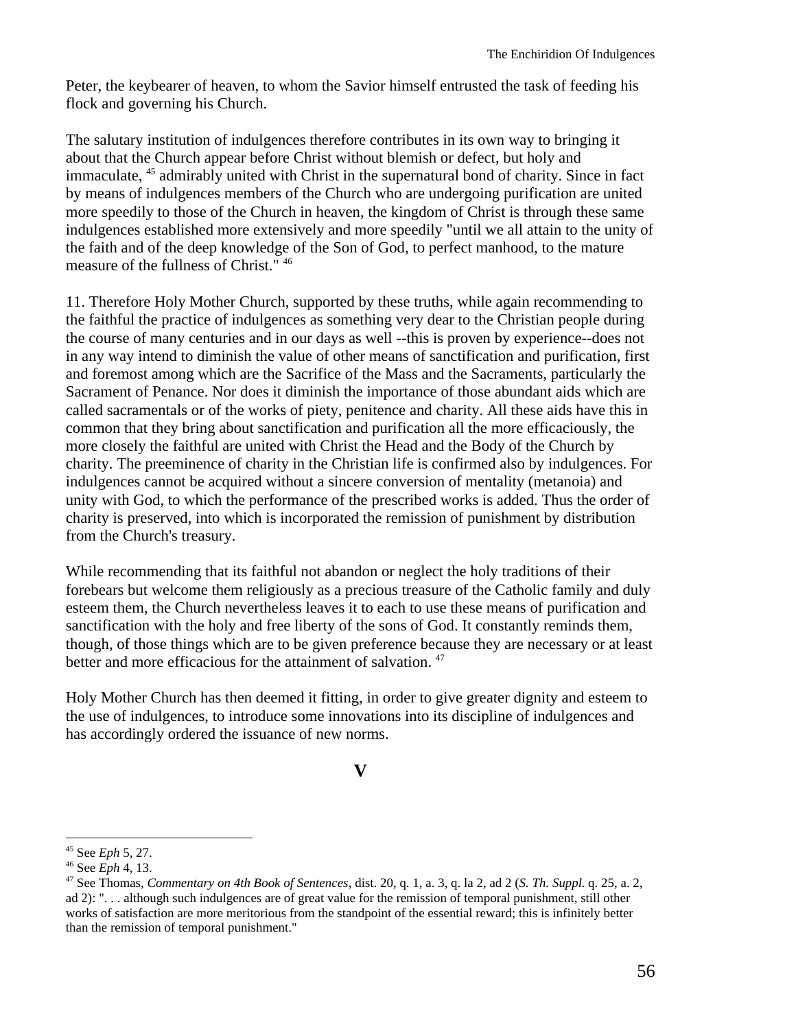Peter, the keybearer of heaven, to whom the Savior himself entrusted the task of feeding his flock and governing his Church.

The salutary institution of indulgences therefore contributes in its own way to bringing it about that the Church appear before Christ without blemish or defect, but holy and immaculate, [45] admirably united with Christ in the supernatural bond of charity. Since in fact by means of indulgences members of the Church who are undergoing purification are united more speedily to those of the Church in heaven, the kingdom of Christ is through these same indulgences established more extensively and more speedily "until we all attain to the unity of the faith and of the deep knowledge of the Son of God, to perfect manhood, to the mature measure of the fullness of Christ." [46]

11. Therefore Holy Mother Church, supported by these truths, while again recommending to the faithful the practice of indulgences as something very dear to the Christian people during the course of many centuries and in our days as well --this is proven by experience--does not in any way intend to diminish the value of other means of sanctification and purification, first and foremost among which are the Sacrifice of the Mass and the Sacraments, particularly the Sacrament of Penance. Nor does it diminish the importance of those abundant aids which are called sacramentals or of the works of piety, penitence and charity. All these aids have this in common that they bring about sanctification and purification all the more efficaciously, the more closely the faithful are united with Christ the Head and the Body of the Church by charity. The preeminence of charity in the Christian life is confirmed also by indulgences. For indulgences cannot be acquired without a sincere conversion of mentality (metanoia) and unity with God, to which the performance of the prescribed works is added. Thus the order of charity is preserved, into which is incorporated the remission of punishment by distribution from the Church's treasury.

While recommending that its faithful not abandon or neglect the holy traditions of their forebears but welcome them religiously as a precious treasure of the Catholic family and duly esteem them, the Church nevertheless leaves it to each to use these means of purification and sanctification with the holy and free liberty of the sons of God. It constantly reminds them, though, of those things which are to be given preference because they are necessary or at least better and more efficacious for the attainment of salvation. [47]

Holy Mother Church has then deemed it fitting, in order to give greater dignity and esteem to the use of indulgences, to introduce some innovations into its discipline of indulgences and has accordingly ordered the issuance of new norms.

## V

---

[45] See *Eph* 5, 27.

[46] See *Eph* 4, 13.

[47] See Thomas, *Commentary on 4th Book of Sentences*, dist. 20, q. 1, a. 3, q. la 2, ad 2 (*S. Th. Suppl.* q. 25, a. 2, ad 2): ". . . although such indulgences are of great value for the remission of temporal punishment, still other works of satisfaction are more meritorious from the standpoint of the essential reward; this is infinitely better than the remission of temporal punishment."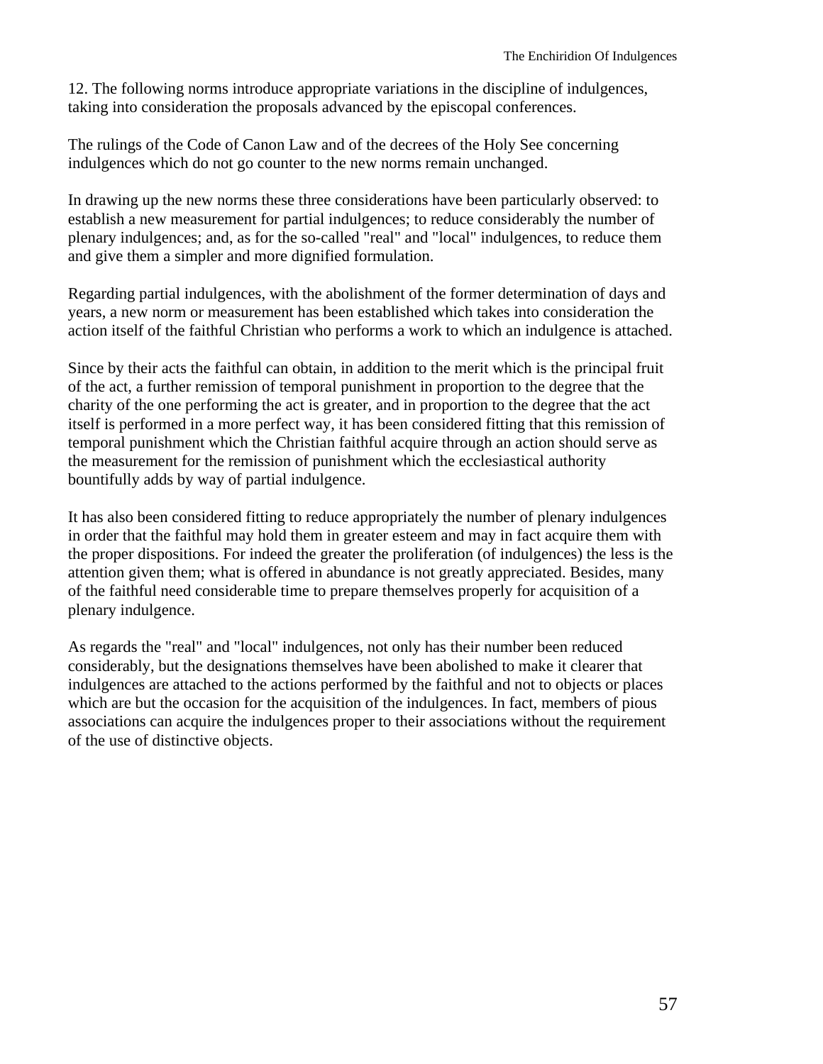12. The following norms introduce appropriate variations in the discipline of indulgences, taking into consideration the proposals advanced by the episcopal conferences.

The rulings of the Code of Canon Law and of the decrees of the Holy See concerning indulgences which do not go counter to the new norms remain unchanged.

In drawing up the new norms these three considerations have been particularly observed: to establish a new measurement for partial indulgences; to reduce considerably the number of plenary indulgences; and, as for the so-called "real" and "local" indulgences, to reduce them and give them a simpler and more dignified formulation.

Regarding partial indulgences, with the abolishment of the former determination of days and years, a new norm or measurement has been established which takes into consideration the action itself of the faithful Christian who performs a work to which an indulgence is attached.

Since by their acts the faithful can obtain, in addition to the merit which is the principal fruit of the act, a further remission of temporal punishment in proportion to the degree that the charity of the one performing the act is greater, and in proportion to the degree that the act itself is performed in a more perfect way, it has been considered fitting that this remission of temporal punishment which the Christian faithful acquire through an action should serve as the measurement for the remission of punishment which the ecclesiastical authority bountifully adds by way of partial indulgence.

It has also been considered fitting to reduce appropriately the number of plenary indulgences in order that the faithful may hold them in greater esteem and may in fact acquire them with the proper dispositions. For indeed the greater the proliferation (of indulgences) the less is the attention given them; what is offered in abundance is not greatly appreciated. Besides, many of the faithful need considerable time to prepare themselves properly for acquisition of a plenary indulgence.

As regards the "real" and "local" indulgences, not only has their number been reduced considerably, but the designations themselves have been abolished to make it clearer that indulgences are attached to the actions performed by the faithful and not to objects or places which are but the occasion for the acquisition of the indulgences. In fact, members of pious associations can acquire the indulgences proper to their associations without the requirement of the use of distinctive objects.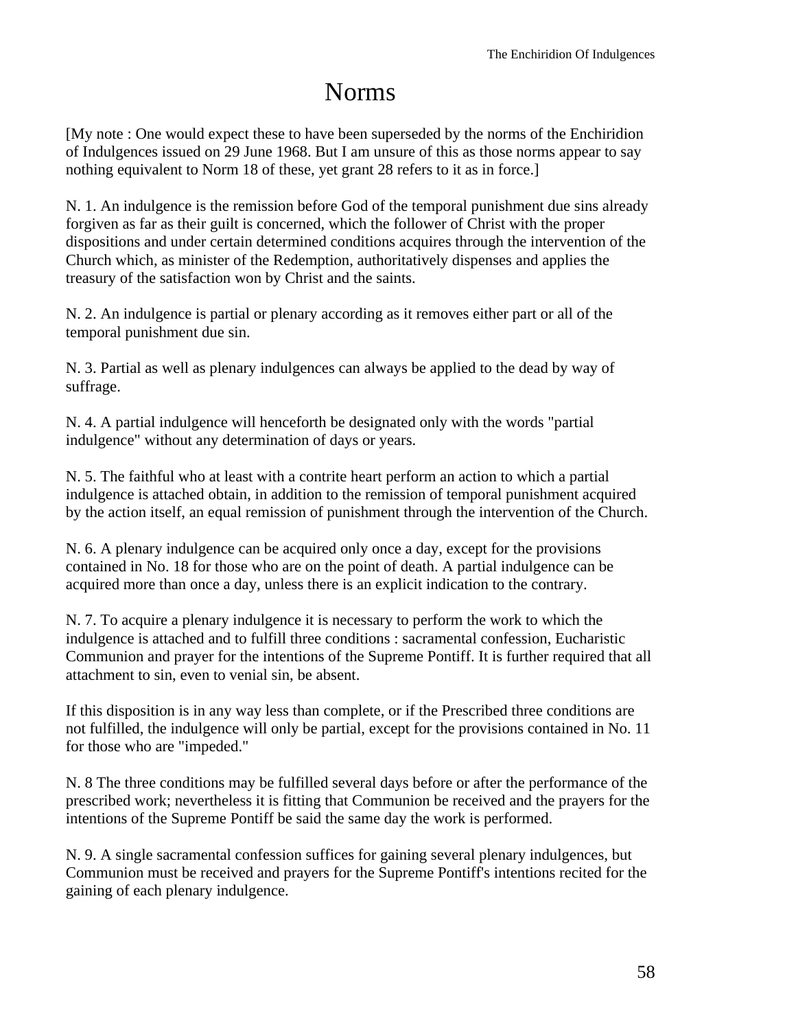# Norms

[My note : One would expect these to have been superseded by the norms of the Enchiridion of Indulgences issued on 29 June 1968. But I am unsure of this as those norms appear to say nothing equivalent to Norm 18 of these, yet grant 28 refers to it as in force.]

N. 1. An indulgence is the remission before God of the temporal punishment due sins already forgiven as far as their guilt is concerned, which the follower of Christ with the proper dispositions and under certain determined conditions acquires through the intervention of the Church which, as minister of the Redemption, authoritatively dispenses and applies the treasury of the satisfaction won by Christ and the saints.

N. 2. An indulgence is partial or plenary according as it removes either part or all of the temporal punishment due sin.

N. 3. Partial as well as plenary indulgences can always be applied to the dead by way of suffrage.

N. 4. A partial indulgence will henceforth be designated only with the words "partial indulgence" without any determination of days or years.

N. 5. The faithful who at least with a contrite heart perform an action to which a partial indulgence is attached obtain, in addition to the remission of temporal punishment acquired by the action itself, an equal remission of punishment through the intervention of the Church.

N. 6. A plenary indulgence can be acquired only once a day, except for the provisions contained in No. 18 for those who are on the point of death. A partial indulgence can be acquired more than once a day, unless there is an explicit indication to the contrary.

N. 7. To acquire a plenary indulgence it is necessary to perform the work to which the indulgence is attached and to fulfill three conditions : sacramental confession, Eucharistic Communion and prayer for the intentions of the Supreme Pontiff. It is further required that all attachment to sin, even to venial sin, be absent.

If this disposition is in any way less than complete, or if the Prescribed three conditions are not fulfilled, the indulgence will only be partial, except for the provisions contained in No. 11 for those who are "impeded."

N. 8 The three conditions may be fulfilled several days before or after the performance of the prescribed work; nevertheless it is fitting that Communion be received and the prayers for the intentions of the Supreme Pontiff be said the same day the work is performed.

N. 9. A single sacramental confession suffices for gaining several plenary indulgences, but Communion must be received and prayers for the Supreme Pontiff's intentions recited for the gaining of each plenary indulgence.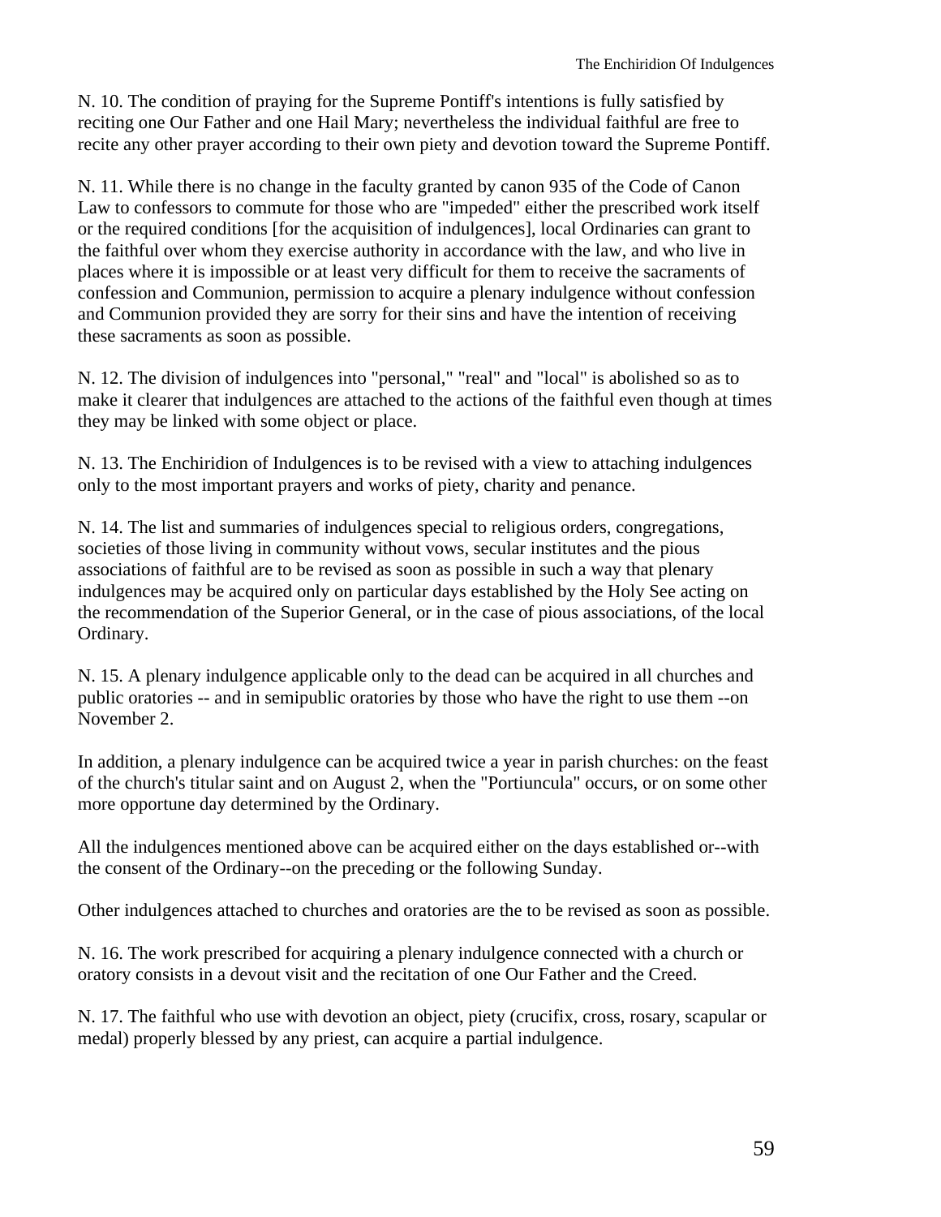N. 10. The condition of praying for the Supreme Pontiff's intentions is fully satisfied by reciting one Our Father and one Hail Mary; nevertheless the individual faithful are free to recite any other prayer according to their own piety and devotion toward the Supreme Pontiff.

N. 11. While there is no change in the faculty granted by canon 935 of the Code of Canon Law to confessors to commute for those who are "impeded" either the prescribed work itself or the required conditions [for the acquisition of indulgences], local Ordinaries can grant to the faithful over whom they exercise authority in accordance with the law, and who live in places where it is impossible or at least very difficult for them to receive the sacraments of confession and Communion, permission to acquire a plenary indulgence without confession and Communion provided they are sorry for their sins and have the intention of receiving these sacraments as soon as possible.

N. 12. The division of indulgences into "personal," "real" and "local" is abolished so as to make it clearer that indulgences are attached to the actions of the faithful even though at times they may be linked with some object or place.

N. 13. The Enchiridion of Indulgences is to be revised with a view to attaching indulgences only to the most important prayers and works of piety, charity and penance.

N. 14. The list and summaries of indulgences special to religious orders, congregations, societies of those living in community without vows, secular institutes and the pious associations of faithful are to be revised as soon as possible in such a way that plenary indulgences may be acquired only on particular days established by the Holy See acting on the recommendation of the Superior General, or in the case of pious associations, of the local Ordinary.

N. 15. A plenary indulgence applicable only to the dead can be acquired in all churches and public oratories -- and in semipublic oratories by those who have the right to use them --on November 2.

In addition, a plenary indulgence can be acquired twice a year in parish churches: on the feast of the church's titular saint and on August 2, when the "Portiuncula" occurs, or on some other more opportune day determined by the Ordinary.

All the indulgences mentioned above can be acquired either on the days established or--with the consent of the Ordinary--on the preceding or the following Sunday.

Other indulgences attached to churches and oratories are the to be revised as soon as possible.

N. 16. The work prescribed for acquiring a plenary indulgence connected with a church or oratory consists in a devout visit and the recitation of one Our Father and the Creed.

N. 17. The faithful who use with devotion an object, piety (crucifix, cross, rosary, scapular or medal) properly blessed by any priest, can acquire a partial indulgence.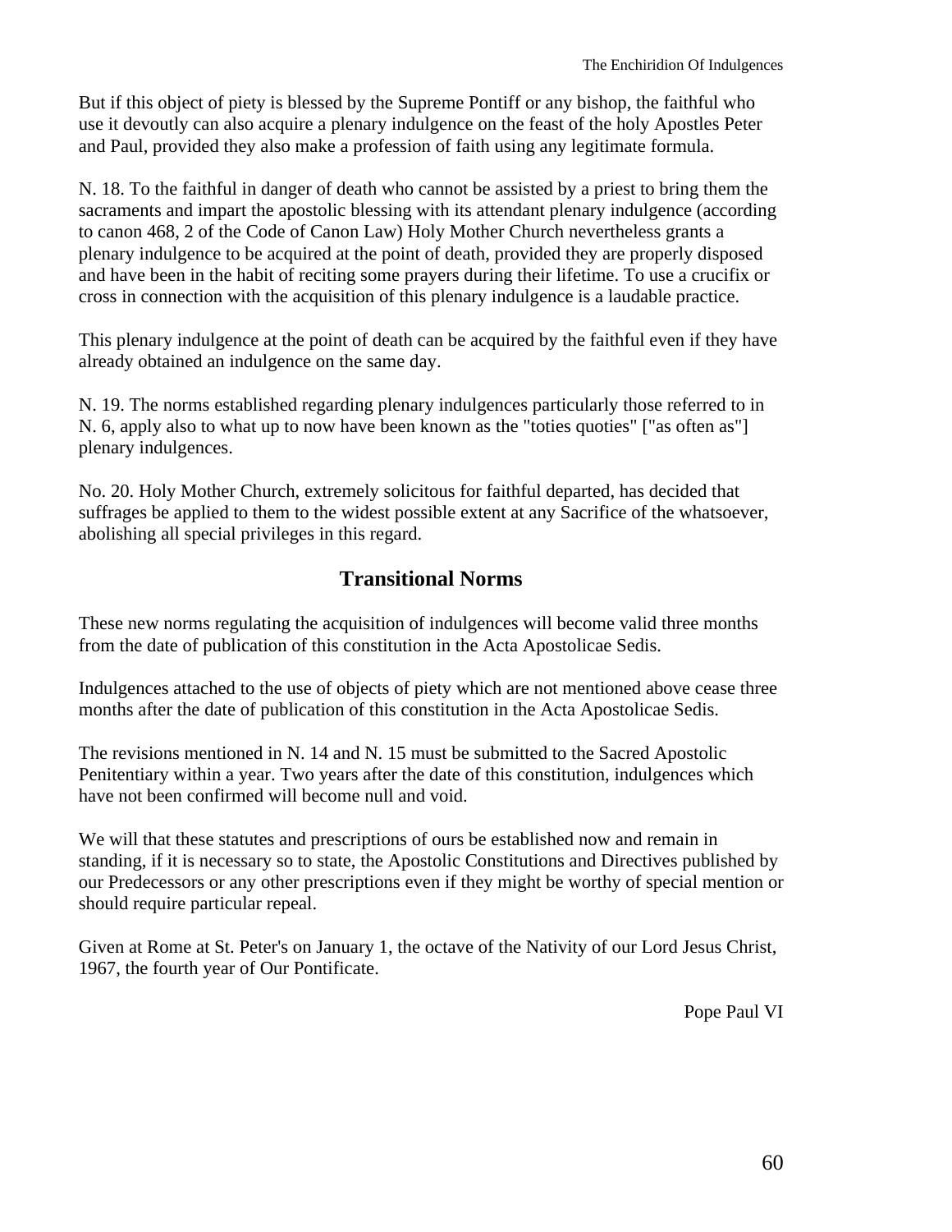But if this object of piety is blessed by the Supreme Pontiff or any bishop, the faithful who use it devoutly can also acquire a plenary indulgence on the feast of the holy Apostles Peter and Paul, provided they also make a profession of faith using any legitimate formula.

N. 18. To the faithful in danger of death who cannot be assisted by a priest to bring them the sacraments and impart the apostolic blessing with its attendant plenary indulgence (according to canon 468, 2 of the Code of Canon Law) Holy Mother Church nevertheless grants a plenary indulgence to be acquired at the point of death, provided they are properly disposed and have been in the habit of reciting some prayers during their lifetime. To use a crucifix or cross in connection with the acquisition of this plenary indulgence is a laudable practice.

This plenary indulgence at the point of death can be acquired by the faithful even if they have already obtained an indulgence on the same day.

N. 19. The norms established regarding plenary indulgences particularly those referred to in N. 6, apply also to what up to now have been known as the "toties quoties" ["as often as"] plenary indulgences.

No. 20. Holy Mother Church, extremely solicitous for faithful departed, has decided that suffrages be applied to them to the widest possible extent at any Sacrifice of the whatsoever, abolishing all special privileges in this regard.

## Transitional Norms

These new norms regulating the acquisition of indulgences will become valid three months from the date of publication of this constitution in the Acta Apostolicae Sedis.

Indulgences attached to the use of objects of piety which are not mentioned above cease three months after the date of publication of this constitution in the Acta Apostolicae Sedis.

The revisions mentioned in N. 14 and N. 15 must be submitted to the Sacred Apostolic Penitentiary within a year. Two years after the date of this constitution, indulgences which have not been confirmed will become null and void.

We will that these statutes and prescriptions of ours be established now and remain in standing, if it is necessary so to state, the Apostolic Constitutions and Directives published by our Predecessors or any other prescriptions even if they might be worthy of special mention or should require particular repeal.

Given at Rome at St. Peter's on January 1, the octave of the Nativity of our Lord Jesus Christ, 1967, the fourth year of Our Pontificate.

Pope Paul VI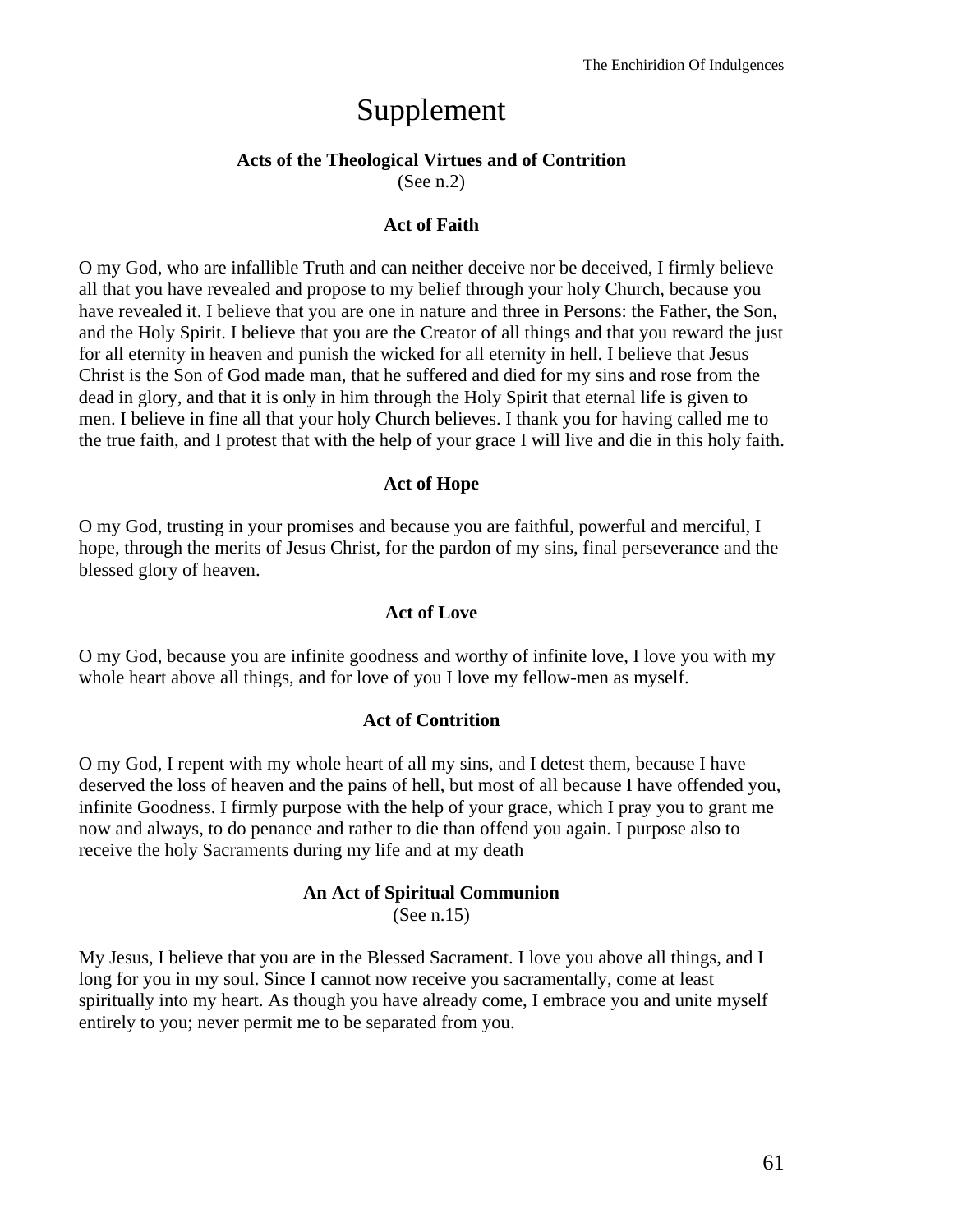# Supplement

### Acts of the Theological Virtues and of Contrition

(See n.2)

### Act of Faith

O my God, who are infallible Truth and can neither deceive nor be deceived, I firmly believe all that you have revealed and propose to my belief through your holy Church, because you have revealed it. I believe that you are one in nature and three in Persons: the Father, the Son, and the Holy Spirit. I believe that you are the Creator of all things and that you reward the just for all eternity in heaven and punish the wicked for all eternity in hell. I believe that Jesus Christ is the Son of God made man, that he suffered and died for my sins and rose from the dead in glory, and that it is only in him through the Holy Spirit that eternal life is given to men. I believe in fine all that your holy Church believes. I thank you for having called me to the true faith, and I protest that with the help of your grace I will live and die in this holy faith.

### Act of Hope

O my God, trusting in your promises and because you are faithful, powerful and merciful, I hope, through the merits of Jesus Christ, for the pardon of my sins, final perseverance and the blessed glory of heaven.

### Act of Love

O my God, because you are infinite goodness and worthy of infinite love, I love you with my whole heart above all things, and for love of you I love my fellow-men as myself.

### Act of Contrition

O my God, I repent with my whole heart of all my sins, and I detest them, because I have deserved the loss of heaven and the pains of hell, but most of all because I have offended you, infinite Goodness. I firmly purpose with the help of your grace, which I pray you to grant me now and always, to do penance and rather to die than offend you again. I purpose also to receive the holy Sacraments during my life and at my death

### An Act of Spiritual Communion

(See n.15)

My Jesus, I believe that you are in the Blessed Sacrament. I love you above all things, and I long for you in my soul. Since I cannot now receive you sacramentally, come at least spiritually into my heart. As though you have already come, I embrace you and unite myself entirely to you; never permit me to be separated from you.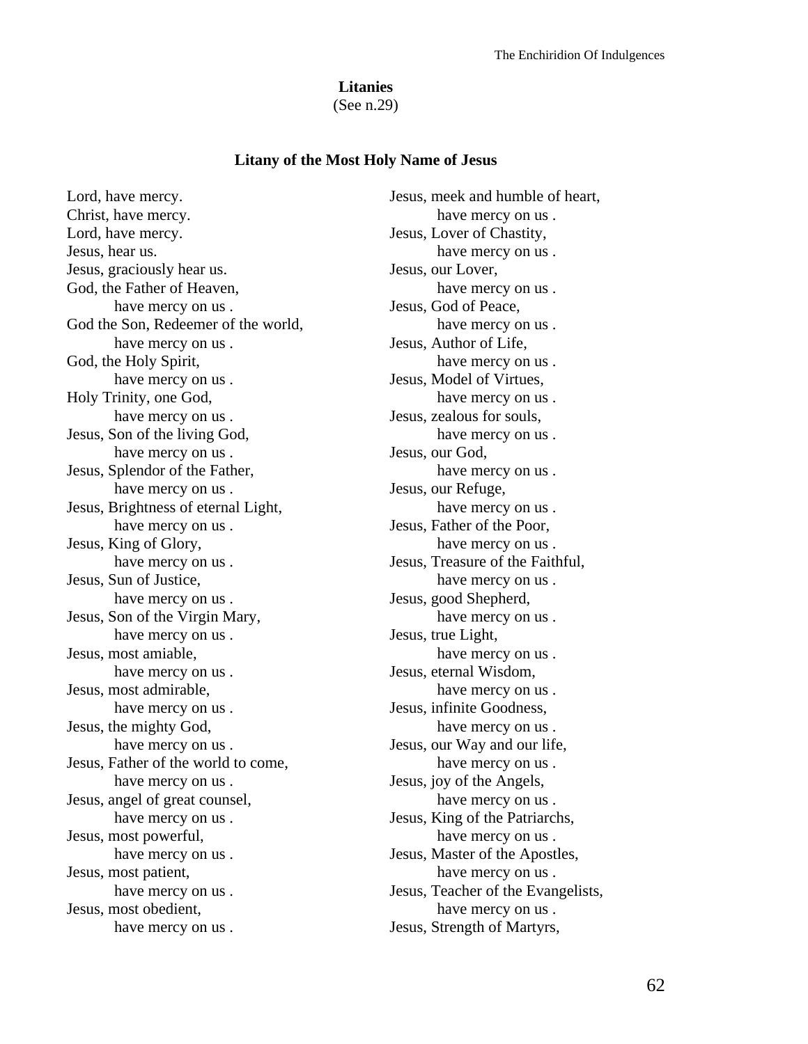**Litanies**

(See n.29)

### Litany of the Most Holy Name of Jesus

Lord, have mercy.
Christ, have mercy.
Lord, have mercy.
Jesus, hear us.
Jesus, graciously hear us.
God, the Father of Heaven,
have mercy on us .
God the Son, Redeemer of the world,
have mercy on us .
God, the Holy Spirit,
have mercy on us .
Holy Trinity, one God,
have mercy on us .
Jesus, Son of the living God,
have mercy on us .
Jesus, Splendor of the Father,
have mercy on us .
Jesus, Brightness of eternal Light,
have mercy on us .
Jesus, King of Glory,
have mercy on us .
Jesus, Sun of Justice,
have mercy on us .
Jesus, Son of the Virgin Mary,
have mercy on us .
Jesus, most amiable,
have mercy on us .
Jesus, most admirable,
have mercy on us .
Jesus, the mighty God,
have mercy on us .
Jesus, Father of the world to come,
have mercy on us .
Jesus, angel of great counsel,
have mercy on us .
Jesus, most powerful,
have mercy on us .
Jesus, most patient,
have mercy on us .
Jesus, most obedient,
have mercy on us .
Jesus, meek and humble of heart,
have mercy on us .
Jesus, Lover of Chastity,
have mercy on us .
Jesus, our Lover,
have mercy on us .
Jesus, God of Peace,
have mercy on us .
Jesus, Author of Life,
have mercy on us .
Jesus, Model of Virtues,
have mercy on us .
Jesus, zealous for souls,
have mercy on us .
Jesus, our God,
have mercy on us .
Jesus, our Refuge,
have mercy on us .
Jesus, Father of the Poor,
have mercy on us .
Jesus, Treasure of the Faithful,
have mercy on us .
Jesus, good Shepherd,
have mercy on us .
Jesus, true Light,
have mercy on us .
Jesus, eternal Wisdom,
have mercy on us .
Jesus, infinite Goodness,
have mercy on us .
Jesus, our Way and our life,
have mercy on us .
Jesus, joy of the Angels,
have mercy on us .
Jesus, King of the Patriarchs,
have mercy on us .
Jesus, Master of the Apostles,
have mercy on us .
Jesus, Teacher of the Evangelists,
have mercy on us .
Jesus, Strength of Martyrs,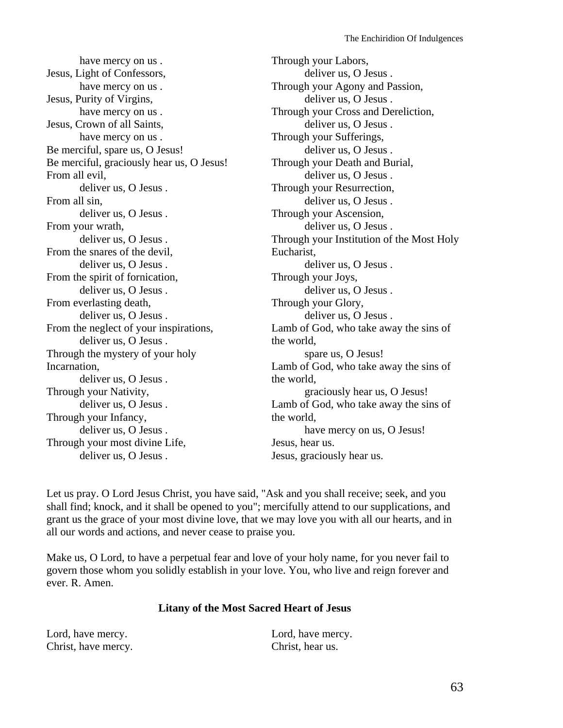have mercy on us .
Jesus, Light of Confessors,
have mercy on us .
Jesus, Purity of Virgins,
have mercy on us .
Jesus, Crown of all Saints,
have mercy on us .
Be merciful, spare us, O Jesus!
Be merciful, graciously hear us, O Jesus!
From all evil,
deliver us, O Jesus .
From all sin,
deliver us, O Jesus .
From your wrath,
deliver us, O Jesus .
From the snares of the devil,
deliver us, O Jesus .
From the spirit of fornication,
deliver us, O Jesus .
From everlasting death,
deliver us, O Jesus .
From the neglect of your inspirations,
deliver us, O Jesus .
Through the mystery of your holy Incarnation,
deliver us, O Jesus .
Through your Nativity,
deliver us, O Jesus .
Through your Infancy,
deliver us, O Jesus .
Through your most divine Life,
deliver us, O Jesus .
Through your Labors,
deliver us, O Jesus .
Through your Agony and Passion,
deliver us, O Jesus .
Through your Cross and Dereliction,
deliver us, O Jesus .
Through your Sufferings,
deliver us, O Jesus .
Through your Death and Burial,
deliver us, O Jesus .
Through your Resurrection,
deliver us, O Jesus .
Through your Ascension,
deliver us, O Jesus .
Through your Institution of the Most Holy Eucharist,
deliver us, O Jesus .
Through your Joys,
deliver us, O Jesus .
Through your Glory,
deliver us, O Jesus .
Lamb of God, who take away the sins of the world,
spare us, O Jesus!
Lamb of God, who take away the sins of the world,
graciously hear us, O Jesus!
Lamb of God, who take away the sins of the world,
have mercy on us, O Jesus!
Jesus, hear us.
Jesus, graciously hear us.

Let us pray. O Lord Jesus Christ, you have said, "Ask and you shall receive; seek, and you shall find; knock, and it shall be opened to you"; mercifully attend to our supplications, and grant us the grace of your most divine love, that we may love you with all our hearts, and in all our words and actions, and never cease to praise you.

Make us, O Lord, to have a perpetual fear and love of your holy name, for you never fail to govern those whom you solidly establish in your love. You, who live and reign forever and ever. R. Amen.

**Litany of the Most Sacred Heart of Jesus**

Lord, have mercy.
Christ, have mercy.
Lord, have mercy.
Christ, hear us.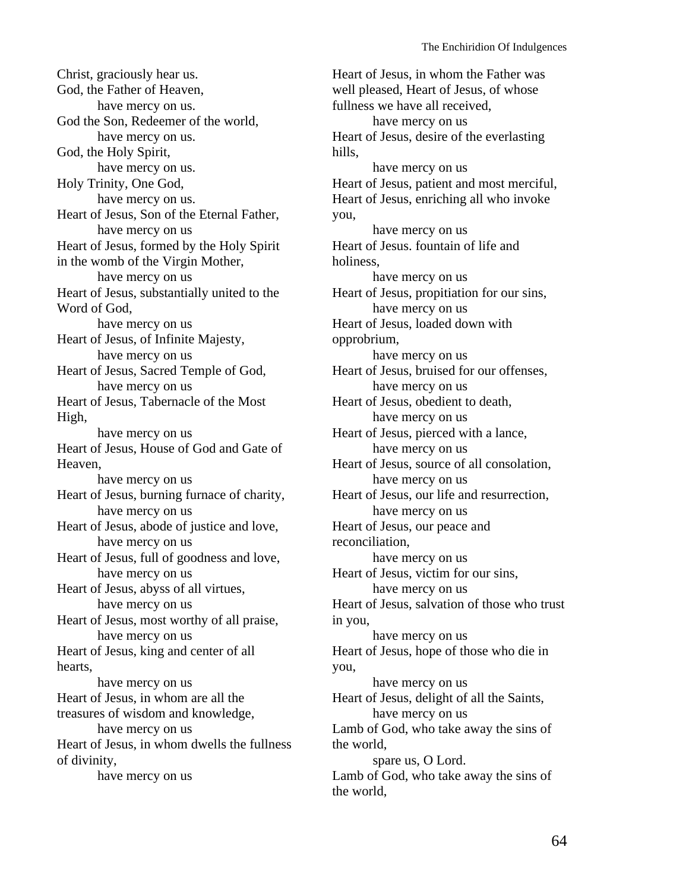Christ, graciously hear us.
God, the Father of Heaven,
have mercy on us.
God the Son, Redeemer of the world,
have mercy on us.
God, the Holy Spirit,
have mercy on us.
Holy Trinity, One God,
have mercy on us.
Heart of Jesus, Son of the Eternal Father,
have mercy on us
Heart of Jesus, formed by the Holy Spirit in the womb of the Virgin Mother,
have mercy on us
Heart of Jesus, substantially united to the Word of God,
have mercy on us
Heart of Jesus, of Infinite Majesty,
have mercy on us
Heart of Jesus, Sacred Temple of God,
have mercy on us
Heart of Jesus, Tabernacle of the Most High,
have mercy on us
Heart of Jesus, House of God and Gate of Heaven,
have mercy on us
Heart of Jesus, burning furnace of charity,
have mercy on us
Heart of Jesus, abode of justice and love,
have mercy on us
Heart of Jesus, full of goodness and love,
have mercy on us
Heart of Jesus, abyss of all virtues,
have mercy on us
Heart of Jesus, most worthy of all praise,
have mercy on us
Heart of Jesus, king and center of all hearts,
have mercy on us
Heart of Jesus, in whom are all the treasures of wisdom and knowledge,
have mercy on us
Heart of Jesus, in whom dwells the fullness of divinity,
have mercy on us
Heart of Jesus, in whom the Father was well pleased, Heart of Jesus, of whose fullness we have all received,
have mercy on us
Heart of Jesus, desire of the everlasting hills,
have mercy on us
Heart of Jesus, patient and most merciful, Heart of Jesus, enriching all who invoke you,
have mercy on us
Heart of Jesus. fountain of life and holiness,
have mercy on us
Heart of Jesus, propitiation for our sins,
have mercy on us
Heart of Jesus, loaded down with opprobrium,
have mercy on us
Heart of Jesus, bruised for our offenses,
have mercy on us
Heart of Jesus, obedient to death,
have mercy on us
Heart of Jesus, pierced with a lance,
have mercy on us
Heart of Jesus, source of all consolation,
have mercy on us
Heart of Jesus, our life and resurrection,
have mercy on us
Heart of Jesus, our peace and reconciliation,
have mercy on us
Heart of Jesus, victim for our sins,
have mercy on us
Heart of Jesus, salvation of those who trust in you,
have mercy on us
Heart of Jesus, hope of those who die in you,
have mercy on us
Heart of Jesus, delight of all the Saints,
have mercy on us
Lamb of God, who take away the sins of the world,
spare us, O Lord.
Lamb of God, who take away the sins of the world,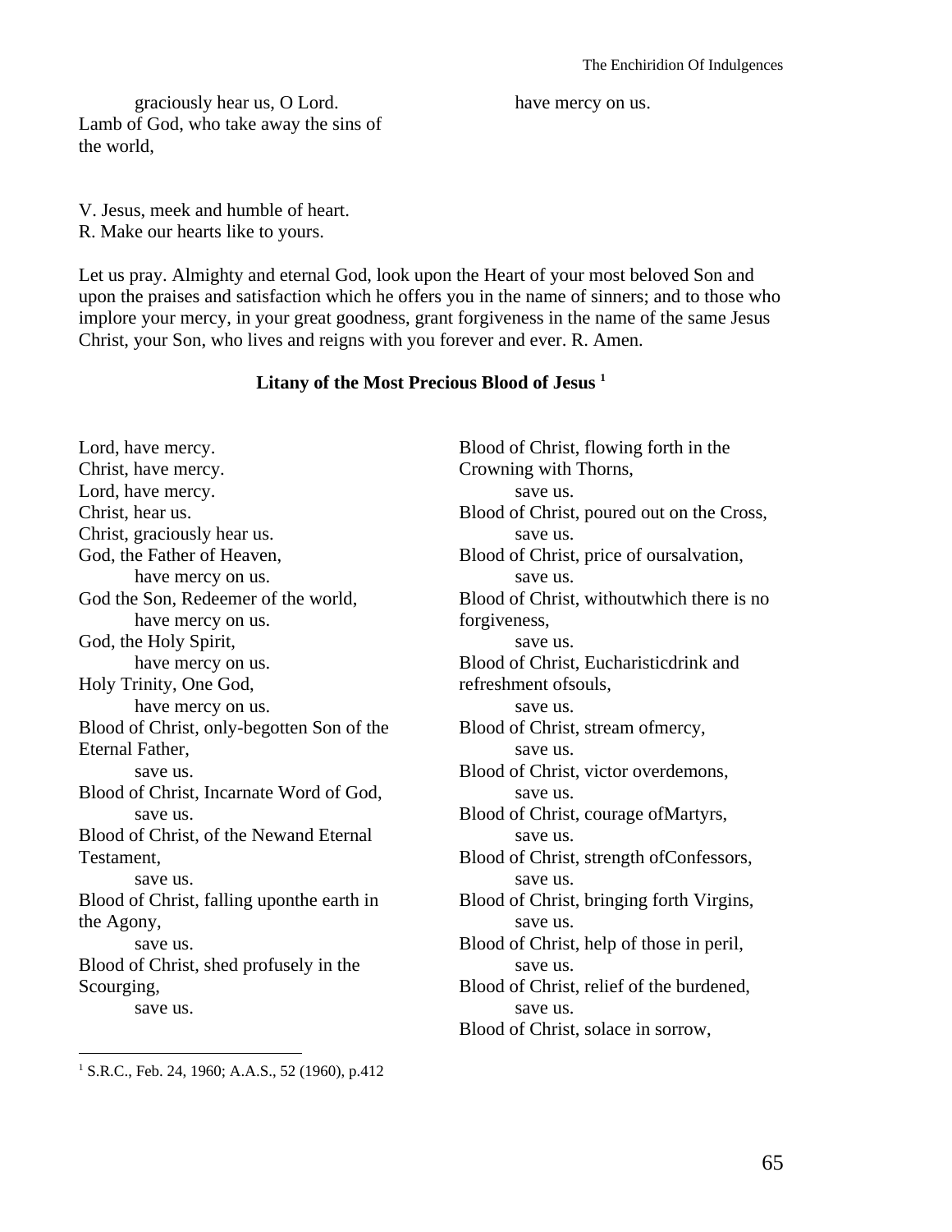graciously hear us, O Lord.

Lamb of God, who take away the sins of the world,

have mercy on us.

V. Jesus, meek and humble of heart.
R. Make our hearts like to yours.

Let us pray. Almighty and eternal God, look upon the Heart of your most beloved Son and upon the praises and satisfaction which he offers you in the name of sinners; and to those who implore your mercy, in your great goodness, grant forgiveness in the name of the same Jesus Christ, your Son, who lives and reigns with you forever and ever. R. Amen.

### Litany of the Most Precious Blood of Jesus [1]

Lord, have mercy.
Christ, have mercy.
Lord, have mercy.
Christ, hear us.
Christ, graciously hear us.
God, the Father of Heaven,
have mercy on us.
God the Son, Redeemer of the world,
have mercy on us.
God, the Holy Spirit,
have mercy on us.
Holy Trinity, One God,
have mercy on us.
Blood of Christ, only-begotten Son of the Eternal Father,
save us.
Blood of Christ, Incarnate Word of God,
save us.
Blood of Christ, of the Newand Eternal Testament,
save us.
Blood of Christ, falling uponthe earth in the Agony,
save us.
Blood of Christ, shed profusely in the Scourging,
save us.
Blood of Christ, flowing forth in the Crowning with Thorns,
save us.
Blood of Christ, poured out on the Cross,
save us.
Blood of Christ, price of oursalvation,
save us.
Blood of Christ, withoutwhich there is no forgiveness,
save us.
Blood of Christ, Eucharisticdrink and refreshment ofsouls,
save us.
Blood of Christ, stream ofmercy,
save us.
Blood of Christ, victor overdemons,
save us.
Blood of Christ, courage ofMartyrs,
save us.
Blood of Christ, strength ofConfessors,
save us.
Blood of Christ, bringing forth Virgins,
save us.
Blood of Christ, help of those in peril,
save us.
Blood of Christ, relief of the burdened,
save us.
Blood of Christ, solace in sorrow,

[1] S.R.C., Feb. 24, 1960; A.A.S., 52 (1960), p.412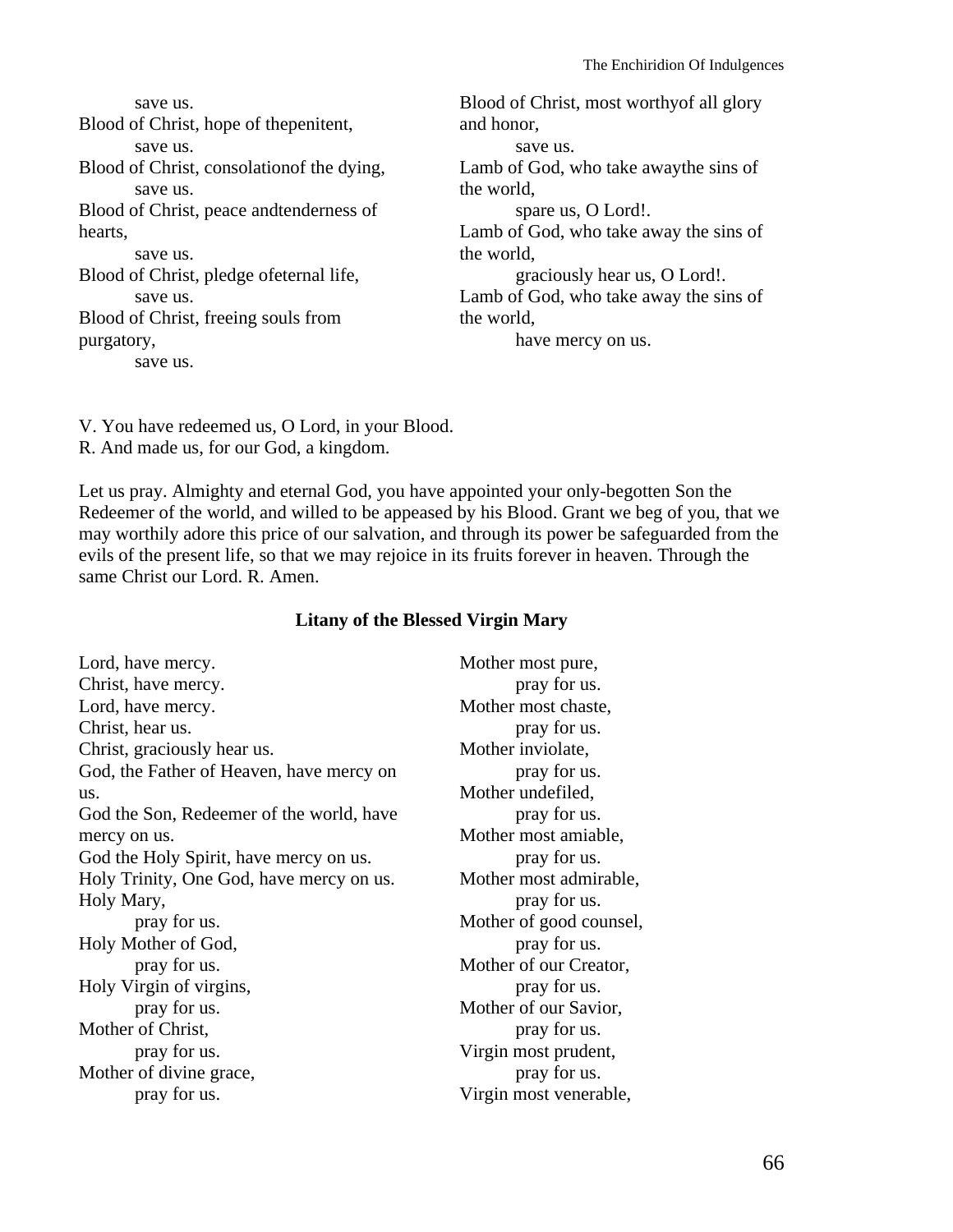save us.
Blood of Christ, hope of thepenitent,
save us.
Blood of Christ, consolationof the dying,
save us.
Blood of Christ, peace andtenderness of hearts,
save us.
Blood of Christ, pledge ofeternal life,
save us.
Blood of Christ, freeing souls from purgatory,
save us.
Blood of Christ, most worthyof all glory and honor,
save us.
Lamb of God, who take awaythe sins of the world,
spare us, O Lord!.
Lamb of God, who take away the sins of the world,
graciously hear us, O Lord!.
Lamb of God, who take away the sins of the world,
have mercy on us.

V. You have redeemed us, O Lord, in your Blood.
R. And made us, for our God, a kingdom.

Let us pray. Almighty and eternal God, you have appointed your only-begotten Son the Redeemer of the world, and willed to be appeased by his Blood. Grant we beg of you, that we may worthily adore this price of our salvation, and through its power be safeguarded from the evils of the present life, so that we may rejoice in its fruits forever in heaven. Through the same Christ our Lord. R. Amen.

**Litany of the Blessed Virgin Mary**

Lord, have mercy.
Christ, have mercy.
Lord, have mercy.
Christ, hear us.
Christ, graciously hear us.
God, the Father of Heaven, have mercy on us.
God the Son, Redeemer of the world, have mercy on us.
God the Holy Spirit, have mercy on us.
Holy Trinity, One God, have mercy on us.
Holy Mary,
pray for us.
Holy Mother of God,
pray for us.
Holy Virgin of virgins,
pray for us.
Mother of Christ,
pray for us.
Mother of divine grace,
pray for us.
Mother most pure,
pray for us.
Mother most chaste,
pray for us.
Mother inviolate,
pray for us.
Mother undefiled,
pray for us.
Mother most amiable,
pray for us.
Mother most admirable,
pray for us.
Mother of good counsel,
pray for us.
Mother of our Creator,
pray for us.
Mother of our Savior,
pray for us.
Virgin most prudent,
pray for us.
Virgin most venerable,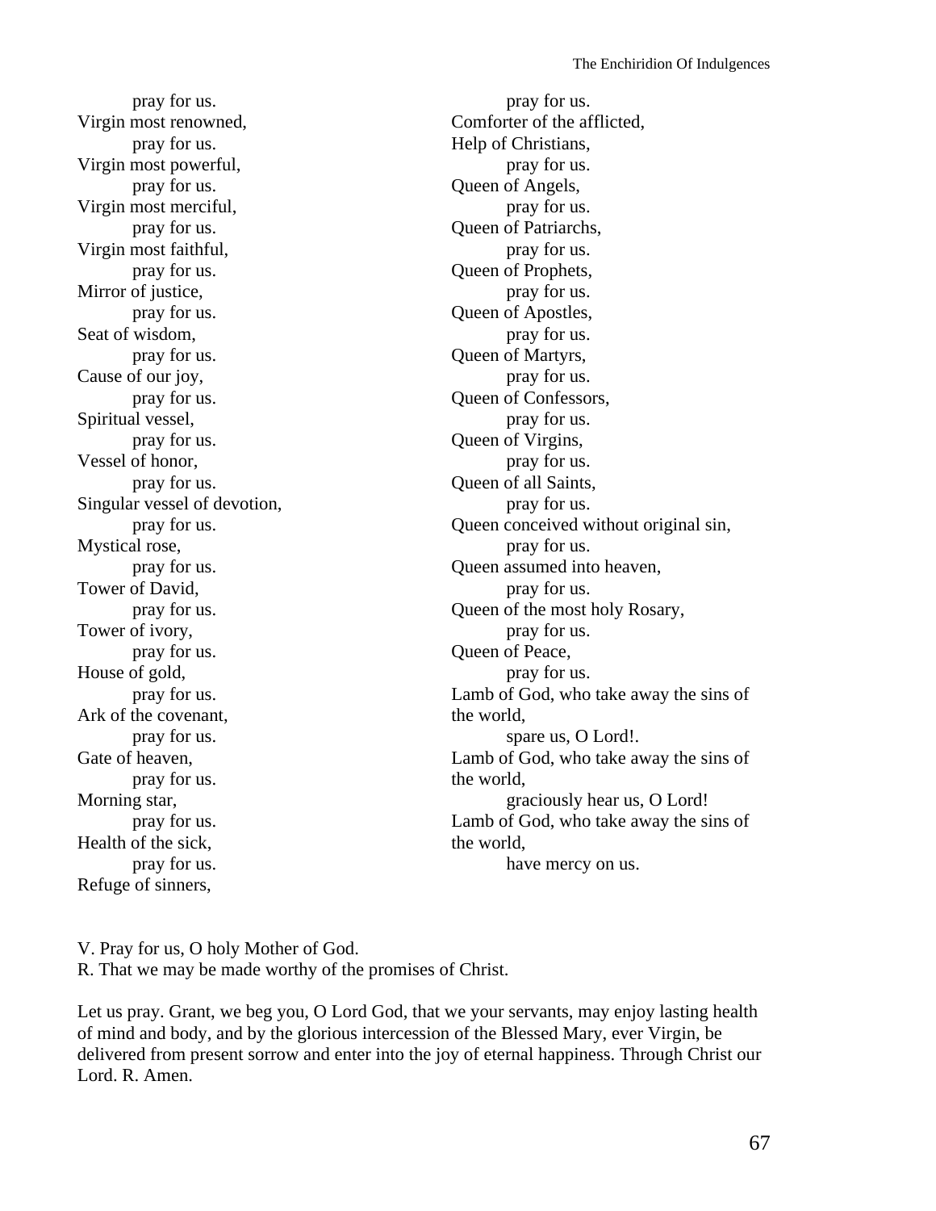pray for us.
Virgin most renowned,
pray for us.
Virgin most powerful,
pray for us.
Virgin most merciful,
pray for us.
Virgin most faithful,
pray for us.
Mirror of justice,
pray for us.
Seat of wisdom,
pray for us.
Cause of our joy,
pray for us.
Spiritual vessel,
pray for us.
Vessel of honor,
pray for us.
Singular vessel of devotion,
pray for us.
Mystical rose,
pray for us.
Tower of David,
pray for us.
Tower of ivory,
pray for us.
House of gold,
pray for us.
Ark of the covenant,
pray for us.
Gate of heaven,
pray for us.
Morning star,
pray for us.
Health of the sick,
pray for us.
Refuge of sinners,
pray for us.
Comforter of the afflicted,
Help of Christians,
pray for us.
Queen of Angels,
pray for us.
Queen of Patriarchs,
pray for us.
Queen of Prophets,
pray for us.
Queen of Apostles,
pray for us.
Queen of Martyrs,
pray for us.
Queen of Confessors,
pray for us.
Queen of Virgins,
pray for us.
Queen of all Saints,
pray for us.
Queen conceived without original sin,
pray for us.
Queen assumed into heaven,
pray for us.
Queen of the most holy Rosary,
pray for us.
Queen of Peace,
pray for us.
Lamb of God, who take away the sins of the world,
spare us, O Lord!.
Lamb of God, who take away the sins of the world,
graciously hear us, O Lord!
Lamb of God, who take away the sins of the world,
have mercy on us.

V. Pray for us, O holy Mother of God.
R. That we may be made worthy of the promises of Christ.

Let us pray. Grant, we beg you, O Lord God, that we your servants, may enjoy lasting health of mind and body, and by the glorious intercession of the Blessed Mary, ever Virgin, be delivered from present sorrow and enter into the joy of eternal happiness. Through Christ our Lord. R. Amen.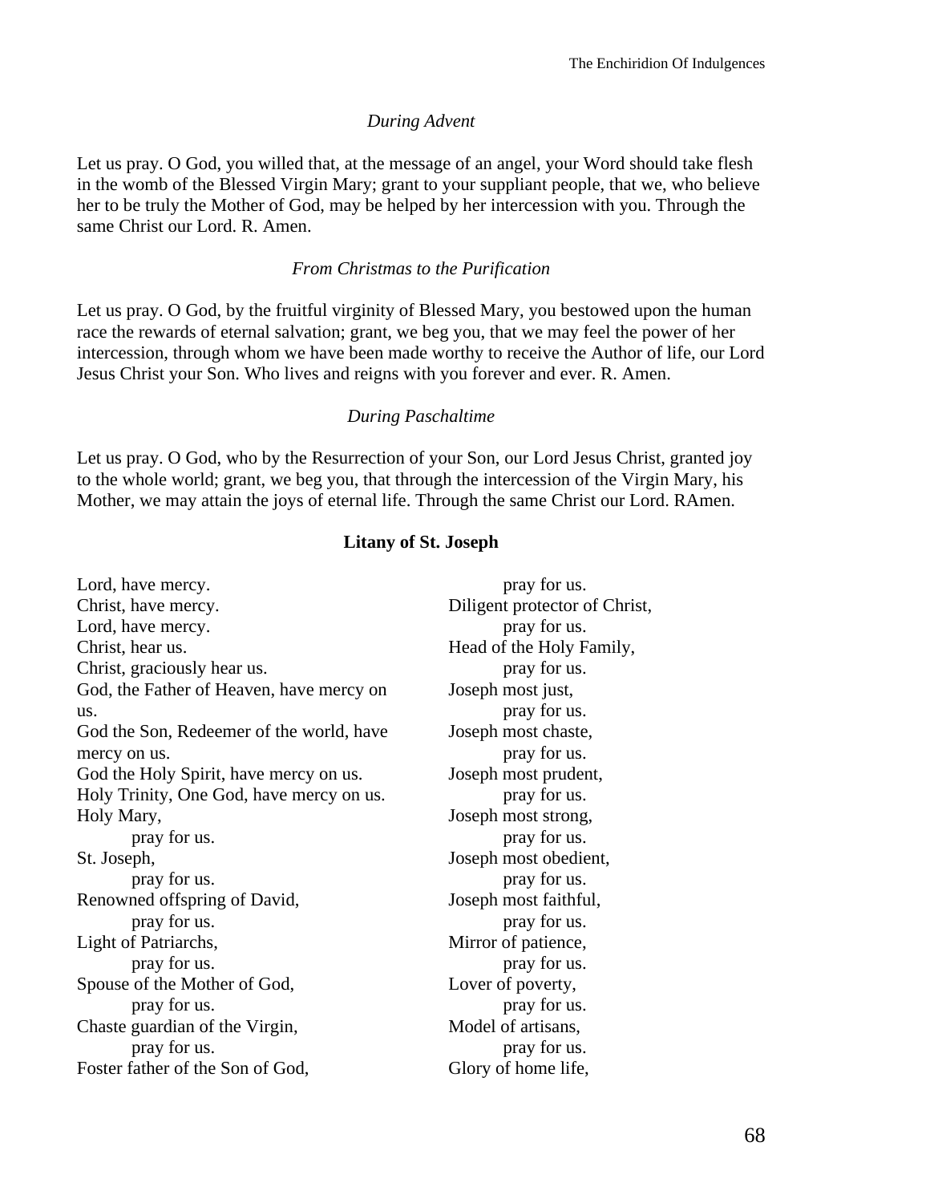*During Advent*

Let us pray. O God, you willed that, at the message of an angel, your Word should take flesh in the womb of the Blessed Virgin Mary; grant to your suppliant people, that we, who believe her to be truly the Mother of God, may be helped by her intercession with you. Through the same Christ our Lord. R. Amen.

*From Christmas to the Purification*

Let us pray. O God, by the fruitful virginity of Blessed Mary, you bestowed upon the human race the rewards of eternal salvation; grant, we beg you, that we may feel the power of her intercession, through whom we have been made worthy to receive the Author of life, our Lord Jesus Christ your Son. Who lives and reigns with you forever and ever. R. Amen.

*During Paschaltime*

Let us pray. O God, who by the Resurrection of your Son, our Lord Jesus Christ, granted joy to the whole world; grant, we beg you, that through the intercession of the Virgin Mary, his Mother, we may attain the joys of eternal life. Through the same Christ our Lord. RAmen.

**Litany of St. Joseph**

Lord, have mercy.
Christ, have mercy.
Lord, have mercy.
Christ, hear us.
Christ, graciously hear us.
God, the Father of Heaven, have mercy on us.
God the Son, Redeemer of the world, have mercy on us.
God the Holy Spirit, have mercy on us.
Holy Trinity, One God, have mercy on us.
Holy Mary,
pray for us.
St. Joseph,
pray for us.
Renowned offspring of David,
pray for us.
Light of Patriarchs,
pray for us.
Spouse of the Mother of God,
pray for us.
Chaste guardian of the Virgin,
pray for us.
Foster father of the Son of God,
pray for us.
Diligent protector of Christ,
pray for us.
Head of the Holy Family,
pray for us.
Joseph most just,
pray for us.
Joseph most chaste,
pray for us.
Joseph most prudent,
pray for us.
Joseph most strong,
pray for us.
Joseph most obedient,
pray for us.
Joseph most faithful,
pray for us.
Mirror of patience,
pray for us.
Lover of poverty,
pray for us.
Model of artisans,
pray for us.
Glory of home life,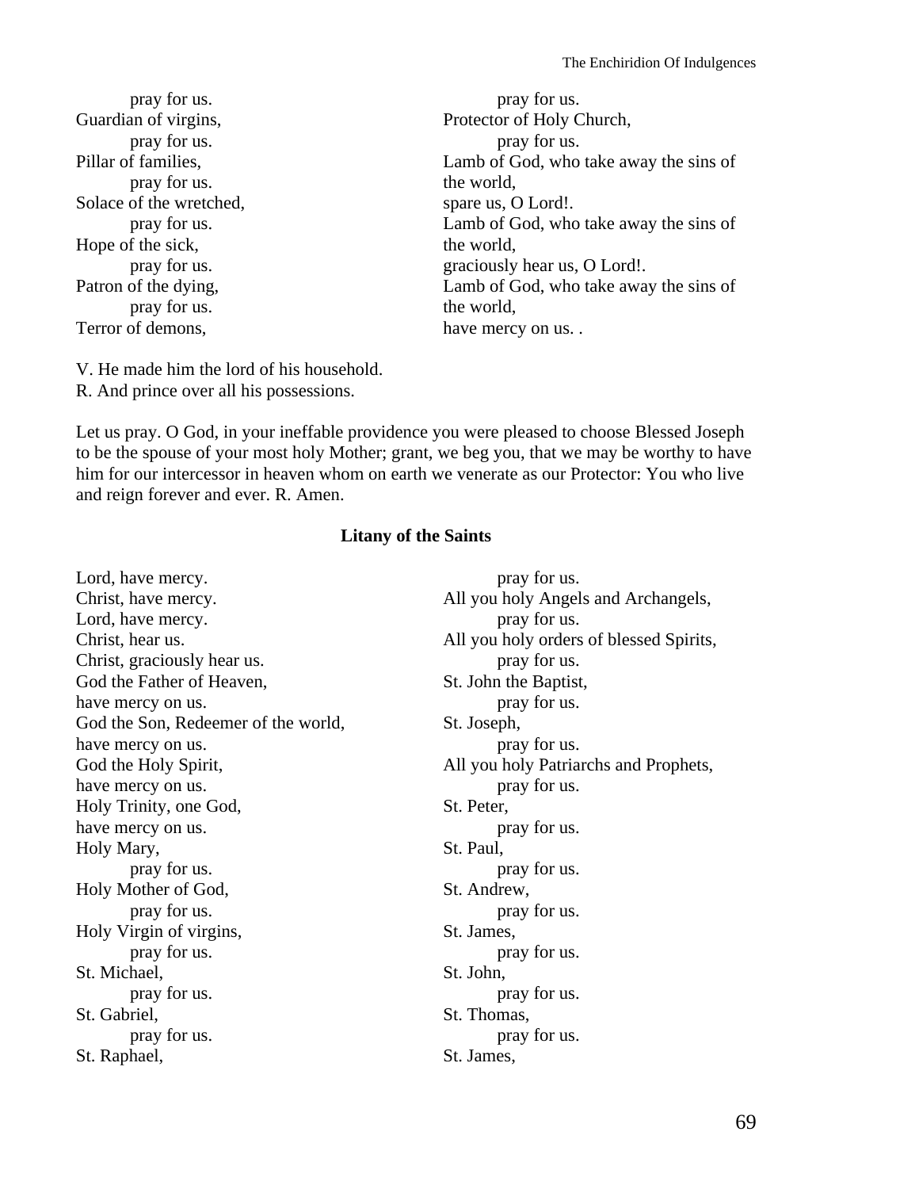pray for us.
Guardian of virgins,
pray for us.
Pillar of families,
pray for us.
Solace of the wretched,
pray for us.
Hope of the sick,
pray for us.
Patron of the dying,
pray for us.
Terror of demons,
pray for us.
Protector of Holy Church,
pray for us.
Lamb of God, who take away the sins of the world,
spare us, O Lord!.
Lamb of God, who take away the sins of the world,
graciously hear us, O Lord!.
Lamb of God, who take away the sins of the world,
have mercy on us. .

V. He made him the lord of his household.
R. And prince over all his possessions.

Let us pray. O God, in your ineffable providence you were pleased to choose Blessed Joseph to be the spouse of your most holy Mother; grant, we beg you, that we may be worthy to have him for our intercessor in heaven whom on earth we venerate as our Protector: You who live and reign forever and ever. R. Amen.

**Litany of the Saints**

Lord, have mercy.
Christ, have mercy.
Lord, have mercy.
Christ, hear us.
Christ, graciously hear us.
God the Father of Heaven,
have mercy on us.
God the Son, Redeemer of the world,
have mercy on us.
God the Holy Spirit,
have mercy on us.
Holy Trinity, one God,
have mercy on us.
Holy Mary,
pray for us.
Holy Mother of God,
pray for us.
Holy Virgin of virgins,
pray for us.
St. Michael,
pray for us.
St. Gabriel,
pray for us.
St. Raphael,
pray for us.
All you holy Angels and Archangels,
pray for us.
All you holy orders of blessed Spirits,
pray for us.
St. John the Baptist,
pray for us.
St. Joseph,
pray for us.
All you holy Patriarchs and Prophets,
pray for us.
St. Peter,
pray for us.
St. Paul,
pray for us.
St. Andrew,
pray for us.
St. James,
pray for us.
St. John,
pray for us.
St. Thomas,
pray for us.
St. James,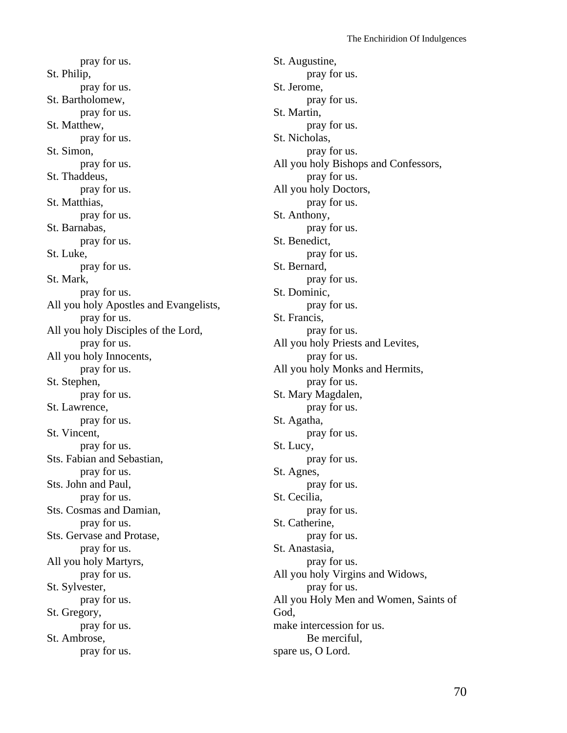pray for us.
St. Philip,
pray for us.
St. Bartholomew,
pray for us.
St. Matthew,
pray for us.
St. Simon,
pray for us.
St. Thaddeus,
pray for us.
St. Matthias,
pray for us.
St. Barnabas,
pray for us.
St. Luke,
pray for us.
St. Mark,
pray for us.
All you holy Apostles and Evangelists,
pray for us.
All you holy Disciples of the Lord,
pray for us.
All you holy Innocents,
pray for us.
St. Stephen,
pray for us.
St. Lawrence,
pray for us.
St. Vincent,
pray for us.
Sts. Fabian and Sebastian,
pray for us.
Sts. John and Paul,
pray for us.
Sts. Cosmas and Damian,
pray for us.
Sts. Gervase and Protase,
pray for us.
All you holy Martyrs,
pray for us.
St. Sylvester,
pray for us.
St. Gregory,
pray for us.
St. Ambrose,
pray for us.
St. Augustine,
pray for us.
St. Jerome,
pray for us.
St. Martin,
pray for us.
St. Nicholas,
pray for us.
All you holy Bishops and Confessors,
pray for us.
All you holy Doctors,
pray for us.
St. Anthony,
pray for us.
St. Benedict,
pray for us.
St. Bernard,
pray for us.
St. Dominic,
pray for us.
St. Francis,
pray for us.
All you holy Priests and Levites,
pray for us.
All you holy Monks and Hermits,
pray for us.
St. Mary Magdalen,
pray for us.
St. Agatha,
pray for us.
St. Lucy,
pray for us.
St. Agnes,
pray for us.
St. Cecilia,
pray for us.
St. Catherine,
pray for us.
St. Anastasia,
pray for us.
All you holy Virgins and Widows,
pray for us.
All you Holy Men and Women, Saints of God,
make intercession for us.
Be merciful,
spare us, O Lord.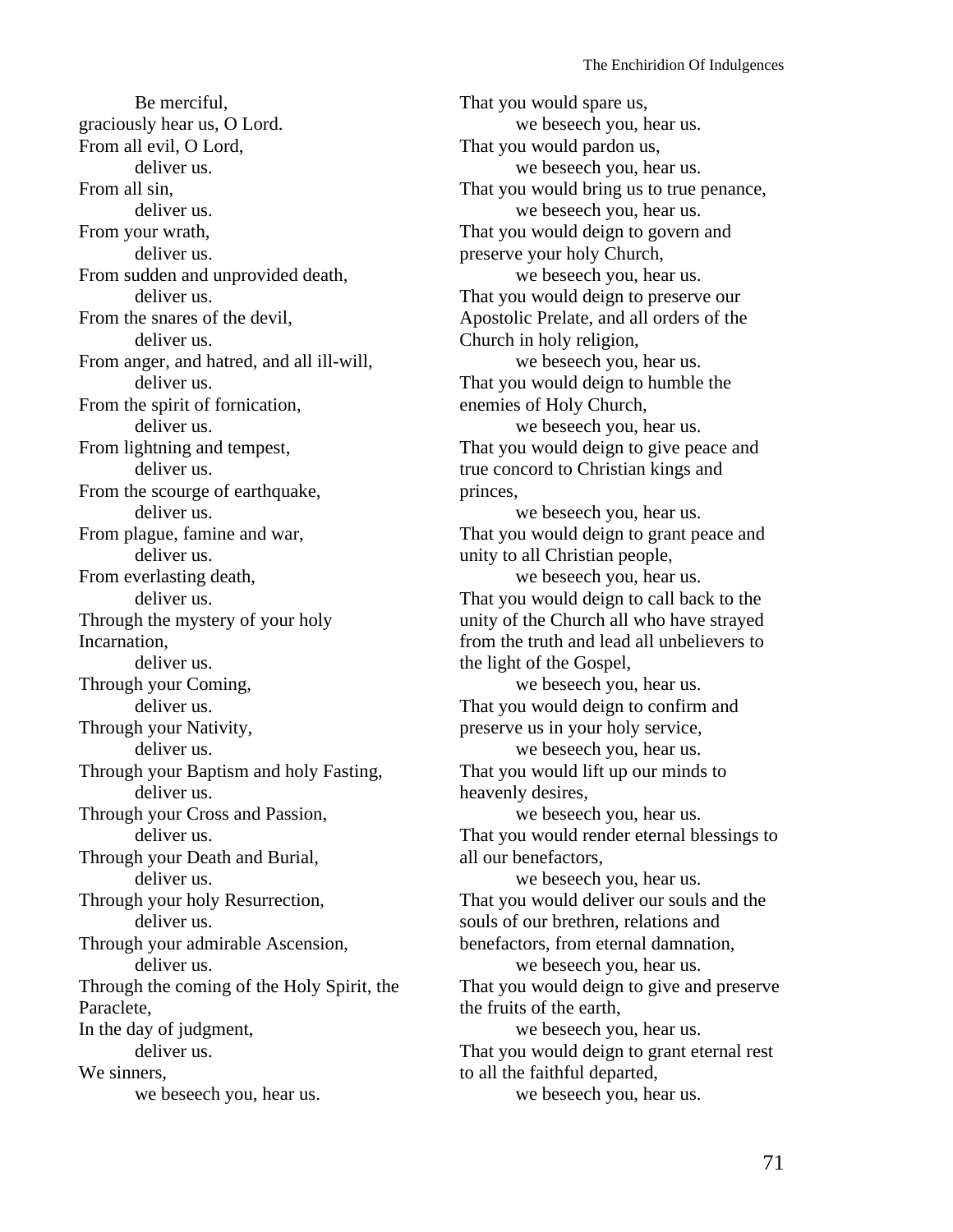Be merciful,
graciously hear us, O Lord.
From all evil, O Lord,
deliver us.
From all sin,
deliver us.
From your wrath,
deliver us.
From sudden and unprovided death,
deliver us.
From the snares of the devil,
deliver us.
From anger, and hatred, and all ill-will,
deliver us.
From the spirit of fornication,
deliver us.
From lightning and tempest,
deliver us.
From the scourge of earthquake,
deliver us.
From plague, famine and war,
deliver us.
From everlasting death,
deliver us.
Through the mystery of your holy Incarnation,
deliver us.
Through your Coming,
deliver us.
Through your Nativity,
deliver us.
Through your Baptism and holy Fasting,
deliver us.
Through your Cross and Passion,
deliver us.
Through your Death and Burial,
deliver us.
Through your holy Resurrection,
deliver us.
Through your admirable Ascension,
deliver us.
Through the coming of the Holy Spirit, the Paraclete,
In the day of judgment,
deliver us.
We sinners,
we beseech you, hear us.
That you would spare us,
we beseech you, hear us.
That you would pardon us,
we beseech you, hear us.
That you would bring us to true penance,
we beseech you, hear us.
That you would deign to govern and preserve your holy Church,
we beseech you, hear us.
That you would deign to preserve our Apostolic Prelate, and all orders of the Church in holy religion,
we beseech you, hear us.
That you would deign to humble the enemies of Holy Church,
we beseech you, hear us.
That you would deign to give peace and true concord to Christian kings and princes,
we beseech you, hear us.
That you would deign to grant peace and unity to all Christian people,
we beseech you, hear us.
That you would deign to call back to the unity of the Church all who have strayed from the truth and lead all unbelievers to the light of the Gospel,
we beseech you, hear us.
That you would deign to confirm and preserve us in your holy service,
we beseech you, hear us.
That you would lift up our minds to heavenly desires,
we beseech you, hear us.
That you would render eternal blessings to all our benefactors,
we beseech you, hear us.
That you would deliver our souls and the souls of our brethren, relations and benefactors, from eternal damnation,
we beseech you, hear us.
That you would deign to give and preserve the fruits of the earth,
we beseech you, hear us.
That you would deign to grant eternal rest to all the faithful departed,
we beseech you, hear us.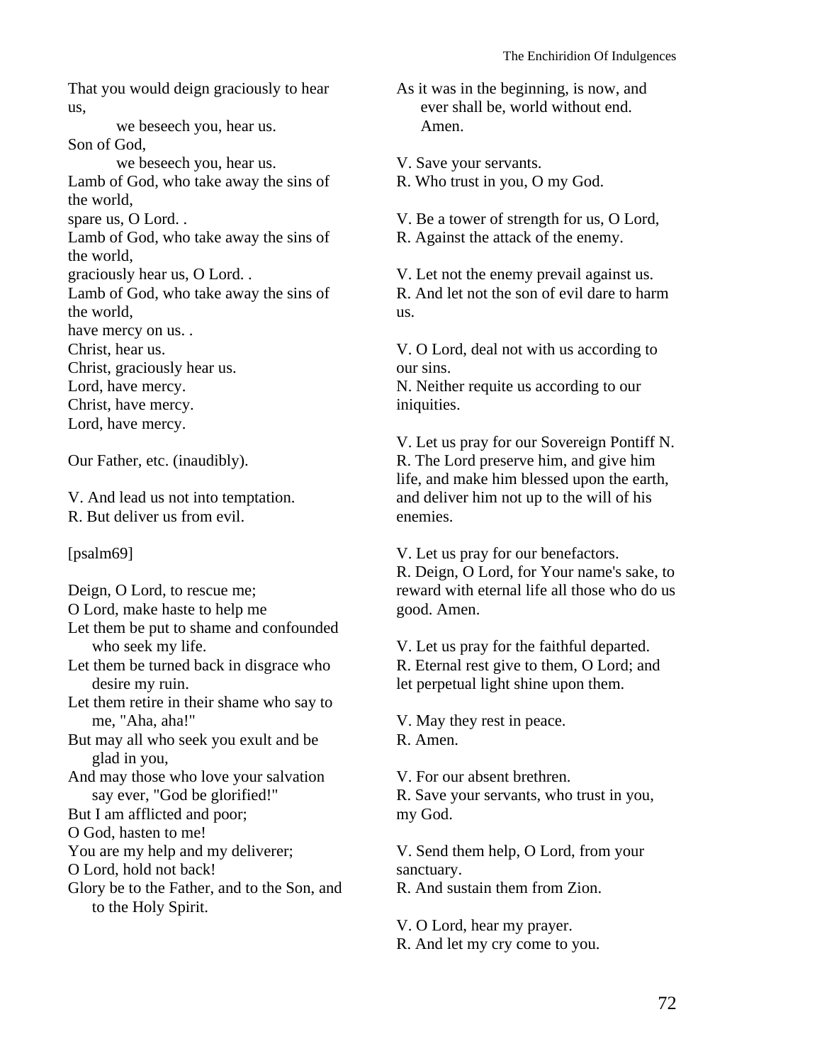That you would deign graciously to hear us,
we beseech you, hear us.
Son of God,
we beseech you, hear us.
Lamb of God, who take away the sins of the world,
spare us, O Lord. .
Lamb of God, who take away the sins of the world,
graciously hear us, O Lord. .
Lamb of God, who take away the sins of the world,
have mercy on us. .
Christ, hear us.
Christ, graciously hear us.
Lord, have mercy.
Christ, have mercy.
Lord, have mercy.

Our Father, etc. (inaudibly).

V. And lead us not into temptation.
R. But deliver us from evil.

[psalm69]

Deign, O Lord, to rescue me;
O Lord, make haste to help me
Let them be put to shame and confounded who seek my life.
Let them be turned back in disgrace who desire my ruin.
Let them retire in their shame who say to me, "Aha, aha!"
But may all who seek you exult and be glad in you,
And may those who love your salvation say ever, "God be glorified!"
But I am afflicted and poor;
O God, hasten to me!
You are my help and my deliverer;
O Lord, hold not back!
Glory be to the Father, and to the Son, and to the Holy Spirit.
As it was in the beginning, is now, and ever shall be, world without end. Amen.

V. Save your servants.
R. Who trust in you, O my God.

V. Be a tower of strength for us, O Lord,
R. Against the attack of the enemy.

V. Let not the enemy prevail against us.
R. And let not the son of evil dare to harm us.

V. O Lord, deal not with us according to our sins.
N. Neither requite us according to our iniquities.

V. Let us pray for our Sovereign Pontiff N.
R. The Lord preserve him, and give him life, and make him blessed upon the earth, and deliver him not up to the will of his enemies.

V. Let us pray for our benefactors.
R. Deign, O Lord, for Your name's sake, to reward with eternal life all those who do us good. Amen.

V. Let us pray for the faithful departed.
R. Eternal rest give to them, O Lord; and let perpetual light shine upon them.

V. May they rest in peace.
R. Amen.

V. For our absent brethren.
R. Save your servants, who trust in you, my God.

V. Send them help, O Lord, from your sanctuary.
R. And sustain them from Zion.

V. O Lord, hear my prayer.
R. And let my cry come to you.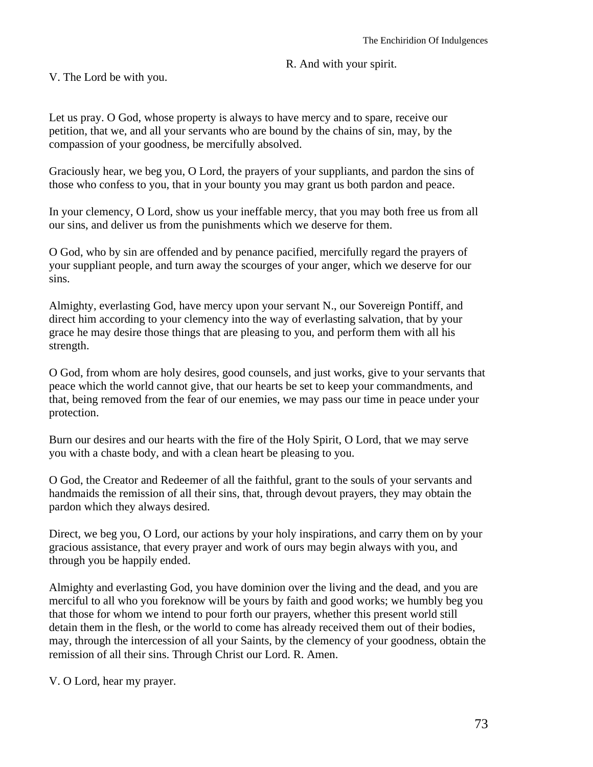R. And with your spirit.

V. The Lord be with you.

Let us pray. O God, whose property is always to have mercy and to spare, receive our petition, that we, and all your servants who are bound by the chains of sin, may, by the compassion of your goodness, be mercifully absolved.

Graciously hear, we beg you, O Lord, the prayers of your suppliants, and pardon the sins of those who confess to you, that in your bounty you may grant us both pardon and peace.

In your clemency, O Lord, show us your ineffable mercy, that you may both free us from all our sins, and deliver us from the punishments which we deserve for them.

O God, who by sin are offended and by penance pacified, mercifully regard the prayers of your suppliant people, and turn away the scourges of your anger, which we deserve for our sins.

Almighty, everlasting God, have mercy upon your servant N., our Sovereign Pontiff, and direct him according to your clemency into the way of everlasting salvation, that by your grace he may desire those things that are pleasing to you, and perform them with all his strength.

O God, from whom are holy desires, good counsels, and just works, give to your servants that peace which the world cannot give, that our hearts be set to keep your commandments, and that, being removed from the fear of our enemies, we may pass our time in peace under your protection.

Burn our desires and our hearts with the fire of the Holy Spirit, O Lord, that we may serve you with a chaste body, and with a clean heart be pleasing to you.

O God, the Creator and Redeemer of all the faithful, grant to the souls of your servants and handmaids the remission of all their sins, that, through devout prayers, they may obtain the pardon which they always desired.

Direct, we beg you, O Lord, our actions by your holy inspirations, and carry them on by your gracious assistance, that every prayer and work of ours may begin always with you, and through you be happily ended.

Almighty and everlasting God, you have dominion over the living and the dead, and you are merciful to all who you foreknow will be yours by faith and good works; we humbly beg you that those for whom we intend to pour forth our prayers, whether this present world still detain them in the flesh, or the world to come has already received them out of their bodies, may, through the intercession of all your Saints, by the clemency of your goodness, obtain the remission of all their sins. Through Christ our Lord. R. Amen.

V. O Lord, hear my prayer.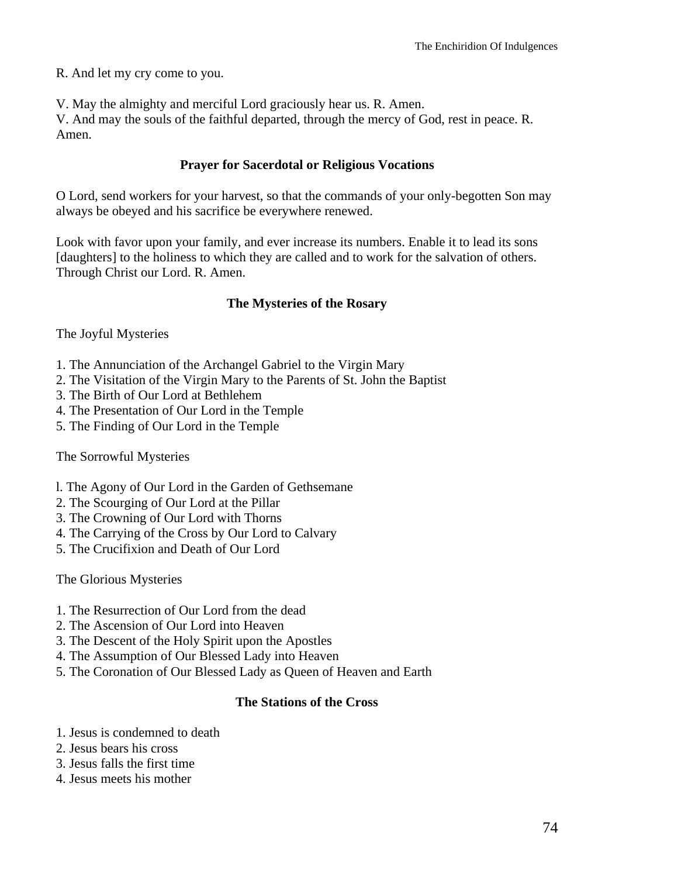R. And let my cry come to you.

V. May the almighty and merciful Lord graciously hear us. R. Amen.
V. And may the souls of the faithful departed, through the mercy of God, rest in peace. R. Amen.

### Prayer for Sacerdotal or Religious Vocations

O Lord, send workers for your harvest, so that the commands of your only-begotten Son may always be obeyed and his sacrifice be everywhere renewed.

Look with favor upon your family, and ever increase its numbers. Enable it to lead its sons [daughters] to the holiness to which they are called and to work for the salvation of others. Through Christ our Lord. R. Amen.

### The Mysteries of the Rosary

The Joyful Mysteries

1. The Annunciation of the Archangel Gabriel to the Virgin Mary
2. The Visitation of the Virgin Mary to the Parents of St. John the Baptist
3. The Birth of Our Lord at Bethlehem
4. The Presentation of Our Lord in the Temple
5. The Finding of Our Lord in the Temple

The Sorrowful Mysteries

1. The Agony of Our Lord in the Garden of Gethsemane
2. The Scourging of Our Lord at the Pillar
3. The Crowning of Our Lord with Thorns
4. The Carrying of the Cross by Our Lord to Calvary
5. The Crucifixion and Death of Our Lord

The Glorious Mysteries

1. The Resurrection of Our Lord from the dead
2. The Ascension of Our Lord into Heaven
3. The Descent of the Holy Spirit upon the Apostles
4. The Assumption of Our Blessed Lady into Heaven
5. The Coronation of Our Blessed Lady as Queen of Heaven and Earth

### The Stations of the Cross

1. Jesus is condemned to death
2. Jesus bears his cross
3. Jesus falls the first time
4. Jesus meets his mother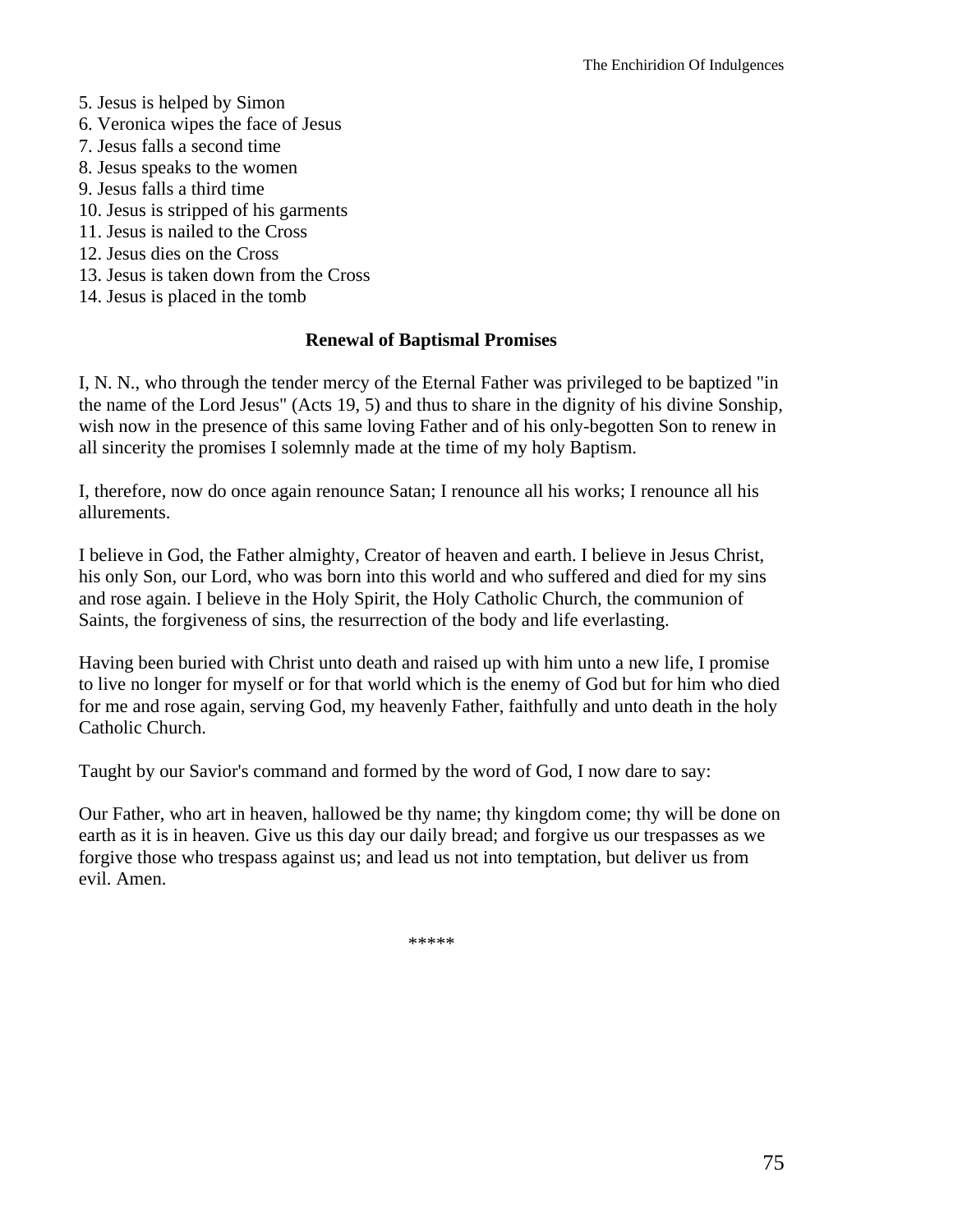5. Jesus is helped by Simon
6. Veronica wipes the face of Jesus
7. Jesus falls a second time
8. Jesus speaks to the women
9. Jesus falls a third time
10. Jesus is stripped of his garments
11. Jesus is nailed to the Cross
12. Jesus dies on the Cross
13. Jesus is taken down from the Cross
14. Jesus is placed in the tomb

**Renewal of Baptismal Promises**

I, N. N., who through the tender mercy of the Eternal Father was privileged to be baptized "in the name of the Lord Jesus" (Acts 19, 5) and thus to share in the dignity of his divine Sonship, wish now in the presence of this same loving Father and of his only-begotten Son to renew in all sincerity the promises I solemnly made at the time of my holy Baptism.

I, therefore, now do once again renounce Satan; I renounce all his works; I renounce all his allurements.

I believe in God, the Father almighty, Creator of heaven and earth. I believe in Jesus Christ, his only Son, our Lord, who was born into this world and who suffered and died for my sins and rose again. I believe in the Holy Spirit, the Holy Catholic Church, the communion of Saints, the forgiveness of sins, the resurrection of the body and life everlasting.

Having been buried with Christ unto death and raised up with him unto a new life, I promise to live no longer for myself or for that world which is the enemy of God but for him who died for me and rose again, serving God, my heavenly Father, faithfully and unto death in the holy Catholic Church.

Taught by our Savior's command and formed by the word of God, I now dare to say:

Our Father, who art in heaven, hallowed be thy name; thy kingdom come; thy will be done on earth as it is in heaven. Give us this day our daily bread; and forgive us our trespasses as we forgive those who trespass against us; and lead us not into temptation, but deliver us from evil. Amen.

*****